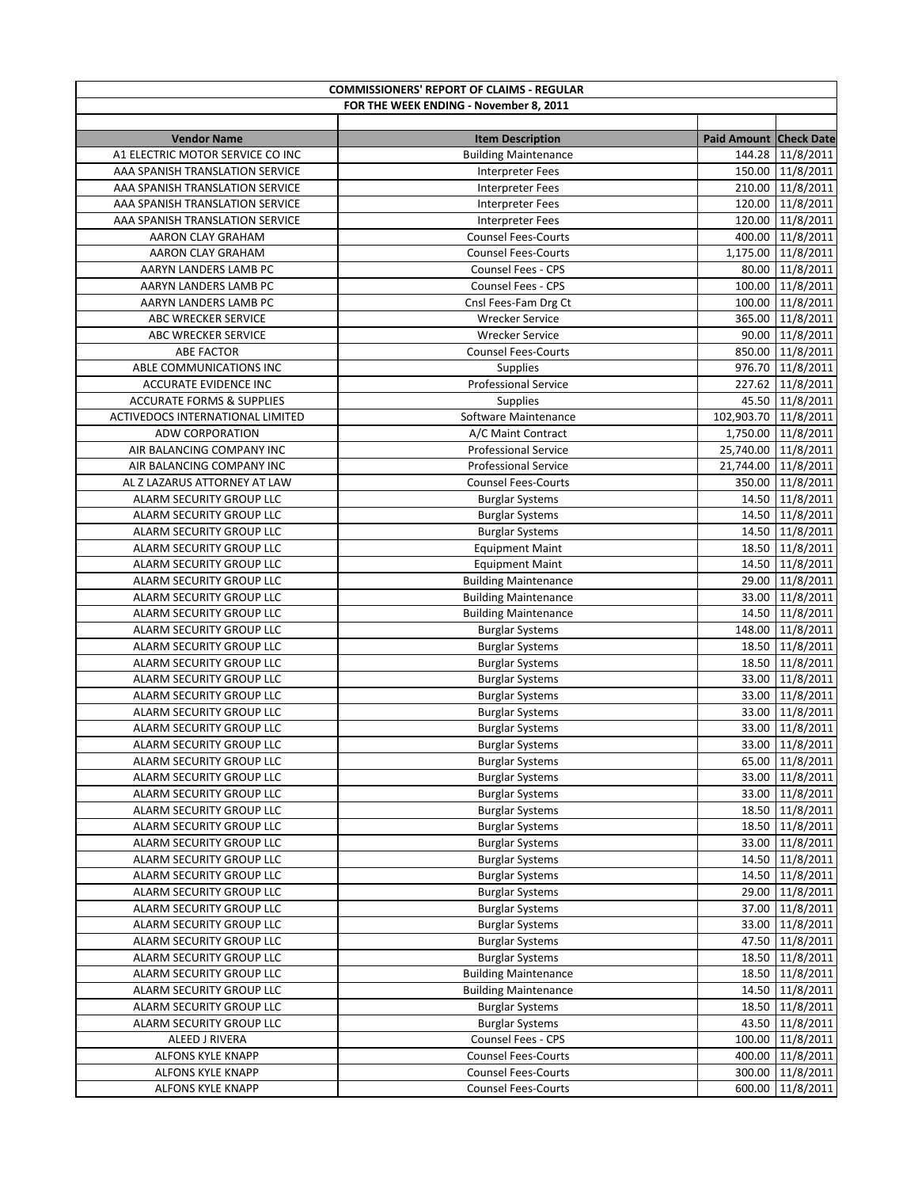## COMMISSIONERS' REPORT OF CLAIMS - REGULAR

### FOR THE WEEK ENDING - November 8, 2011

| Vendor Name | Item Description | Paid Amount | Check Date |
|---|---|---|---|
| A1 ELECTRIC MOTOR SERVICE CO INC | Building Maintenance | 144.28 | 11/8/2011 |
| AAA SPANISH TRANSLATION SERVICE | Interpreter Fees | 150.00 | 11/8/2011 |
| AAA SPANISH TRANSLATION SERVICE | Interpreter Fees | 210.00 | 11/8/2011 |
| AAA SPANISH TRANSLATION SERVICE | Interpreter Fees | 120.00 | 11/8/2011 |
| AAA SPANISH TRANSLATION SERVICE | Interpreter Fees | 120.00 | 11/8/2011 |
| AARON CLAY GRAHAM | Counsel Fees-Courts | 400.00 | 11/8/2011 |
| AARON CLAY GRAHAM | Counsel Fees-Courts | 1,175.00 | 11/8/2011 |
| AARYN LANDERS LAMB PC | Counsel Fees - CPS | 80.00 | 11/8/2011 |
| AARYN LANDERS LAMB PC | Counsel Fees - CPS | 100.00 | 11/8/2011 |
| AARYN LANDERS LAMB PC | Cnsl Fees-Fam Drg Ct | 100.00 | 11/8/2011 |
| ABC WRECKER SERVICE | Wrecker Service | 365.00 | 11/8/2011 |
| ABC WRECKER SERVICE | Wrecker Service | 90.00 | 11/8/2011 |
| ABE FACTOR | Counsel Fees-Courts | 850.00 | 11/8/2011 |
| ABLE COMMUNICATIONS INC | Supplies | 976.70 | 11/8/2011 |
| ACCURATE EVIDENCE INC | Professional Service | 227.62 | 11/8/2011 |
| ACCURATE FORMS & SUPPLIES | Supplies | 45.50 | 11/8/2011 |
| ACTIVEDOCS INTERNATIONAL LIMITED | Software Maintenance | 102,903.70 | 11/8/2011 |
| ADW CORPORATION | A/C Maint Contract | 1,750.00 | 11/8/2011 |
| AIR BALANCING COMPANY INC | Professional Service | 25,740.00 | 11/8/2011 |
| AIR BALANCING COMPANY INC | Professional Service | 21,744.00 | 11/8/2011 |
| AL Z LAZARUS ATTORNEY AT LAW | Counsel Fees-Courts | 350.00 | 11/8/2011 |
| ALARM SECURITY GROUP LLC | Burglar Systems | 14.50 | 11/8/2011 |
| ALARM SECURITY GROUP LLC | Burglar Systems | 14.50 | 11/8/2011 |
| ALARM SECURITY GROUP LLC | Burglar Systems | 14.50 | 11/8/2011 |
| ALARM SECURITY GROUP LLC | Equipment Maint | 18.50 | 11/8/2011 |
| ALARM SECURITY GROUP LLC | Equipment Maint | 14.50 | 11/8/2011 |
| ALARM SECURITY GROUP LLC | Building Maintenance | 29.00 | 11/8/2011 |
| ALARM SECURITY GROUP LLC | Building Maintenance | 33.00 | 11/8/2011 |
| ALARM SECURITY GROUP LLC | Building Maintenance | 14.50 | 11/8/2011 |
| ALARM SECURITY GROUP LLC | Burglar Systems | 148.00 | 11/8/2011 |
| ALARM SECURITY GROUP LLC | Burglar Systems | 18.50 | 11/8/2011 |
| ALARM SECURITY GROUP LLC | Burglar Systems | 18.50 | 11/8/2011 |
| ALARM SECURITY GROUP LLC | Burglar Systems | 33.00 | 11/8/2011 |
| ALARM SECURITY GROUP LLC | Burglar Systems | 33.00 | 11/8/2011 |
| ALARM SECURITY GROUP LLC | Burglar Systems | 33.00 | 11/8/2011 |
| ALARM SECURITY GROUP LLC | Burglar Systems | 33.00 | 11/8/2011 |
| ALARM SECURITY GROUP LLC | Burglar Systems | 33.00 | 11/8/2011 |
| ALARM SECURITY GROUP LLC | Burglar Systems | 65.00 | 11/8/2011 |
| ALARM SECURITY GROUP LLC | Burglar Systems | 33.00 | 11/8/2011 |
| ALARM SECURITY GROUP LLC | Burglar Systems | 33.00 | 11/8/2011 |
| ALARM SECURITY GROUP LLC | Burglar Systems | 18.50 | 11/8/2011 |
| ALARM SECURITY GROUP LLC | Burglar Systems | 18.50 | 11/8/2011 |
| ALARM SECURITY GROUP LLC | Burglar Systems | 33.00 | 11/8/2011 |
| ALARM SECURITY GROUP LLC | Burglar Systems | 14.50 | 11/8/2011 |
| ALARM SECURITY GROUP LLC | Burglar Systems | 14.50 | 11/8/2011 |
| ALARM SECURITY GROUP LLC | Burglar Systems | 29.00 | 11/8/2011 |
| ALARM SECURITY GROUP LLC | Burglar Systems | 37.00 | 11/8/2011 |
| ALARM SECURITY GROUP LLC | Burglar Systems | 33.00 | 11/8/2011 |
| ALARM SECURITY GROUP LLC | Burglar Systems | 47.50 | 11/8/2011 |
| ALARM SECURITY GROUP LLC | Burglar Systems | 18.50 | 11/8/2011 |
| ALARM SECURITY GROUP LLC | Building Maintenance | 18.50 | 11/8/2011 |
| ALARM SECURITY GROUP LLC | Building Maintenance | 14.50 | 11/8/2011 |
| ALARM SECURITY GROUP LLC | Burglar Systems | 18.50 | 11/8/2011 |
| ALARM SECURITY GROUP LLC | Burglar Systems | 43.50 | 11/8/2011 |
| ALEED J RIVERA | Counsel Fees - CPS | 100.00 | 11/8/2011 |
| ALFONS KYLE KNAPP | Counsel Fees-Courts | 400.00 | 11/8/2011 |
| ALFONS KYLE KNAPP | Counsel Fees-Courts | 300.00 | 11/8/2011 |
| ALFONS KYLE KNAPP | Counsel Fees-Courts | 600.00 | 11/8/2011 |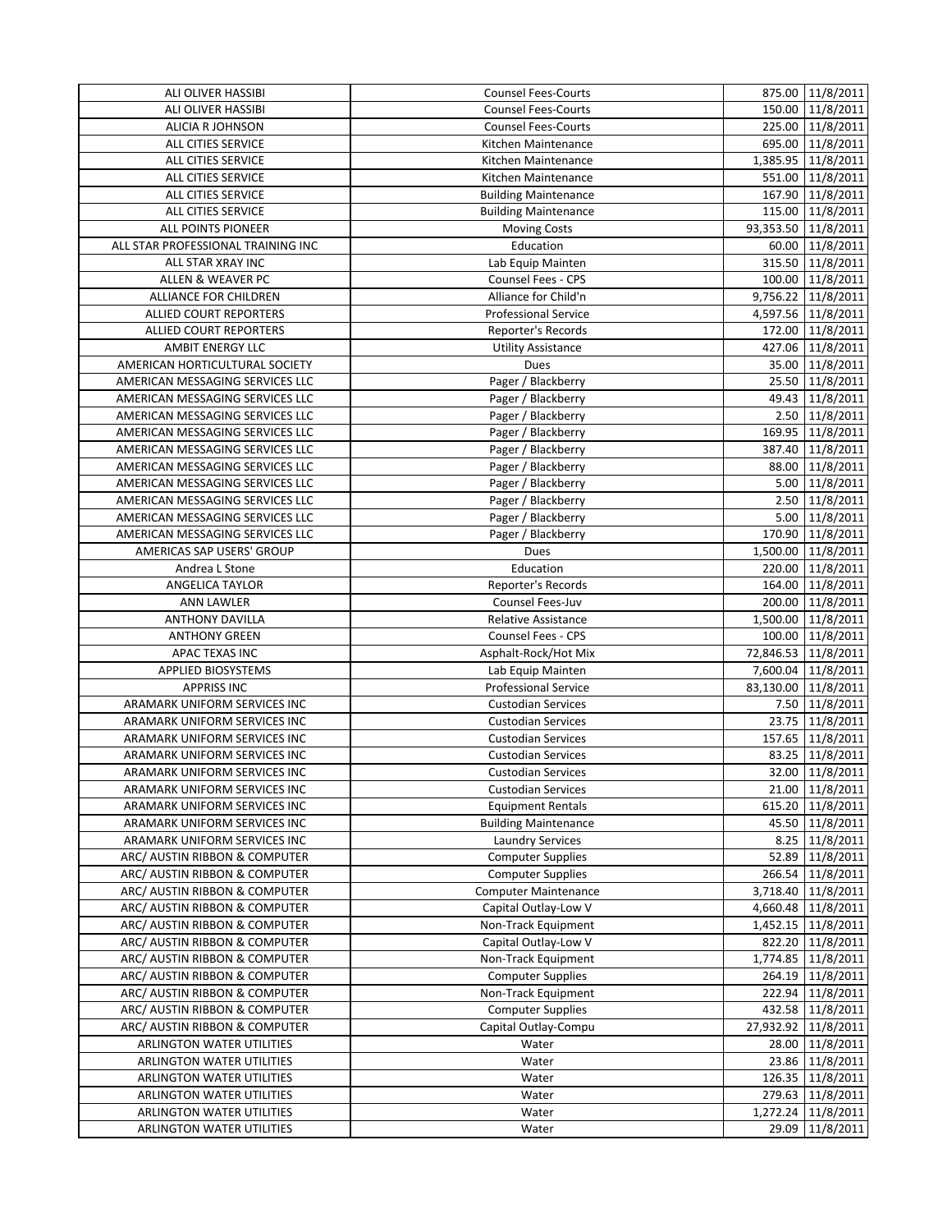| ALI OLIVER HASSIBI | Counsel Fees-Courts | 875.00 | 11/8/2011 |
|---|---|---|---|
| ALI OLIVER HASSIBI | Counsel Fees-Courts | 150.00 | 11/8/2011 |
| ALICIA R JOHNSON | Counsel Fees-Courts | 225.00 | 11/8/2011 |
| ALL CITIES SERVICE | Kitchen Maintenance | 695.00 | 11/8/2011 |
| ALL CITIES SERVICE | Kitchen Maintenance | 1,385.95 | 11/8/2011 |
| ALL CITIES SERVICE | Kitchen Maintenance | 551.00 | 11/8/2011 |
| ALL CITIES SERVICE | Building Maintenance | 167.90 | 11/8/2011 |
| ALL CITIES SERVICE | Building Maintenance | 115.00 | 11/8/2011 |
| ALL POINTS PIONEER | Moving Costs | 93,353.50 | 11/8/2011 |
| ALL STAR PROFESSIONAL TRAINING INC | Education | 60.00 | 11/8/2011 |
| ALL STAR XRAY INC | Lab Equip Mainten | 315.50 | 11/8/2011 |
| ALLEN & WEAVER PC | Counsel Fees - CPS | 100.00 | 11/8/2011 |
| ALLIANCE FOR CHILDREN | Alliance for Child'n | 9,756.22 | 11/8/2011 |
| ALLIED COURT REPORTERS | Professional Service | 4,597.56 | 11/8/2011 |
| ALLIED COURT REPORTERS | Reporter's Records | 172.00 | 11/8/2011 |
| AMBIT ENERGY LLC | Utility Assistance | 427.06 | 11/8/2011 |
| AMERICAN HORTICULTURAL SOCIETY | Dues | 35.00 | 11/8/2011 |
| AMERICAN MESSAGING SERVICES LLC | Pager / Blackberry | 25.50 | 11/8/2011 |
| AMERICAN MESSAGING SERVICES LLC | Pager / Blackberry | 49.43 | 11/8/2011 |
| AMERICAN MESSAGING SERVICES LLC | Pager / Blackberry | 2.50 | 11/8/2011 |
| AMERICAN MESSAGING SERVICES LLC | Pager / Blackberry | 169.95 | 11/8/2011 |
| AMERICAN MESSAGING SERVICES LLC | Pager / Blackberry | 387.40 | 11/8/2011 |
| AMERICAN MESSAGING SERVICES LLC | Pager / Blackberry | 88.00 | 11/8/2011 |
| AMERICAN MESSAGING SERVICES LLC | Pager / Blackberry | 5.00 | 11/8/2011 |
| AMERICAN MESSAGING SERVICES LLC | Pager / Blackberry | 2.50 | 11/8/2011 |
| AMERICAN MESSAGING SERVICES LLC | Pager / Blackberry | 5.00 | 11/8/2011 |
| AMERICAN MESSAGING SERVICES LLC | Pager / Blackberry | 170.90 | 11/8/2011 |
| AMERICAS SAP USERS' GROUP | Dues | 1,500.00 | 11/8/2011 |
| Andrea L Stone | Education | 220.00 | 11/8/2011 |
| ANGELICA TAYLOR | Reporter's Records | 164.00 | 11/8/2011 |
| ANN LAWLER | Counsel Fees-Juv | 200.00 | 11/8/2011 |
| ANTHONY DAVILLA | Relative Assistance | 1,500.00 | 11/8/2011 |
| ANTHONY GREEN | Counsel Fees - CPS | 100.00 | 11/8/2011 |
| APAC TEXAS INC | Asphalt-Rock/Hot Mix | 72,846.53 | 11/8/2011 |
| APPLIED BIOSYSTEMS | Lab Equip Mainten | 7,600.04 | 11/8/2011 |
| APPRISS INC | Professional Service | 83,130.00 | 11/8/2011 |
| ARAMARK UNIFORM SERVICES INC | Custodian Services | 7.50 | 11/8/2011 |
| ARAMARK UNIFORM SERVICES INC | Custodian Services | 23.75 | 11/8/2011 |
| ARAMARK UNIFORM SERVICES INC | Custodian Services | 157.65 | 11/8/2011 |
| ARAMARK UNIFORM SERVICES INC | Custodian Services | 83.25 | 11/8/2011 |
| ARAMARK UNIFORM SERVICES INC | Custodian Services | 32.00 | 11/8/2011 |
| ARAMARK UNIFORM SERVICES INC | Custodian Services | 21.00 | 11/8/2011 |
| ARAMARK UNIFORM SERVICES INC | Equipment Rentals | 615.20 | 11/8/2011 |
| ARAMARK UNIFORM SERVICES INC | Building Maintenance | 45.50 | 11/8/2011 |
| ARAMARK UNIFORM SERVICES INC | Laundry Services | 8.25 | 11/8/2011 |
| ARC/ AUSTIN RIBBON & COMPUTER | Computer Supplies | 52.89 | 11/8/2011 |
| ARC/ AUSTIN RIBBON & COMPUTER | Computer Supplies | 266.54 | 11/8/2011 |
| ARC/ AUSTIN RIBBON & COMPUTER | Computer Maintenance | 3,718.40 | 11/8/2011 |
| ARC/ AUSTIN RIBBON & COMPUTER | Capital Outlay-Low V | 4,660.48 | 11/8/2011 |
| ARC/ AUSTIN RIBBON & COMPUTER | Non-Track Equipment | 1,452.15 | 11/8/2011 |
| ARC/ AUSTIN RIBBON & COMPUTER | Capital Outlay-Low V | 822.20 | 11/8/2011 |
| ARC/ AUSTIN RIBBON & COMPUTER | Non-Track Equipment | 1,774.85 | 11/8/2011 |
| ARC/ AUSTIN RIBBON & COMPUTER | Computer Supplies | 264.19 | 11/8/2011 |
| ARC/ AUSTIN RIBBON & COMPUTER | Non-Track Equipment | 222.94 | 11/8/2011 |
| ARC/ AUSTIN RIBBON & COMPUTER | Computer Supplies | 432.58 | 11/8/2011 |
| ARC/ AUSTIN RIBBON & COMPUTER | Capital Outlay-Compu | 27,932.92 | 11/8/2011 |
| ARLINGTON WATER UTILITIES | Water | 28.00 | 11/8/2011 |
| ARLINGTON WATER UTILITIES | Water | 23.86 | 11/8/2011 |
| ARLINGTON WATER UTILITIES | Water | 126.35 | 11/8/2011 |
| ARLINGTON WATER UTILITIES | Water | 279.63 | 11/8/2011 |
| ARLINGTON WATER UTILITIES | Water | 1,272.24 | 11/8/2011 |
| ARLINGTON WATER UTILITIES | Water | 29.09 | 11/8/2011 |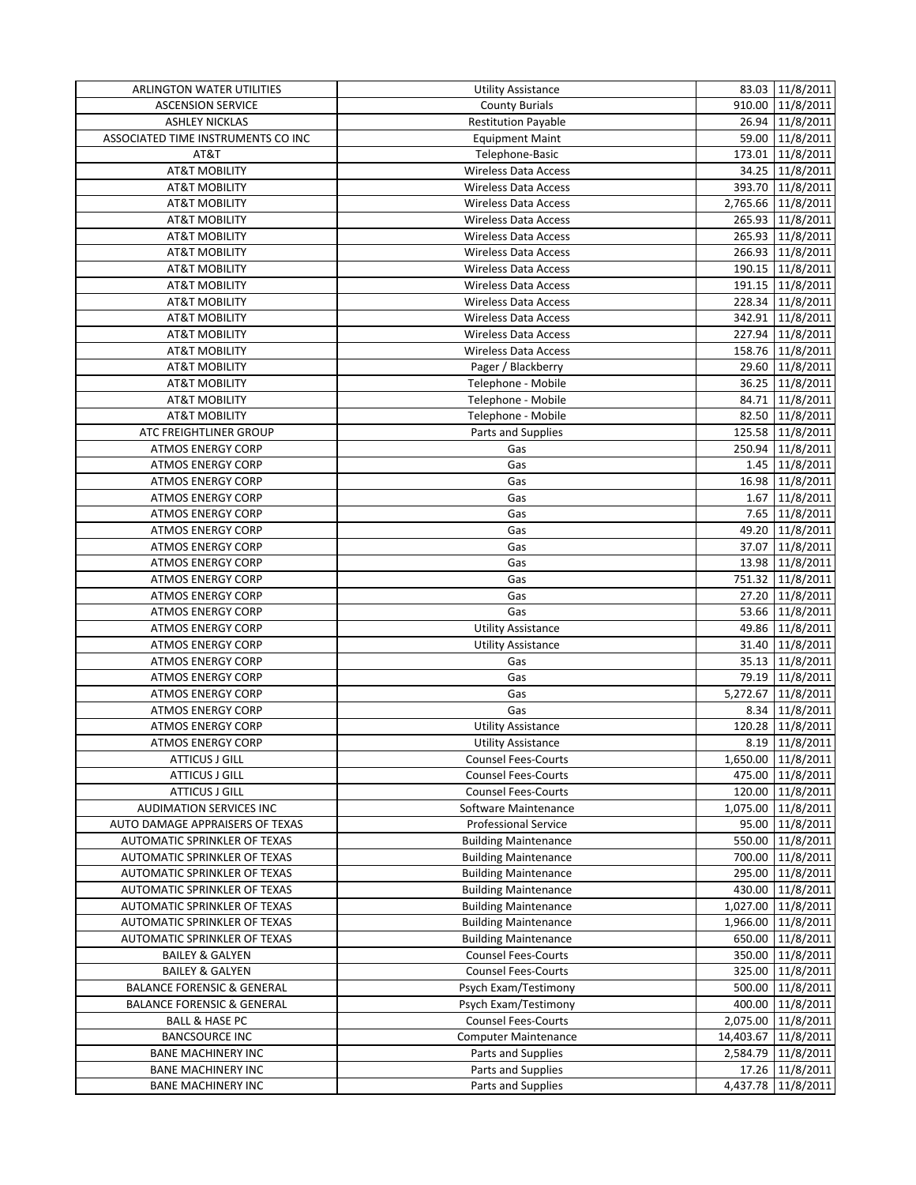| | | | |
|---|---|---|---|
| ARLINGTON WATER UTILITIES | Utility Assistance | 83.03 | 11/8/2011 |
| ASCENSION SERVICE | County Burials | 910.00 | 11/8/2011 |
| ASHLEY NICKLAS | Restitution Payable | 26.94 | 11/8/2011 |
| ASSOCIATED TIME INSTRUMENTS CO INC | Equipment Maint | 59.00 | 11/8/2011 |
| AT&T | Telephone-Basic | 173.01 | 11/8/2011 |
| AT&T MOBILITY | Wireless Data Access | 34.25 | 11/8/2011 |
| AT&T MOBILITY | Wireless Data Access | 393.70 | 11/8/2011 |
| AT&T MOBILITY | Wireless Data Access | 2,765.66 | 11/8/2011 |
| AT&T MOBILITY | Wireless Data Access | 265.93 | 11/8/2011 |
| AT&T MOBILITY | Wireless Data Access | 265.93 | 11/8/2011 |
| AT&T MOBILITY | Wireless Data Access | 266.93 | 11/8/2011 |
| AT&T MOBILITY | Wireless Data Access | 190.15 | 11/8/2011 |
| AT&T MOBILITY | Wireless Data Access | 191.15 | 11/8/2011 |
| AT&T MOBILITY | Wireless Data Access | 228.34 | 11/8/2011 |
| AT&T MOBILITY | Wireless Data Access | 342.91 | 11/8/2011 |
| AT&T MOBILITY | Wireless Data Access | 227.94 | 11/8/2011 |
| AT&T MOBILITY | Wireless Data Access | 158.76 | 11/8/2011 |
| AT&T MOBILITY | Pager / Blackberry | 29.60 | 11/8/2011 |
| AT&T MOBILITY | Telephone - Mobile | 36.25 | 11/8/2011 |
| AT&T MOBILITY | Telephone - Mobile | 84.71 | 11/8/2011 |
| AT&T MOBILITY | Telephone - Mobile | 82.50 | 11/8/2011 |
| ATC FREIGHTLINER GROUP | Parts and Supplies | 125.58 | 11/8/2011 |
| ATMOS ENERGY CORP | Gas | 250.94 | 11/8/2011 |
| ATMOS ENERGY CORP | Gas | 1.45 | 11/8/2011 |
| ATMOS ENERGY CORP | Gas | 16.98 | 11/8/2011 |
| ATMOS ENERGY CORP | Gas | 1.67 | 11/8/2011 |
| ATMOS ENERGY CORP | Gas | 7.65 | 11/8/2011 |
| ATMOS ENERGY CORP | Gas | 49.20 | 11/8/2011 |
| ATMOS ENERGY CORP | Gas | 37.07 | 11/8/2011 |
| ATMOS ENERGY CORP | Gas | 13.98 | 11/8/2011 |
| ATMOS ENERGY CORP | Gas | 751.32 | 11/8/2011 |
| ATMOS ENERGY CORP | Gas | 27.20 | 11/8/2011 |
| ATMOS ENERGY CORP | Gas | 53.66 | 11/8/2011 |
| ATMOS ENERGY CORP | Utility Assistance | 49.86 | 11/8/2011 |
| ATMOS ENERGY CORP | Utility Assistance | 31.40 | 11/8/2011 |
| ATMOS ENERGY CORP | Gas | 35.13 | 11/8/2011 |
| ATMOS ENERGY CORP | Gas | 79.19 | 11/8/2011 |
| ATMOS ENERGY CORP | Gas | 5,272.67 | 11/8/2011 |
| ATMOS ENERGY CORP | Gas | 8.34 | 11/8/2011 |
| ATMOS ENERGY CORP | Utility Assistance | 120.28 | 11/8/2011 |
| ATMOS ENERGY CORP | Utility Assistance | 8.19 | 11/8/2011 |
| ATTICUS J GILL | Counsel Fees-Courts | 1,650.00 | 11/8/2011 |
| ATTICUS J GILL | Counsel Fees-Courts | 475.00 | 11/8/2011 |
| ATTICUS J GILL | Counsel Fees-Courts | 120.00 | 11/8/2011 |
| AUDIMATION SERVICES INC | Software Maintenance | 1,075.00 | 11/8/2011 |
| AUTO DAMAGE APPRAISERS OF TEXAS | Professional Service | 95.00 | 11/8/2011 |
| AUTOMATIC SPRINKLER OF TEXAS | Building Maintenance | 550.00 | 11/8/2011 |
| AUTOMATIC SPRINKLER OF TEXAS | Building Maintenance | 700.00 | 11/8/2011 |
| AUTOMATIC SPRINKLER OF TEXAS | Building Maintenance | 295.00 | 11/8/2011 |
| AUTOMATIC SPRINKLER OF TEXAS | Building Maintenance | 430.00 | 11/8/2011 |
| AUTOMATIC SPRINKLER OF TEXAS | Building Maintenance | 1,027.00 | 11/8/2011 |
| AUTOMATIC SPRINKLER OF TEXAS | Building Maintenance | 1,966.00 | 11/8/2011 |
| AUTOMATIC SPRINKLER OF TEXAS | Building Maintenance | 650.00 | 11/8/2011 |
| BAILEY & GALYEN | Counsel Fees-Courts | 350.00 | 11/8/2011 |
| BAILEY & GALYEN | Counsel Fees-Courts | 325.00 | 11/8/2011 |
| BALANCE FORENSIC & GENERAL | Psych Exam/Testimony | 500.00 | 11/8/2011 |
| BALANCE FORENSIC & GENERAL | Psych Exam/Testimony | 400.00 | 11/8/2011 |
| BALL & HASE PC | Counsel Fees-Courts | 2,075.00 | 11/8/2011 |
| BANCSOURCE INC | Computer Maintenance | 14,403.67 | 11/8/2011 |
| BANE MACHINERY INC | Parts and Supplies | 2,584.79 | 11/8/2011 |
| BANE MACHINERY INC | Parts and Supplies | 17.26 | 11/8/2011 |
| BANE MACHINERY INC | Parts and Supplies | 4,437.78 | 11/8/2011 |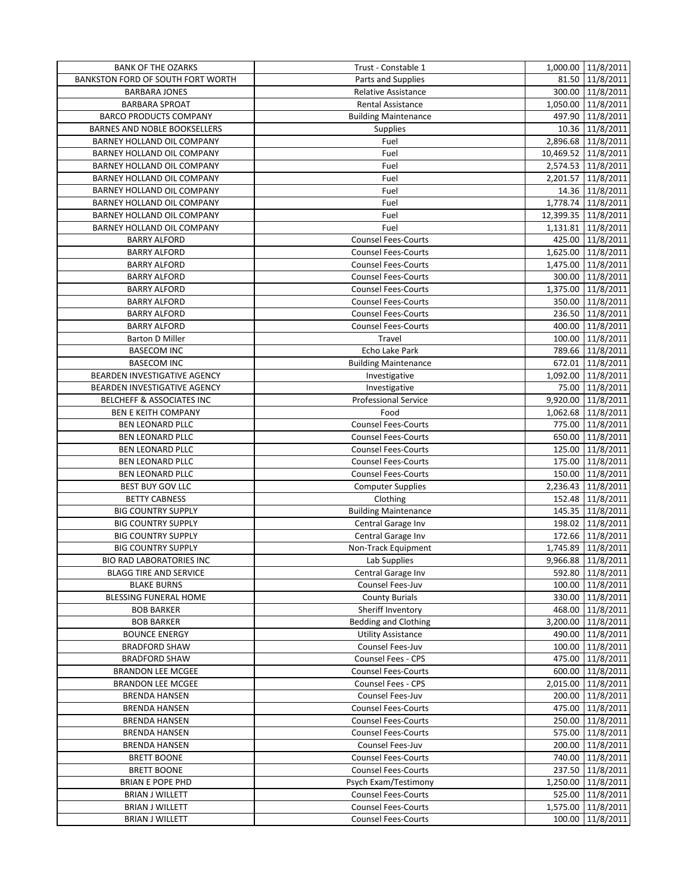| BANK OF THE OZARKS | Trust - Constable 1 | 1,000.00 | 11/8/2011 |
|---|---|---|---|
| BANKSTON FORD OF SOUTH FORT WORTH | Parts and Supplies | 81.50 | 11/8/2011 |
| BARBARA JONES | Relative Assistance | 300.00 | 11/8/2011 |
| BARBARA SPROAT | Rental Assistance | 1,050.00 | 11/8/2011 |
| BARCO PRODUCTS COMPANY | Building Maintenance | 497.90 | 11/8/2011 |
| BARNES AND NOBLE BOOKSELLERS | Supplies | 10.36 | 11/8/2011 |
| BARNEY HOLLAND OIL COMPANY | Fuel | 2,896.68 | 11/8/2011 |
| BARNEY HOLLAND OIL COMPANY | Fuel | 10,469.52 | 11/8/2011 |
| BARNEY HOLLAND OIL COMPANY | Fuel | 2,574.53 | 11/8/2011 |
| BARNEY HOLLAND OIL COMPANY | Fuel | 2,201.57 | 11/8/2011 |
| BARNEY HOLLAND OIL COMPANY | Fuel | 14.36 | 11/8/2011 |
| BARNEY HOLLAND OIL COMPANY | Fuel | 1,778.74 | 11/8/2011 |
| BARNEY HOLLAND OIL COMPANY | Fuel | 12,399.35 | 11/8/2011 |
| BARNEY HOLLAND OIL COMPANY | Fuel | 1,131.81 | 11/8/2011 |
| BARRY ALFORD | Counsel Fees-Courts | 425.00 | 11/8/2011 |
| BARRY ALFORD | Counsel Fees-Courts | 1,625.00 | 11/8/2011 |
| BARRY ALFORD | Counsel Fees-Courts | 1,475.00 | 11/8/2011 |
| BARRY ALFORD | Counsel Fees-Courts | 300.00 | 11/8/2011 |
| BARRY ALFORD | Counsel Fees-Courts | 1,375.00 | 11/8/2011 |
| BARRY ALFORD | Counsel Fees-Courts | 350.00 | 11/8/2011 |
| BARRY ALFORD | Counsel Fees-Courts | 236.50 | 11/8/2011 |
| BARRY ALFORD | Counsel Fees-Courts | 400.00 | 11/8/2011 |
| Barton D Miller | Travel | 100.00 | 11/8/2011 |
| BASECOM INC | Echo Lake Park | 789.66 | 11/8/2011 |
| BASECOM INC | Building Maintenance | 672.01 | 11/8/2011 |
| BEARDEN INVESTIGATIVE AGENCY | Investigative | 1,092.00 | 11/8/2011 |
| BEARDEN INVESTIGATIVE AGENCY | Investigative | 75.00 | 11/8/2011 |
| BELCHEFF & ASSOCIATES INC | Professional Service | 9,920.00 | 11/8/2011 |
| BEN E KEITH COMPANY | Food | 1,062.68 | 11/8/2011 |
| BEN LEONARD PLLC | Counsel Fees-Courts | 775.00 | 11/8/2011 |
| BEN LEONARD PLLC | Counsel Fees-Courts | 650.00 | 11/8/2011 |
| BEN LEONARD PLLC | Counsel Fees-Courts | 125.00 | 11/8/2011 |
| BEN LEONARD PLLC | Counsel Fees-Courts | 175.00 | 11/8/2011 |
| BEN LEONARD PLLC | Counsel Fees-Courts | 150.00 | 11/8/2011 |
| BEST BUY GOV LLC | Computer Supplies | 2,236.43 | 11/8/2011 |
| BETTY CABNESS | Clothing | 152.48 | 11/8/2011 |
| BIG COUNTRY SUPPLY | Building Maintenance | 145.35 | 11/8/2011 |
| BIG COUNTRY SUPPLY | Central Garage Inv | 198.02 | 11/8/2011 |
| BIG COUNTRY SUPPLY | Central Garage Inv | 172.66 | 11/8/2011 |
| BIG COUNTRY SUPPLY | Non-Track Equipment | 1,745.89 | 11/8/2011 |
| BIO RAD LABORATORIES INC | Lab Supplies | 9,966.88 | 11/8/2011 |
| BLAGG TIRE AND SERVICE | Central Garage Inv | 592.80 | 11/8/2011 |
| BLAKE BURNS | Counsel Fees-Juv | 100.00 | 11/8/2011 |
| BLESSING FUNERAL HOME | County Burials | 330.00 | 11/8/2011 |
| BOB BARKER | Sheriff Inventory | 468.00 | 11/8/2011 |
| BOB BARKER | Bedding and Clothing | 3,200.00 | 11/8/2011 |
| BOUNCE ENERGY | Utility Assistance | 490.00 | 11/8/2011 |
| BRADFORD SHAW | Counsel Fees-Juv | 100.00 | 11/8/2011 |
| BRADFORD SHAW | Counsel Fees - CPS | 475.00 | 11/8/2011 |
| BRANDON LEE MCGEE | Counsel Fees-Courts | 600.00 | 11/8/2011 |
| BRANDON LEE MCGEE | Counsel Fees - CPS | 2,015.00 | 11/8/2011 |
| BRENDA HANSEN | Counsel Fees-Juv | 200.00 | 11/8/2011 |
| BRENDA HANSEN | Counsel Fees-Courts | 475.00 | 11/8/2011 |
| BRENDA HANSEN | Counsel Fees-Courts | 250.00 | 11/8/2011 |
| BRENDA HANSEN | Counsel Fees-Courts | 575.00 | 11/8/2011 |
| BRENDA HANSEN | Counsel Fees-Juv | 200.00 | 11/8/2011 |
| BRETT BOONE | Counsel Fees-Courts | 740.00 | 11/8/2011 |
| BRETT BOONE | Counsel Fees-Courts | 237.50 | 11/8/2011 |
| BRIAN E POPE PHD | Psych Exam/Testimony | 1,250.00 | 11/8/2011 |
| BRIAN J WILLETT | Counsel Fees-Courts | 525.00 | 11/8/2011 |
| BRIAN J WILLETT | Counsel Fees-Courts | 1,575.00 | 11/8/2011 |
| BRIAN J WILLETT | Counsel Fees-Courts | 100.00 | 11/8/2011 |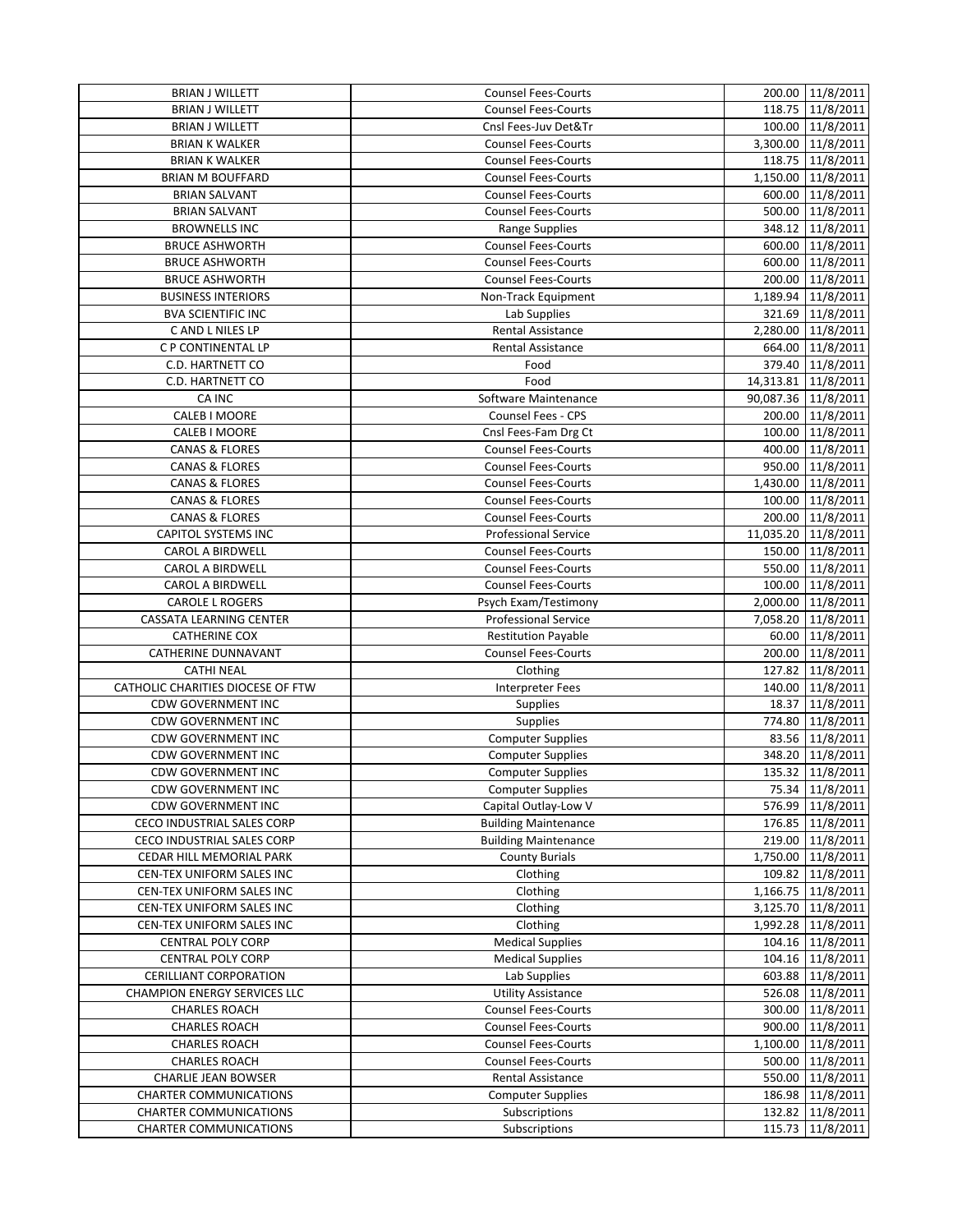| BRIAN J WILLETT | Counsel Fees-Courts | 200.00 | 11/8/2011 |
|---|---|---|---|
| BRIAN J WILLETT | Counsel Fees-Courts | 118.75 | 11/8/2011 |
| BRIAN J WILLETT | Cnsl Fees-Juv Det&Tr | 100.00 | 11/8/2011 |
| BRIAN K WALKER | Counsel Fees-Courts | 3,300.00 | 11/8/2011 |
| BRIAN K WALKER | Counsel Fees-Courts | 118.75 | 11/8/2011 |
| BRIAN M BOUFFARD | Counsel Fees-Courts | 1,150.00 | 11/8/2011 |
| BRIAN SALVANT | Counsel Fees-Courts | 600.00 | 11/8/2011 |
| BRIAN SALVANT | Counsel Fees-Courts | 500.00 | 11/8/2011 |
| BROWNELLS INC | Range Supplies | 348.12 | 11/8/2011 |
| BRUCE ASHWORTH | Counsel Fees-Courts | 600.00 | 11/8/2011 |
| BRUCE ASHWORTH | Counsel Fees-Courts | 600.00 | 11/8/2011 |
| BRUCE ASHWORTH | Counsel Fees-Courts | 200.00 | 11/8/2011 |
| BUSINESS INTERIORS | Non-Track Equipment | 1,189.94 | 11/8/2011 |
| BVA SCIENTIFIC INC | Lab Supplies | 321.69 | 11/8/2011 |
| C AND L NILES LP | Rental Assistance | 2,280.00 | 11/8/2011 |
| C P CONTINENTAL LP | Rental Assistance | 664.00 | 11/8/2011 |
| C.D. HARTNETT CO | Food | 379.40 | 11/8/2011 |
| C.D. HARTNETT CO | Food | 14,313.81 | 11/8/2011 |
| CA INC | Software Maintenance | 90,087.36 | 11/8/2011 |
| CALEB I MOORE | Counsel Fees - CPS | 200.00 | 11/8/2011 |
| CALEB I MOORE | Cnsl Fees-Fam Drg Ct | 100.00 | 11/8/2011 |
| CANAS & FLORES | Counsel Fees-Courts | 400.00 | 11/8/2011 |
| CANAS & FLORES | Counsel Fees-Courts | 950.00 | 11/8/2011 |
| CANAS & FLORES | Counsel Fees-Courts | 1,430.00 | 11/8/2011 |
| CANAS & FLORES | Counsel Fees-Courts | 100.00 | 11/8/2011 |
| CANAS & FLORES | Counsel Fees-Courts | 200.00 | 11/8/2011 |
| CAPITOL SYSTEMS INC | Professional Service | 11,035.20 | 11/8/2011 |
| CAROL A BIRDWELL | Counsel Fees-Courts | 150.00 | 11/8/2011 |
| CAROL A BIRDWELL | Counsel Fees-Courts | 550.00 | 11/8/2011 |
| CAROL A BIRDWELL | Counsel Fees-Courts | 100.00 | 11/8/2011 |
| CAROLE L ROGERS | Psych Exam/Testimony | 2,000.00 | 11/8/2011 |
| CASSATA LEARNING CENTER | Professional Service | 7,058.20 | 11/8/2011 |
| CATHERINE COX | Restitution Payable | 60.00 | 11/8/2011 |
| CATHERINE DUNNAVANT | Counsel Fees-Courts | 200.00 | 11/8/2011 |
| CATHI NEAL | Clothing | 127.82 | 11/8/2011 |
| CATHOLIC CHARITIES DIOCESE OF FTW | Interpreter Fees | 140.00 | 11/8/2011 |
| CDW GOVERNMENT INC | Supplies | 18.37 | 11/8/2011 |
| CDW GOVERNMENT INC | Supplies | 774.80 | 11/8/2011 |
| CDW GOVERNMENT INC | Computer Supplies | 83.56 | 11/8/2011 |
| CDW GOVERNMENT INC | Computer Supplies | 348.20 | 11/8/2011 |
| CDW GOVERNMENT INC | Computer Supplies | 135.32 | 11/8/2011 |
| CDW GOVERNMENT INC | Computer Supplies | 75.34 | 11/8/2011 |
| CDW GOVERNMENT INC | Capital Outlay-Low V | 576.99 | 11/8/2011 |
| CECO INDUSTRIAL SALES CORP | Building Maintenance | 176.85 | 11/8/2011 |
| CECO INDUSTRIAL SALES CORP | Building Maintenance | 219.00 | 11/8/2011 |
| CEDAR HILL MEMORIAL PARK | County Burials | 1,750.00 | 11/8/2011 |
| CEN-TEX UNIFORM SALES INC | Clothing | 109.82 | 11/8/2011 |
| CEN-TEX UNIFORM SALES INC | Clothing | 1,166.75 | 11/8/2011 |
| CEN-TEX UNIFORM SALES INC | Clothing | 3,125.70 | 11/8/2011 |
| CEN-TEX UNIFORM SALES INC | Clothing | 1,992.28 | 11/8/2011 |
| CENTRAL POLY CORP | Medical Supplies | 104.16 | 11/8/2011 |
| CENTRAL POLY CORP | Medical Supplies | 104.16 | 11/8/2011 |
| CERILLIANT CORPORATION | Lab Supplies | 603.88 | 11/8/2011 |
| CHAMPION ENERGY SERVICES LLC | Utility Assistance | 526.08 | 11/8/2011 |
| CHARLES ROACH | Counsel Fees-Courts | 300.00 | 11/8/2011 |
| CHARLES ROACH | Counsel Fees-Courts | 900.00 | 11/8/2011 |
| CHARLES ROACH | Counsel Fees-Courts | 1,100.00 | 11/8/2011 |
| CHARLES ROACH | Counsel Fees-Courts | 500.00 | 11/8/2011 |
| CHARLIE JEAN BOWSER | Rental Assistance | 550.00 | 11/8/2011 |
| CHARTER COMMUNICATIONS | Computer Supplies | 186.98 | 11/8/2011 |
| CHARTER COMMUNICATIONS | Subscriptions | 132.82 | 11/8/2011 |
| CHARTER COMMUNICATIONS | Subscriptions | 115.73 | 11/8/2011 |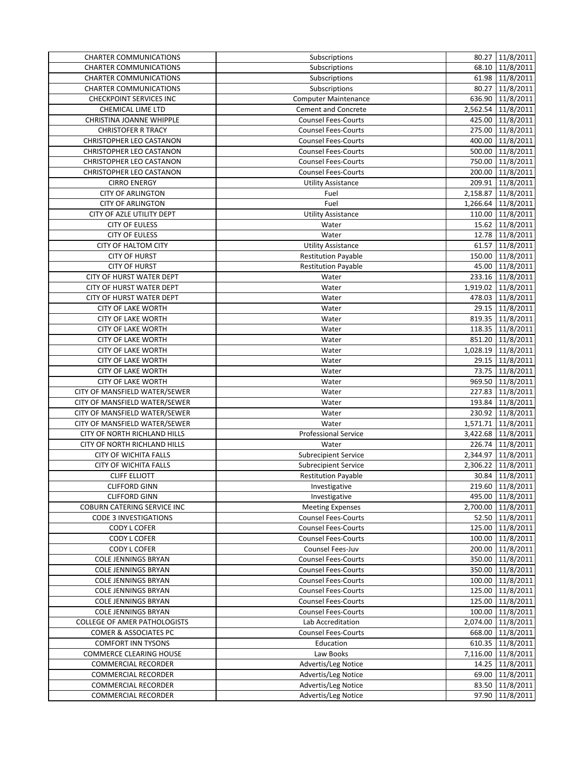| CHARTER COMMUNICATIONS | Subscriptions | 80.27 | 11/8/2011 |
|---|---|---|---|
| CHARTER COMMUNICATIONS | Subscriptions | 68.10 | 11/8/2011 |
| CHARTER COMMUNICATIONS | Subscriptions | 61.98 | 11/8/2011 |
| CHARTER COMMUNICATIONS | Subscriptions | 80.27 | 11/8/2011 |
| CHECKPOINT SERVICES INC | Computer Maintenance | 636.90 | 11/8/2011 |
| CHEMICAL LIME LTD | Cement and Concrete | 2,562.54 | 11/8/2011 |
| CHRISTINA JOANNE WHIPPLE | Counsel Fees-Courts | 425.00 | 11/8/2011 |
| CHRISTOFER R TRACY | Counsel Fees-Courts | 275.00 | 11/8/2011 |
| CHRISTOPHER LEO CASTANON | Counsel Fees-Courts | 400.00 | 11/8/2011 |
| CHRISTOPHER LEO CASTANON | Counsel Fees-Courts | 500.00 | 11/8/2011 |
| CHRISTOPHER LEO CASTANON | Counsel Fees-Courts | 750.00 | 11/8/2011 |
| CHRISTOPHER LEO CASTANON | Counsel Fees-Courts | 200.00 | 11/8/2011 |
| CIRRO ENERGY | Utility Assistance | 209.91 | 11/8/2011 |
| CITY OF ARLINGTON | Fuel | 2,158.87 | 11/8/2011 |
| CITY OF ARLINGTON | Fuel | 1,266.64 | 11/8/2011 |
| CITY OF AZLE UTILITY DEPT | Utility Assistance | 110.00 | 11/8/2011 |
| CITY OF EULESS | Water | 15.62 | 11/8/2011 |
| CITY OF EULESS | Water | 12.78 | 11/8/2011 |
| CITY OF HALTOM CITY | Utility Assistance | 61.57 | 11/8/2011 |
| CITY OF HURST | Restitution Payable | 150.00 | 11/8/2011 |
| CITY OF HURST | Restitution Payable | 45.00 | 11/8/2011 |
| CITY OF HURST WATER DEPT | Water | 233.16 | 11/8/2011 |
| CITY OF HURST WATER DEPT | Water | 1,919.02 | 11/8/2011 |
| CITY OF HURST WATER DEPT | Water | 478.03 | 11/8/2011 |
| CITY OF LAKE WORTH | Water | 29.15 | 11/8/2011 |
| CITY OF LAKE WORTH | Water | 819.35 | 11/8/2011 |
| CITY OF LAKE WORTH | Water | 118.35 | 11/8/2011 |
| CITY OF LAKE WORTH | Water | 851.20 | 11/8/2011 |
| CITY OF LAKE WORTH | Water | 1,028.19 | 11/8/2011 |
| CITY OF LAKE WORTH | Water | 29.15 | 11/8/2011 |
| CITY OF LAKE WORTH | Water | 73.75 | 11/8/2011 |
| CITY OF LAKE WORTH | Water | 969.50 | 11/8/2011 |
| CITY OF MANSFIELD WATER/SEWER | Water | 227.83 | 11/8/2011 |
| CITY OF MANSFIELD WATER/SEWER | Water | 193.84 | 11/8/2011 |
| CITY OF MANSFIELD WATER/SEWER | Water | 230.92 | 11/8/2011 |
| CITY OF MANSFIELD WATER/SEWER | Water | 1,571.71 | 11/8/2011 |
| CITY OF NORTH RICHLAND HILLS | Professional Service | 3,422.68 | 11/8/2011 |
| CITY OF NORTH RICHLAND HILLS | Water | 226.74 | 11/8/2011 |
| CITY OF WICHITA FALLS | Subrecipient Service | 2,344.97 | 11/8/2011 |
| CITY OF WICHITA FALLS | Subrecipient Service | 2,306.22 | 11/8/2011 |
| CLIFF ELLIOTT | Restitution Payable | 30.84 | 11/8/2011 |
| CLIFFORD GINN | Investigative | 219.60 | 11/8/2011 |
| CLIFFORD GINN | Investigative | 495.00 | 11/8/2011 |
| COBURN CATERING SERVICE INC | Meeting Expenses | 2,700.00 | 11/8/2011 |
| CODE 3 INVESTIGATIONS | Counsel Fees-Courts | 52.50 | 11/8/2011 |
| CODY L COFER | Counsel Fees-Courts | 125.00 | 11/8/2011 |
| CODY L COFER | Counsel Fees-Courts | 100.00 | 11/8/2011 |
| CODY L COFER | Counsel Fees-Juv | 200.00 | 11/8/2011 |
| COLE JENNINGS BRYAN | Counsel Fees-Courts | 350.00 | 11/8/2011 |
| COLE JENNINGS BRYAN | Counsel Fees-Courts | 350.00 | 11/8/2011 |
| COLE JENNINGS BRYAN | Counsel Fees-Courts | 100.00 | 11/8/2011 |
| COLE JENNINGS BRYAN | Counsel Fees-Courts | 125.00 | 11/8/2011 |
| COLE JENNINGS BRYAN | Counsel Fees-Courts | 125.00 | 11/8/2011 |
| COLE JENNINGS BRYAN | Counsel Fees-Courts | 100.00 | 11/8/2011 |
| COLLEGE OF AMER PATHOLOGISTS | Lab Accreditation | 2,074.00 | 11/8/2011 |
| COMER & ASSOCIATES PC | Counsel Fees-Courts | 668.00 | 11/8/2011 |
| COMFORT INN TYSONS | Education | 610.35 | 11/8/2011 |
| COMMERCE CLEARING HOUSE | Law Books | 7,116.00 | 11/8/2011 |
| COMMERCIAL RECORDER | Advertis/Leg Notice | 14.25 | 11/8/2011 |
| COMMERCIAL RECORDER | Advertis/Leg Notice | 69.00 | 11/8/2011 |
| COMMERCIAL RECORDER | Advertis/Leg Notice | 83.50 | 11/8/2011 |
| COMMERCIAL RECORDER | Advertis/Leg Notice | 97.90 | 11/8/2011 |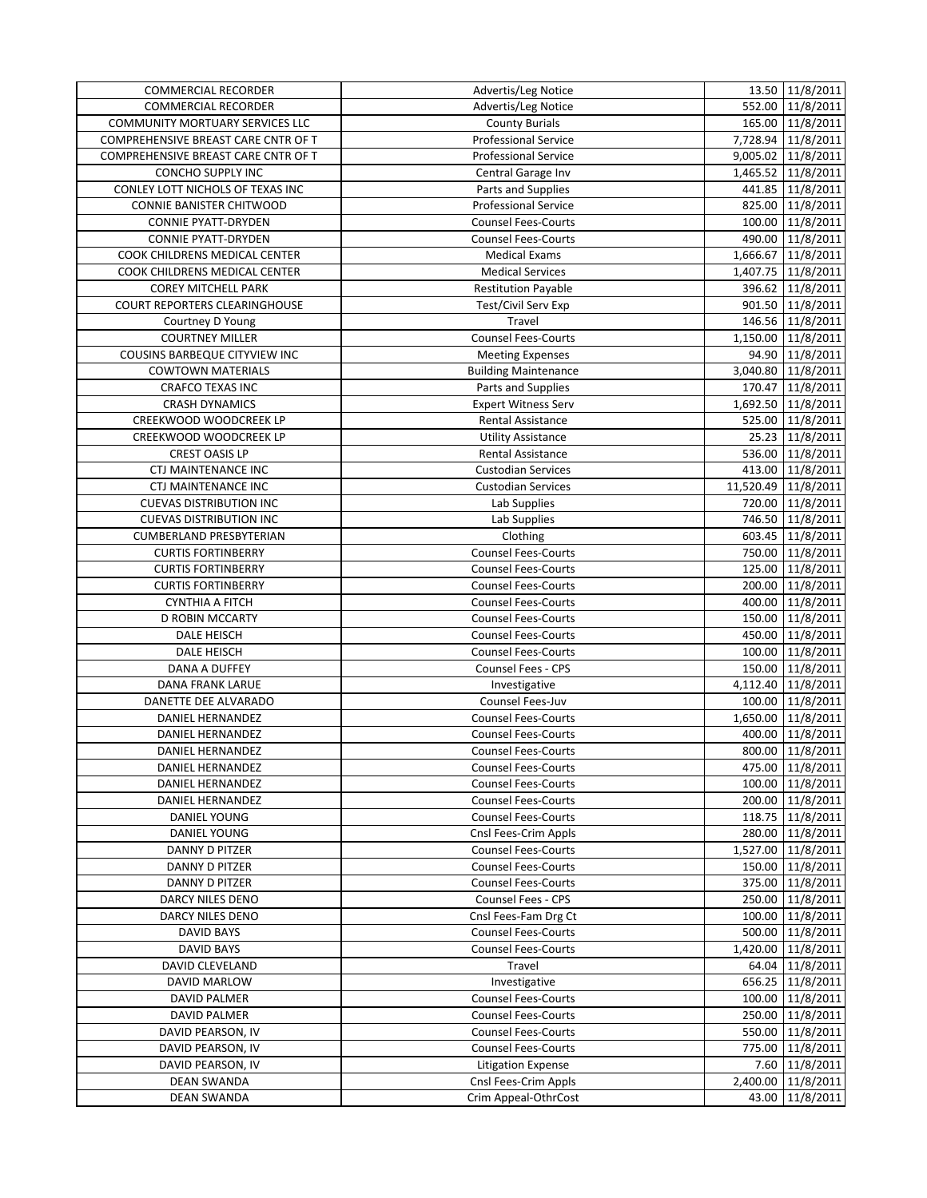| COMMERCIAL RECORDER | Advertis/Leg Notice | 13.50 | 11/8/2011 |
|---|---|---|---|
| COMMERCIAL RECORDER | Advertis/Leg Notice | 552.00 | 11/8/2011 |
| COMMUNITY MORTUARY SERVICES LLC | County Burials | 165.00 | 11/8/2011 |
| COMPREHENSIVE BREAST CARE CNTR OF T | Professional Service | 7,728.94 | 11/8/2011 |
| COMPREHENSIVE BREAST CARE CNTR OF T | Professional Service | 9,005.02 | 11/8/2011 |
| CONCHO SUPPLY INC | Central Garage Inv | 1,465.52 | 11/8/2011 |
| CONLEY LOTT NICHOLS OF TEXAS INC | Parts and Supplies | 441.85 | 11/8/2011 |
| CONNIE BANISTER CHITWOOD | Professional Service | 825.00 | 11/8/2011 |
| CONNIE PYATT-DRYDEN | Counsel Fees-Courts | 100.00 | 11/8/2011 |
| CONNIE PYATT-DRYDEN | Counsel Fees-Courts | 490.00 | 11/8/2011 |
| COOK CHILDRENS MEDICAL CENTER | Medical Exams | 1,666.67 | 11/8/2011 |
| COOK CHILDRENS MEDICAL CENTER | Medical Services | 1,407.75 | 11/8/2011 |
| COREY MITCHELL PARK | Restitution Payable | 396.62 | 11/8/2011 |
| COURT REPORTERS CLEARINGHOUSE | Test/Civil Serv Exp | 901.50 | 11/8/2011 |
| Courtney D Young | Travel | 146.56 | 11/8/2011 |
| COURTNEY MILLER | Counsel Fees-Courts | 1,150.00 | 11/8/2011 |
| COUSINS BARBEQUE CITYVIEW INC | Meeting Expenses | 94.90 | 11/8/2011 |
| COWTOWN MATERIALS | Building Maintenance | 3,040.80 | 11/8/2011 |
| CRAFCO TEXAS INC | Parts and Supplies | 170.47 | 11/8/2011 |
| CRASH DYNAMICS | Expert Witness Serv | 1,692.50 | 11/8/2011 |
| CREEKWOOD WOODCREEK LP | Rental Assistance | 525.00 | 11/8/2011 |
| CREEKWOOD WOODCREEK LP | Utility Assistance | 25.23 | 11/8/2011 |
| CREST OASIS LP | Rental Assistance | 536.00 | 11/8/2011 |
| CTJ MAINTENANCE INC | Custodian Services | 413.00 | 11/8/2011 |
| CTJ MAINTENANCE INC | Custodian Services | 11,520.49 | 11/8/2011 |
| CUEVAS DISTRIBUTION INC | Lab Supplies | 720.00 | 11/8/2011 |
| CUEVAS DISTRIBUTION INC | Lab Supplies | 746.50 | 11/8/2011 |
| CUMBERLAND PRESBYTERIAN | Clothing | 603.45 | 11/8/2011 |
| CURTIS FORTINBERRY | Counsel Fees-Courts | 750.00 | 11/8/2011 |
| CURTIS FORTINBERRY | Counsel Fees-Courts | 125.00 | 11/8/2011 |
| CURTIS FORTINBERRY | Counsel Fees-Courts | 200.00 | 11/8/2011 |
| CYNTHIA A FITCH | Counsel Fees-Courts | 400.00 | 11/8/2011 |
| D ROBIN MCCARTY | Counsel Fees-Courts | 150.00 | 11/8/2011 |
| DALE HEISCH | Counsel Fees-Courts | 450.00 | 11/8/2011 |
| DALE HEISCH | Counsel Fees-Courts | 100.00 | 11/8/2011 |
| DANA A DUFFEY | Counsel Fees - CPS | 150.00 | 11/8/2011 |
| DANA FRANK LARUE | Investigative | 4,112.40 | 11/8/2011 |
| DANETTE DEE ALVARADO | Counsel Fees-Juv | 100.00 | 11/8/2011 |
| DANIEL HERNANDEZ | Counsel Fees-Courts | 1,650.00 | 11/8/2011 |
| DANIEL HERNANDEZ | Counsel Fees-Courts | 400.00 | 11/8/2011 |
| DANIEL HERNANDEZ | Counsel Fees-Courts | 800.00 | 11/8/2011 |
| DANIEL HERNANDEZ | Counsel Fees-Courts | 475.00 | 11/8/2011 |
| DANIEL HERNANDEZ | Counsel Fees-Courts | 100.00 | 11/8/2011 |
| DANIEL HERNANDEZ | Counsel Fees-Courts | 200.00 | 11/8/2011 |
| DANIEL YOUNG | Counsel Fees-Courts | 118.75 | 11/8/2011 |
| DANIEL YOUNG | Cnsl Fees-Crim Appls | 280.00 | 11/8/2011 |
| DANNY D PITZER | Counsel Fees-Courts | 1,527.00 | 11/8/2011 |
| DANNY D PITZER | Counsel Fees-Courts | 150.00 | 11/8/2011 |
| DANNY D PITZER | Counsel Fees-Courts | 375.00 | 11/8/2011 |
| DARCY NILES DENO | Counsel Fees - CPS | 250.00 | 11/8/2011 |
| DARCY NILES DENO | Cnsl Fees-Fam Drg Ct | 100.00 | 11/8/2011 |
| DAVID BAYS | Counsel Fees-Courts | 500.00 | 11/8/2011 |
| DAVID BAYS | Counsel Fees-Courts | 1,420.00 | 11/8/2011 |
| DAVID CLEVELAND | Travel | 64.04 | 11/8/2011 |
| DAVID MARLOW | Investigative | 656.25 | 11/8/2011 |
| DAVID PALMER | Counsel Fees-Courts | 100.00 | 11/8/2011 |
| DAVID PALMER | Counsel Fees-Courts | 250.00 | 11/8/2011 |
| DAVID PEARSON, IV | Counsel Fees-Courts | 550.00 | 11/8/2011 |
| DAVID PEARSON, IV | Counsel Fees-Courts | 775.00 | 11/8/2011 |
| DAVID PEARSON, IV | Litigation Expense | 7.60 | 11/8/2011 |
| DEAN SWANDA | Cnsl Fees-Crim Appls | 2,400.00 | 11/8/2011 |
| DEAN SWANDA | Crim Appeal-OthrCost | 43.00 | 11/8/2011 |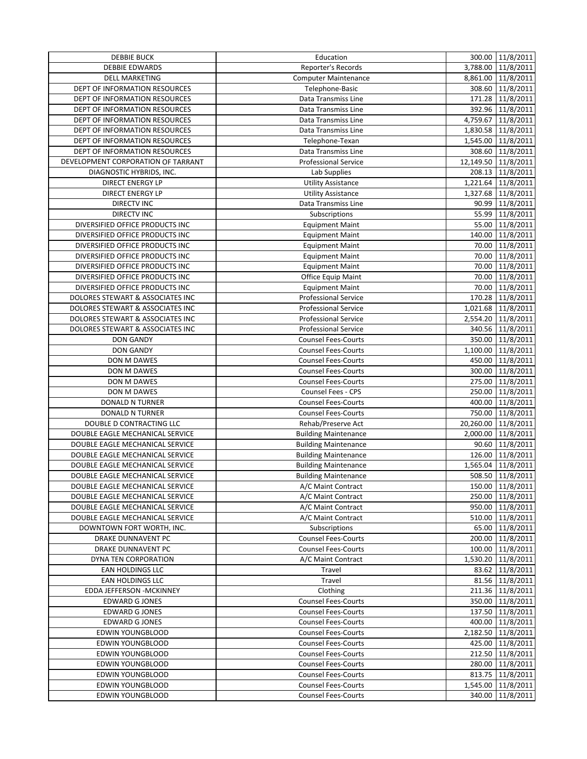| DEBBIE BUCK | Education | 300.00 | 11/8/2011 |
|---|---|---|---|
| DEBBIE EDWARDS | Reporter's Records | 3,788.00 | 11/8/2011 |
| DELL MARKETING | Computer Maintenance | 8,861.00 | 11/8/2011 |
| DEPT OF INFORMATION RESOURCES | Telephone-Basic | 308.60 | 11/8/2011 |
| DEPT OF INFORMATION RESOURCES | Data Transmiss Line | 171.28 | 11/8/2011 |
| DEPT OF INFORMATION RESOURCES | Data Transmiss Line | 392.96 | 11/8/2011 |
| DEPT OF INFORMATION RESOURCES | Data Transmiss Line | 4,759.67 | 11/8/2011 |
| DEPT OF INFORMATION RESOURCES | Data Transmiss Line | 1,830.58 | 11/8/2011 |
| DEPT OF INFORMATION RESOURCES | Telephone-Texan | 1,545.00 | 11/8/2011 |
| DEPT OF INFORMATION RESOURCES | Data Transmiss Line | 308.60 | 11/8/2011 |
| DEVELOPMENT CORPORATION OF TARRANT | Professional Service | 12,149.50 | 11/8/2011 |
| DIAGNOSTIC HYBRIDS, INC. | Lab Supplies | 208.13 | 11/8/2011 |
| DIRECT ENERGY LP | Utility Assistance | 1,221.64 | 11/8/2011 |
| DIRECT ENERGY LP | Utility Assistance | 1,327.68 | 11/8/2011 |
| DIRECTV INC | Data Transmiss Line | 90.99 | 11/8/2011 |
| DIRECTV INC | Subscriptions | 55.99 | 11/8/2011 |
| DIVERSIFIED OFFICE PRODUCTS INC | Equipment Maint | 55.00 | 11/8/2011 |
| DIVERSIFIED OFFICE PRODUCTS INC | Equipment Maint | 140.00 | 11/8/2011 |
| DIVERSIFIED OFFICE PRODUCTS INC | Equipment Maint | 70.00 | 11/8/2011 |
| DIVERSIFIED OFFICE PRODUCTS INC | Equipment Maint | 70.00 | 11/8/2011 |
| DIVERSIFIED OFFICE PRODUCTS INC | Equipment Maint | 70.00 | 11/8/2011 |
| DIVERSIFIED OFFICE PRODUCTS INC | Office Equip Maint | 70.00 | 11/8/2011 |
| DIVERSIFIED OFFICE PRODUCTS INC | Equipment Maint | 70.00 | 11/8/2011 |
| DOLORES STEWART & ASSOCIATES INC | Professional Service | 170.28 | 11/8/2011 |
| DOLORES STEWART & ASSOCIATES INC | Professional Service | 1,021.68 | 11/8/2011 |
| DOLORES STEWART & ASSOCIATES INC | Professional Service | 2,554.20 | 11/8/2011 |
| DOLORES STEWART & ASSOCIATES INC | Professional Service | 340.56 | 11/8/2011 |
| DON GANDY | Counsel Fees-Courts | 350.00 | 11/8/2011 |
| DON GANDY | Counsel Fees-Courts | 1,100.00 | 11/8/2011 |
| DON M DAWES | Counsel Fees-Courts | 450.00 | 11/8/2011 |
| DON M DAWES | Counsel Fees-Courts | 300.00 | 11/8/2011 |
| DON M DAWES | Counsel Fees-Courts | 275.00 | 11/8/2011 |
| DON M DAWES | Counsel Fees - CPS | 250.00 | 11/8/2011 |
| DONALD N TURNER | Counsel Fees-Courts | 400.00 | 11/8/2011 |
| DONALD N TURNER | Counsel Fees-Courts | 750.00 | 11/8/2011 |
| DOUBLE D CONTRACTING LLC | Rehab/Preserve Act | 20,260.00 | 11/8/2011 |
| DOUBLE EAGLE MECHANICAL SERVICE | Building Maintenance | 2,000.00 | 11/8/2011 |
| DOUBLE EAGLE MECHANICAL SERVICE | Building Maintenance | 90.60 | 11/8/2011 |
| DOUBLE EAGLE MECHANICAL SERVICE | Building Maintenance | 126.00 | 11/8/2011 |
| DOUBLE EAGLE MECHANICAL SERVICE | Building Maintenance | 1,565.04 | 11/8/2011 |
| DOUBLE EAGLE MECHANICAL SERVICE | Building Maintenance | 508.50 | 11/8/2011 |
| DOUBLE EAGLE MECHANICAL SERVICE | A/C Maint Contract | 150.00 | 11/8/2011 |
| DOUBLE EAGLE MECHANICAL SERVICE | A/C Maint Contract | 250.00 | 11/8/2011 |
| DOUBLE EAGLE MECHANICAL SERVICE | A/C Maint Contract | 950.00 | 11/8/2011 |
| DOUBLE EAGLE MECHANICAL SERVICE | A/C Maint Contract | 510.00 | 11/8/2011 |
| DOWNTOWN FORT WORTH, INC. | Subscriptions | 65.00 | 11/8/2011 |
| DRAKE DUNNAVENT PC | Counsel Fees-Courts | 200.00 | 11/8/2011 |
| DRAKE DUNNAVENT PC | Counsel Fees-Courts | 100.00 | 11/8/2011 |
| DYNA TEN CORPORATION | A/C Maint Contract | 1,530.20 | 11/8/2011 |
| EAN HOLDINGS LLC | Travel | 83.62 | 11/8/2011 |
| EAN HOLDINGS LLC | Travel | 81.56 | 11/8/2011 |
| EDDA JEFFERSON -MCKINNEY | Clothing | 211.36 | 11/8/2011 |
| EDWARD G JONES | Counsel Fees-Courts | 350.00 | 11/8/2011 |
| EDWARD G JONES | Counsel Fees-Courts | 137.50 | 11/8/2011 |
| EDWARD G JONES | Counsel Fees-Courts | 400.00 | 11/8/2011 |
| EDWIN YOUNGBLOOD | Counsel Fees-Courts | 2,182.50 | 11/8/2011 |
| EDWIN YOUNGBLOOD | Counsel Fees-Courts | 425.00 | 11/8/2011 |
| EDWIN YOUNGBLOOD | Counsel Fees-Courts | 212.50 | 11/8/2011 |
| EDWIN YOUNGBLOOD | Counsel Fees-Courts | 280.00 | 11/8/2011 |
| EDWIN YOUNGBLOOD | Counsel Fees-Courts | 813.75 | 11/8/2011 |
| EDWIN YOUNGBLOOD | Counsel Fees-Courts | 1,545.00 | 11/8/2011 |
| EDWIN YOUNGBLOOD | Counsel Fees-Courts | 340.00 | 11/8/2011 |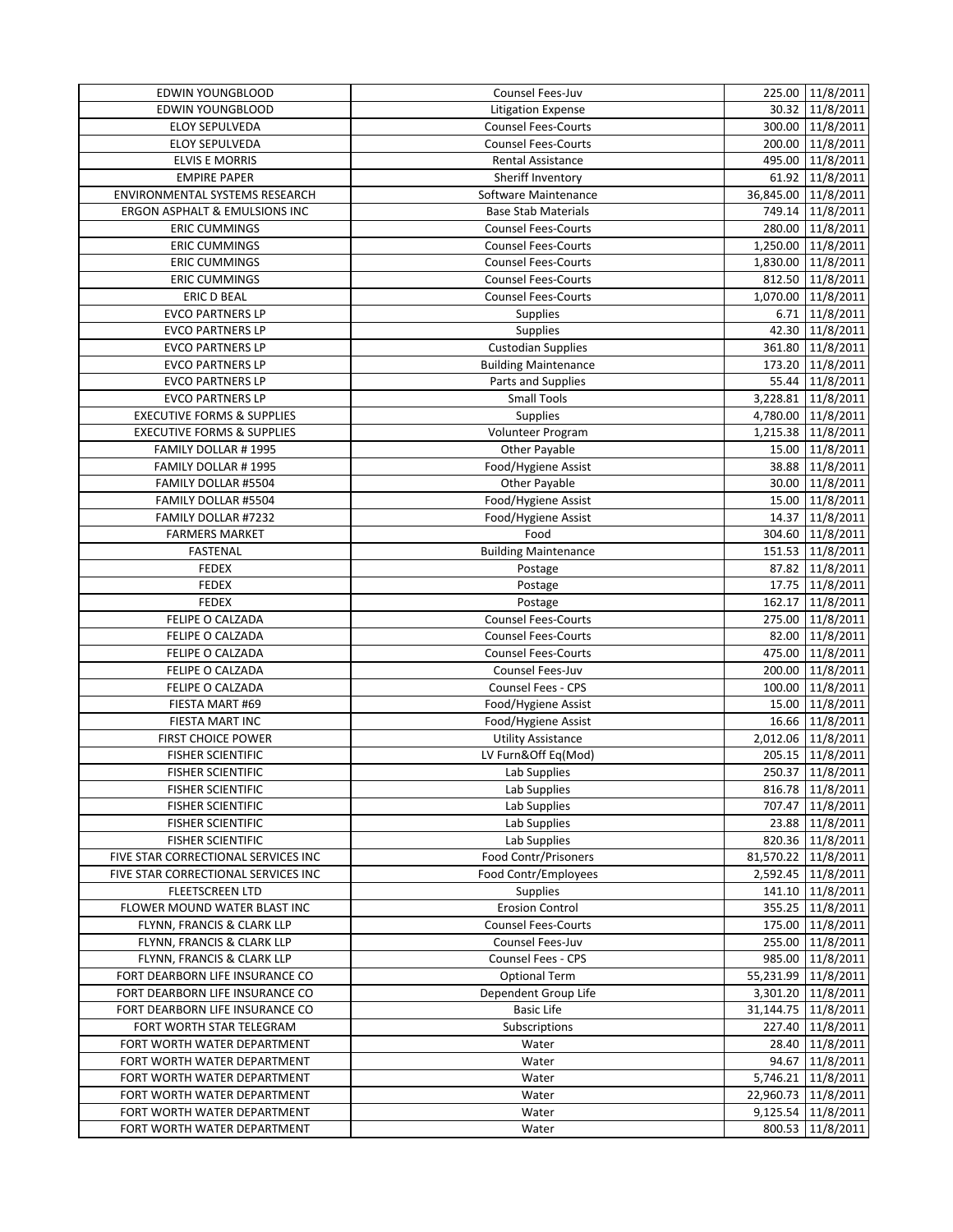| EDWIN YOUNGBLOOD | Counsel Fees-Juv | 225.00 | 11/8/2011 |
|---|---|---|---|
| EDWIN YOUNGBLOOD | Litigation Expense | 30.32 | 11/8/2011 |
| ELOY SEPULVEDA | Counsel Fees-Courts | 300.00 | 11/8/2011 |
| ELOY SEPULVEDA | Counsel Fees-Courts | 200.00 | 11/8/2011 |
| ELVIS E MORRIS | Rental Assistance | 495.00 | 11/8/2011 |
| EMPIRE PAPER | Sheriff Inventory | 61.92 | 11/8/2011 |
| ENVIRONMENTAL SYSTEMS RESEARCH | Software Maintenance | 36,845.00 | 11/8/2011 |
| ERGON ASPHALT & EMULSIONS INC | Base Stab Materials | 749.14 | 11/8/2011 |
| ERIC CUMMINGS | Counsel Fees-Courts | 280.00 | 11/8/2011 |
| ERIC CUMMINGS | Counsel Fees-Courts | 1,250.00 | 11/8/2011 |
| ERIC CUMMINGS | Counsel Fees-Courts | 1,830.00 | 11/8/2011 |
| ERIC CUMMINGS | Counsel Fees-Courts | 812.50 | 11/8/2011 |
| ERIC D BEAL | Counsel Fees-Courts | 1,070.00 | 11/8/2011 |
| EVCO PARTNERS LP | Supplies | 6.71 | 11/8/2011 |
| EVCO PARTNERS LP | Supplies | 42.30 | 11/8/2011 |
| EVCO PARTNERS LP | Custodian Supplies | 361.80 | 11/8/2011 |
| EVCO PARTNERS LP | Building Maintenance | 173.20 | 11/8/2011 |
| EVCO PARTNERS LP | Parts and Supplies | 55.44 | 11/8/2011 |
| EVCO PARTNERS LP | Small Tools | 3,228.81 | 11/8/2011 |
| EXECUTIVE FORMS & SUPPLIES | Supplies | 4,780.00 | 11/8/2011 |
| EXECUTIVE FORMS & SUPPLIES | Volunteer Program | 1,215.38 | 11/8/2011 |
| FAMILY DOLLAR # 1995 | Other Payable | 15.00 | 11/8/2011 |
| FAMILY DOLLAR # 1995 | Food/Hygiene Assist | 38.88 | 11/8/2011 |
| FAMILY DOLLAR #5504 | Other Payable | 30.00 | 11/8/2011 |
| FAMILY DOLLAR #5504 | Food/Hygiene Assist | 15.00 | 11/8/2011 |
| FAMILY DOLLAR #7232 | Food/Hygiene Assist | 14.37 | 11/8/2011 |
| FARMERS MARKET | Food | 304.60 | 11/8/2011 |
| FASTENAL | Building Maintenance | 151.53 | 11/8/2011 |
| FEDEX | Postage | 87.82 | 11/8/2011 |
| FEDEX | Postage | 17.75 | 11/8/2011 |
| FEDEX | Postage | 162.17 | 11/8/2011 |
| FELIPE O CALZADA | Counsel Fees-Courts | 275.00 | 11/8/2011 |
| FELIPE O CALZADA | Counsel Fees-Courts | 82.00 | 11/8/2011 |
| FELIPE O CALZADA | Counsel Fees-Courts | 475.00 | 11/8/2011 |
| FELIPE O CALZADA | Counsel Fees-Juv | 200.00 | 11/8/2011 |
| FELIPE O CALZADA | Counsel Fees - CPS | 100.00 | 11/8/2011 |
| FIESTA MART #69 | Food/Hygiene Assist | 15.00 | 11/8/2011 |
| FIESTA MART INC | Food/Hygiene Assist | 16.66 | 11/8/2011 |
| FIRST CHOICE POWER | Utility Assistance | 2,012.06 | 11/8/2011 |
| FISHER SCIENTIFIC | LV Furn&Off Eq(Mod) | 205.15 | 11/8/2011 |
| FISHER SCIENTIFIC | Lab Supplies | 250.37 | 11/8/2011 |
| FISHER SCIENTIFIC | Lab Supplies | 816.78 | 11/8/2011 |
| FISHER SCIENTIFIC | Lab Supplies | 707.47 | 11/8/2011 |
| FISHER SCIENTIFIC | Lab Supplies | 23.88 | 11/8/2011 |
| FISHER SCIENTIFIC | Lab Supplies | 820.36 | 11/8/2011 |
| FIVE STAR CORRECTIONAL SERVICES INC | Food Contr/Prisoners | 81,570.22 | 11/8/2011 |
| FIVE STAR CORRECTIONAL SERVICES INC | Food Contr/Employees | 2,592.45 | 11/8/2011 |
| FLEETSCREEN LTD | Supplies | 141.10 | 11/8/2011 |
| FLOWER MOUND WATER BLAST INC | Erosion Control | 355.25 | 11/8/2011 |
| FLYNN, FRANCIS & CLARK LLP | Counsel Fees-Courts | 175.00 | 11/8/2011 |
| FLYNN, FRANCIS & CLARK LLP | Counsel Fees-Juv | 255.00 | 11/8/2011 |
| FLYNN, FRANCIS & CLARK LLP | Counsel Fees - CPS | 985.00 | 11/8/2011 |
| FORT DEARBORN LIFE INSURANCE CO | Optional Term | 55,231.99 | 11/8/2011 |
| FORT DEARBORN LIFE INSURANCE CO | Dependent Group Life | 3,301.20 | 11/8/2011 |
| FORT DEARBORN LIFE INSURANCE CO | Basic Life | 31,144.75 | 11/8/2011 |
| FORT WORTH STAR TELEGRAM | Subscriptions | 227.40 | 11/8/2011 |
| FORT WORTH WATER DEPARTMENT | Water | 28.40 | 11/8/2011 |
| FORT WORTH WATER DEPARTMENT | Water | 94.67 | 11/8/2011 |
| FORT WORTH WATER DEPARTMENT | Water | 5,746.21 | 11/8/2011 |
| FORT WORTH WATER DEPARTMENT | Water | 22,960.73 | 11/8/2011 |
| FORT WORTH WATER DEPARTMENT | Water | 9,125.54 | 11/8/2011 |
| FORT WORTH WATER DEPARTMENT | Water | 800.53 | 11/8/2011 |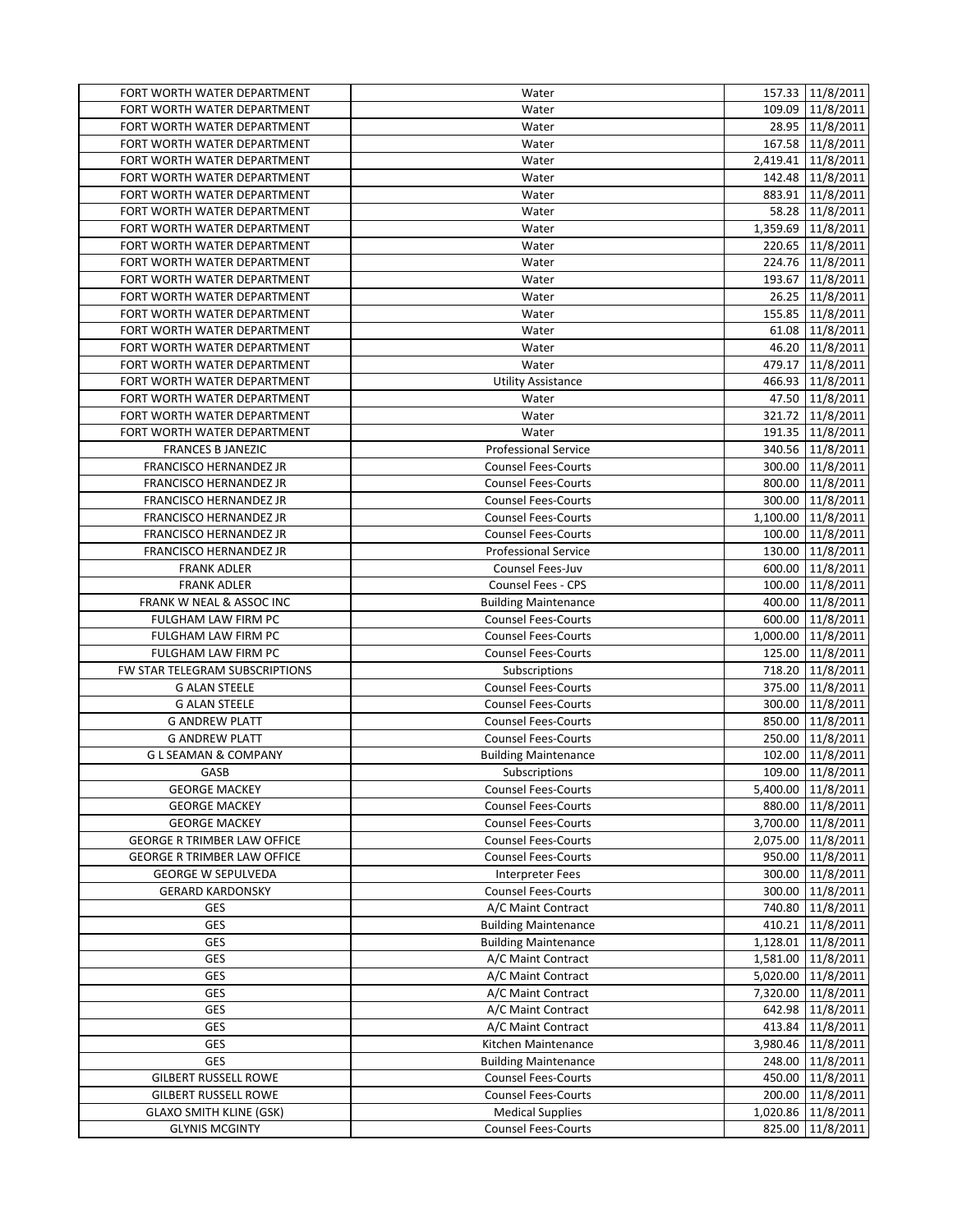| FORT WORTH WATER DEPARTMENT | Water | 157.33 | 11/8/2011 |
|---|---|---|---|
| FORT WORTH WATER DEPARTMENT | Water | 109.09 | 11/8/2011 |
| FORT WORTH WATER DEPARTMENT | Water | 28.95 | 11/8/2011 |
| FORT WORTH WATER DEPARTMENT | Water | 167.58 | 11/8/2011 |
| FORT WORTH WATER DEPARTMENT | Water | 2,419.41 | 11/8/2011 |
| FORT WORTH WATER DEPARTMENT | Water | 142.48 | 11/8/2011 |
| FORT WORTH WATER DEPARTMENT | Water | 883.91 | 11/8/2011 |
| FORT WORTH WATER DEPARTMENT | Water | 58.28 | 11/8/2011 |
| FORT WORTH WATER DEPARTMENT | Water | 1,359.69 | 11/8/2011 |
| FORT WORTH WATER DEPARTMENT | Water | 220.65 | 11/8/2011 |
| FORT WORTH WATER DEPARTMENT | Water | 224.76 | 11/8/2011 |
| FORT WORTH WATER DEPARTMENT | Water | 193.67 | 11/8/2011 |
| FORT WORTH WATER DEPARTMENT | Water | 26.25 | 11/8/2011 |
| FORT WORTH WATER DEPARTMENT | Water | 155.85 | 11/8/2011 |
| FORT WORTH WATER DEPARTMENT | Water | 61.08 | 11/8/2011 |
| FORT WORTH WATER DEPARTMENT | Water | 46.20 | 11/8/2011 |
| FORT WORTH WATER DEPARTMENT | Water | 479.17 | 11/8/2011 |
| FORT WORTH WATER DEPARTMENT | Utility Assistance | 466.93 | 11/8/2011 |
| FORT WORTH WATER DEPARTMENT | Water | 47.50 | 11/8/2011 |
| FORT WORTH WATER DEPARTMENT | Water | 321.72 | 11/8/2011 |
| FORT WORTH WATER DEPARTMENT | Water | 191.35 | 11/8/2011 |
| FRANCES B JANEZIC | Professional Service | 340.56 | 11/8/2011 |
| FRANCISCO HERNANDEZ JR | Counsel Fees-Courts | 300.00 | 11/8/2011 |
| FRANCISCO HERNANDEZ JR | Counsel Fees-Courts | 800.00 | 11/8/2011 |
| FRANCISCO HERNANDEZ JR | Counsel Fees-Courts | 300.00 | 11/8/2011 |
| FRANCISCO HERNANDEZ JR | Counsel Fees-Courts | 1,100.00 | 11/8/2011 |
| FRANCISCO HERNANDEZ JR | Counsel Fees-Courts | 100.00 | 11/8/2011 |
| FRANCISCO HERNANDEZ JR | Professional Service | 130.00 | 11/8/2011 |
| FRANK ADLER | Counsel Fees-Juv | 600.00 | 11/8/2011 |
| FRANK ADLER | Counsel Fees - CPS | 100.00 | 11/8/2011 |
| FRANK W NEAL & ASSOC INC | Building Maintenance | 400.00 | 11/8/2011 |
| FULGHAM LAW FIRM PC | Counsel Fees-Courts | 600.00 | 11/8/2011 |
| FULGHAM LAW FIRM PC | Counsel Fees-Courts | 1,000.00 | 11/8/2011 |
| FULGHAM LAW FIRM PC | Counsel Fees-Courts | 125.00 | 11/8/2011 |
| FW STAR TELEGRAM SUBSCRIPTIONS | Subscriptions | 718.20 | 11/8/2011 |
| G ALAN STEELE | Counsel Fees-Courts | 375.00 | 11/8/2011 |
| G ALAN STEELE | Counsel Fees-Courts | 300.00 | 11/8/2011 |
| G ANDREW PLATT | Counsel Fees-Courts | 850.00 | 11/8/2011 |
| G ANDREW PLATT | Counsel Fees-Courts | 250.00 | 11/8/2011 |
| G L SEAMAN & COMPANY | Building Maintenance | 102.00 | 11/8/2011 |
| GASB | Subscriptions | 109.00 | 11/8/2011 |
| GEORGE MACKEY | Counsel Fees-Courts | 5,400.00 | 11/8/2011 |
| GEORGE MACKEY | Counsel Fees-Courts | 880.00 | 11/8/2011 |
| GEORGE MACKEY | Counsel Fees-Courts | 3,700.00 | 11/8/2011 |
| GEORGE R TRIMBER LAW OFFICE | Counsel Fees-Courts | 2,075.00 | 11/8/2011 |
| GEORGE R TRIMBER LAW OFFICE | Counsel Fees-Courts | 950.00 | 11/8/2011 |
| GEORGE W SEPULVEDA | Interpreter Fees | 300.00 | 11/8/2011 |
| GERARD KARDONSKY | Counsel Fees-Courts | 300.00 | 11/8/2011 |
| GES | A/C Maint Contract | 740.80 | 11/8/2011 |
| GES | Building Maintenance | 410.21 | 11/8/2011 |
| GES | Building Maintenance | 1,128.01 | 11/8/2011 |
| GES | A/C Maint Contract | 1,581.00 | 11/8/2011 |
| GES | A/C Maint Contract | 5,020.00 | 11/8/2011 |
| GES | A/C Maint Contract | 7,320.00 | 11/8/2011 |
| GES | A/C Maint Contract | 642.98 | 11/8/2011 |
| GES | A/C Maint Contract | 413.84 | 11/8/2011 |
| GES | Kitchen Maintenance | 3,980.46 | 11/8/2011 |
| GES | Building Maintenance | 248.00 | 11/8/2011 |
| GILBERT RUSSELL ROWE | Counsel Fees-Courts | 450.00 | 11/8/2011 |
| GILBERT RUSSELL ROWE | Counsel Fees-Courts | 200.00 | 11/8/2011 |
| GLAXO SMITH KLINE (GSK) | Medical Supplies | 1,020.86 | 11/8/2011 |
| GLYNIS MCGINTY | Counsel Fees-Courts | 825.00 | 11/8/2011 |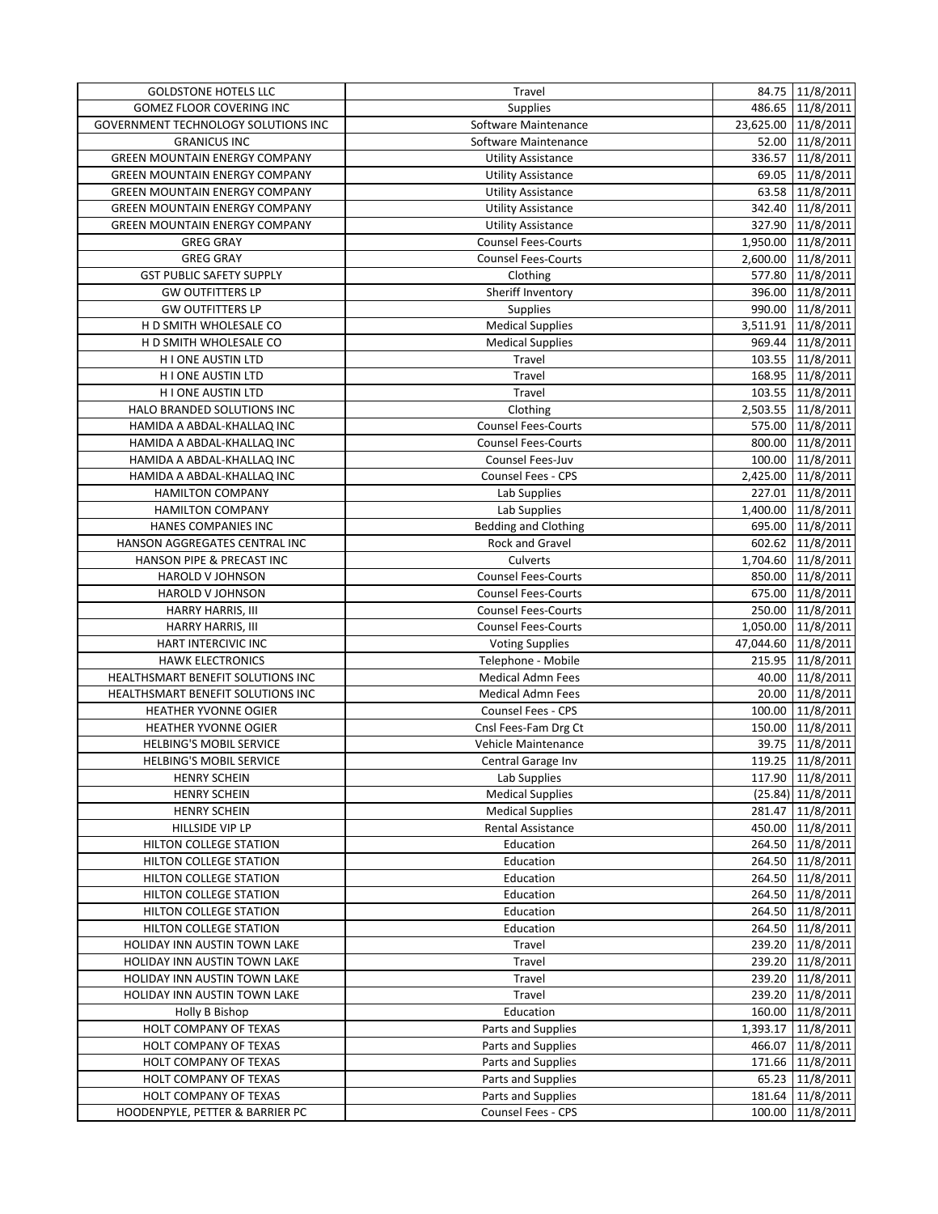| GOLDSTONE HOTELS LLC | Travel | 84.75 | 11/8/2011 |
|---|---|---|---|
| GOMEZ FLOOR COVERING INC | Supplies | 486.65 | 11/8/2011 |
| GOVERNMENT TECHNOLOGY SOLUTIONS INC | Software Maintenance | 23,625.00 | 11/8/2011 |
| GRANICUS INC | Software Maintenance | 52.00 | 11/8/2011 |
| GREEN MOUNTAIN ENERGY COMPANY | Utility Assistance | 336.57 | 11/8/2011 |
| GREEN MOUNTAIN ENERGY COMPANY | Utility Assistance | 69.05 | 11/8/2011 |
| GREEN MOUNTAIN ENERGY COMPANY | Utility Assistance | 63.58 | 11/8/2011 |
| GREEN MOUNTAIN ENERGY COMPANY | Utility Assistance | 342.40 | 11/8/2011 |
| GREEN MOUNTAIN ENERGY COMPANY | Utility Assistance | 327.90 | 11/8/2011 |
| GREG GRAY | Counsel Fees-Courts | 1,950.00 | 11/8/2011 |
| GREG GRAY | Counsel Fees-Courts | 2,600.00 | 11/8/2011 |
| GST PUBLIC SAFETY SUPPLY | Clothing | 577.80 | 11/8/2011 |
| GW OUTFITTERS LP | Sheriff Inventory | 396.00 | 11/8/2011 |
| GW OUTFITTERS LP | Supplies | 990.00 | 11/8/2011 |
| H D SMITH WHOLESALE CO | Medical Supplies | 3,511.91 | 11/8/2011 |
| H D SMITH WHOLESALE CO | Medical Supplies | 969.44 | 11/8/2011 |
| H I ONE AUSTIN LTD | Travel | 103.55 | 11/8/2011 |
| H I ONE AUSTIN LTD | Travel | 168.95 | 11/8/2011 |
| H I ONE AUSTIN LTD | Travel | 103.55 | 11/8/2011 |
| HALO BRANDED SOLUTIONS INC | Clothing | 2,503.55 | 11/8/2011 |
| HAMIDA A ABDAL-KHALLAQ INC | Counsel Fees-Courts | 575.00 | 11/8/2011 |
| HAMIDA A ABDAL-KHALLAQ INC | Counsel Fees-Courts | 800.00 | 11/8/2011 |
| HAMIDA A ABDAL-KHALLAQ INC | Counsel Fees-Juv | 100.00 | 11/8/2011 |
| HAMIDA A ABDAL-KHALLAQ INC | Counsel Fees - CPS | 2,425.00 | 11/8/2011 |
| HAMILTON COMPANY | Lab Supplies | 227.01 | 11/8/2011 |
| HAMILTON COMPANY | Lab Supplies | 1,400.00 | 11/8/2011 |
| HANES COMPANIES INC | Bedding and Clothing | 695.00 | 11/8/2011 |
| HANSON AGGREGATES CENTRAL INC | Rock and Gravel | 602.62 | 11/8/2011 |
| HANSON PIPE & PRECAST INC | Culverts | 1,704.60 | 11/8/2011 |
| HAROLD V JOHNSON | Counsel Fees-Courts | 850.00 | 11/8/2011 |
| HAROLD V JOHNSON | Counsel Fees-Courts | 675.00 | 11/8/2011 |
| HARRY HARRIS, III | Counsel Fees-Courts | 250.00 | 11/8/2011 |
| HARRY HARRIS, III | Counsel Fees-Courts | 1,050.00 | 11/8/2011 |
| HART INTERCIVIC INC | Voting Supplies | 47,044.60 | 11/8/2011 |
| HAWK ELECTRONICS | Telephone - Mobile | 215.95 | 11/8/2011 |
| HEALTHSMART BENEFIT SOLUTIONS INC | Medical Admn Fees | 40.00 | 11/8/2011 |
| HEALTHSMART BENEFIT SOLUTIONS INC | Medical Admn Fees | 20.00 | 11/8/2011 |
| HEATHER YVONNE OGIER | Counsel Fees - CPS | 100.00 | 11/8/2011 |
| HEATHER YVONNE OGIER | Cnsl Fees-Fam Drg Ct | 150.00 | 11/8/2011 |
| HELBING'S MOBIL SERVICE | Vehicle Maintenance | 39.75 | 11/8/2011 |
| HELBING'S MOBIL SERVICE | Central Garage Inv | 119.25 | 11/8/2011 |
| HENRY SCHEIN | Lab Supplies | 117.90 | 11/8/2011 |
| HENRY SCHEIN | Medical Supplies | (25.84) | 11/8/2011 |
| HENRY SCHEIN | Medical Supplies | 281.47 | 11/8/2011 |
| HILLSIDE VIP LP | Rental Assistance | 450.00 | 11/8/2011 |
| HILTON COLLEGE STATION | Education | 264.50 | 11/8/2011 |
| HILTON COLLEGE STATION | Education | 264.50 | 11/8/2011 |
| HILTON COLLEGE STATION | Education | 264.50 | 11/8/2011 |
| HILTON COLLEGE STATION | Education | 264.50 | 11/8/2011 |
| HILTON COLLEGE STATION | Education | 264.50 | 11/8/2011 |
| HILTON COLLEGE STATION | Education | 264.50 | 11/8/2011 |
| HOLIDAY INN AUSTIN TOWN LAKE | Travel | 239.20 | 11/8/2011 |
| HOLIDAY INN AUSTIN TOWN LAKE | Travel | 239.20 | 11/8/2011 |
| HOLIDAY INN AUSTIN TOWN LAKE | Travel | 239.20 | 11/8/2011 |
| HOLIDAY INN AUSTIN TOWN LAKE | Travel | 239.20 | 11/8/2011 |
| Holly B Bishop | Education | 160.00 | 11/8/2011 |
| HOLT COMPANY OF TEXAS | Parts and Supplies | 1,393.17 | 11/8/2011 |
| HOLT COMPANY OF TEXAS | Parts and Supplies | 466.07 | 11/8/2011 |
| HOLT COMPANY OF TEXAS | Parts and Supplies | 171.66 | 11/8/2011 |
| HOLT COMPANY OF TEXAS | Parts and Supplies | 65.23 | 11/8/2011 |
| HOLT COMPANY OF TEXAS | Parts and Supplies | 181.64 | 11/8/2011 |
| HOODENPYLE, PETTER & BARRIER PC | Counsel Fees - CPS | 100.00 | 11/8/2011 |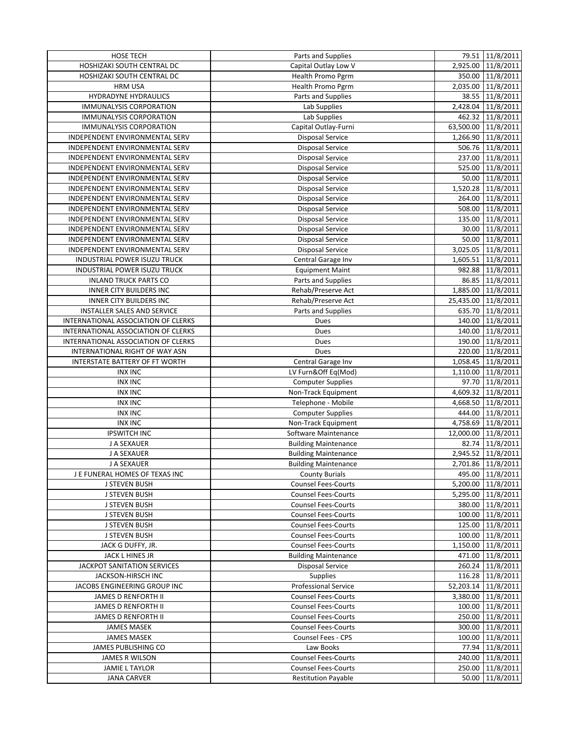| HOSE TECH | Parts and Supplies | 79.51 | 11/8/2011 |
|---|---|---|---|
| HOSHIZAKI SOUTH CENTRAL DC | Capital Outlay Low V | 2,925.00 | 11/8/2011 |
| HOSHIZAKI SOUTH CENTRAL DC | Health Promo Pgrm | 350.00 | 11/8/2011 |
| HRM USA | Health Promo Pgrm | 2,035.00 | 11/8/2011 |
| HYDRADYNE HYDRAULICS | Parts and Supplies | 38.55 | 11/8/2011 |
| IMMUNALYSIS CORPORATION | Lab Supplies | 2,428.04 | 11/8/2011 |
| IMMUNALYSIS CORPORATION | Lab Supplies | 462.32 | 11/8/2011 |
| IMMUNALYSIS CORPORATION | Capital Outlay-Furni | 63,500.00 | 11/8/2011 |
| INDEPENDENT ENVIRONMENTAL SERV | Disposal Service | 1,266.90 | 11/8/2011 |
| INDEPENDENT ENVIRONMENTAL SERV | Disposal Service | 506.76 | 11/8/2011 |
| INDEPENDENT ENVIRONMENTAL SERV | Disposal Service | 237.00 | 11/8/2011 |
| INDEPENDENT ENVIRONMENTAL SERV | Disposal Service | 525.00 | 11/8/2011 |
| INDEPENDENT ENVIRONMENTAL SERV | Disposal Service | 50.00 | 11/8/2011 |
| INDEPENDENT ENVIRONMENTAL SERV | Disposal Service | 1,520.28 | 11/8/2011 |
| INDEPENDENT ENVIRONMENTAL SERV | Disposal Service | 264.00 | 11/8/2011 |
| INDEPENDENT ENVIRONMENTAL SERV | Disposal Service | 508.00 | 11/8/2011 |
| INDEPENDENT ENVIRONMENTAL SERV | Disposal Service | 135.00 | 11/8/2011 |
| INDEPENDENT ENVIRONMENTAL SERV | Disposal Service | 30.00 | 11/8/2011 |
| INDEPENDENT ENVIRONMENTAL SERV | Disposal Service | 50.00 | 11/8/2011 |
| INDEPENDENT ENVIRONMENTAL SERV | Disposal Service | 3,025.05 | 11/8/2011 |
| INDUSTRIAL POWER ISUZU TRUCK | Central Garage Inv | 1,605.51 | 11/8/2011 |
| INDUSTRIAL POWER ISUZU TRUCK | Equipment Maint | 982.88 | 11/8/2011 |
| INLAND TRUCK PARTS CO | Parts and Supplies | 86.85 | 11/8/2011 |
| INNER CITY BUILDERS INC | Rehab/Preserve Act | 1,885.00 | 11/8/2011 |
| INNER CITY BUILDERS INC | Rehab/Preserve Act | 25,435.00 | 11/8/2011 |
| INSTALLER SALES AND SERVICE | Parts and Supplies | 635.70 | 11/8/2011 |
| INTERNATIONAL ASSOCIATION OF CLERKS | Dues | 140.00 | 11/8/2011 |
| INTERNATIONAL ASSOCIATION OF CLERKS | Dues | 140.00 | 11/8/2011 |
| INTERNATIONAL ASSOCIATION OF CLERKS | Dues | 190.00 | 11/8/2011 |
| INTERNATIONAL RIGHT OF WAY ASN | Dues | 220.00 | 11/8/2011 |
| INTERSTATE BATTERY OF FT WORTH | Central Garage Inv | 1,058.45 | 11/8/2011 |
| INX INC | LV Furn&Off Eq(Mod) | 1,110.00 | 11/8/2011 |
| INX INC | Computer Supplies | 97.70 | 11/8/2011 |
| INX INC | Non-Track Equipment | 4,609.32 | 11/8/2011 |
| INX INC | Telephone - Mobile | 4,668.50 | 11/8/2011 |
| INX INC | Computer Supplies | 444.00 | 11/8/2011 |
| INX INC | Non-Track Equipment | 4,758.69 | 11/8/2011 |
| IPSWITCH INC | Software Maintenance | 12,000.00 | 11/8/2011 |
| J A SEXAUER | Building Maintenance | 82.74 | 11/8/2011 |
| J A SEXAUER | Building Maintenance | 2,945.52 | 11/8/2011 |
| J A SEXAUER | Building Maintenance | 2,701.86 | 11/8/2011 |
| J E FUNERAL HOMES OF TEXAS INC | County Burials | 495.00 | 11/8/2011 |
| J STEVEN BUSH | Counsel Fees-Courts | 5,200.00 | 11/8/2011 |
| J STEVEN BUSH | Counsel Fees-Courts | 5,295.00 | 11/8/2011 |
| J STEVEN BUSH | Counsel Fees-Courts | 380.00 | 11/8/2011 |
| J STEVEN BUSH | Counsel Fees-Courts | 100.00 | 11/8/2011 |
| J STEVEN BUSH | Counsel Fees-Courts | 125.00 | 11/8/2011 |
| J STEVEN BUSH | Counsel Fees-Courts | 100.00 | 11/8/2011 |
| JACK G DUFFY, JR. | Counsel Fees-Courts | 1,150.00 | 11/8/2011 |
| JACK L HINES JR | Building Maintenance | 471.00 | 11/8/2011 |
| JACKPOT SANITATION SERVICES | Disposal Service | 260.24 | 11/8/2011 |
| JACKSON-HIRSCH INC | Supplies | 116.28 | 11/8/2011 |
| JACOBS ENGINEERING GROUP INC | Professional Service | 52,203.14 | 11/8/2011 |
| JAMES D RENFORTH II | Counsel Fees-Courts | 3,380.00 | 11/8/2011 |
| JAMES D RENFORTH II | Counsel Fees-Courts | 100.00 | 11/8/2011 |
| JAMES D RENFORTH II | Counsel Fees-Courts | 250.00 | 11/8/2011 |
| JAMES MASEK | Counsel Fees-Courts | 300.00 | 11/8/2011 |
| JAMES MASEK | Counsel Fees - CPS | 100.00 | 11/8/2011 |
| JAMES PUBLISHING CO | Law Books | 77.94 | 11/8/2011 |
| JAMES R WILSON | Counsel Fees-Courts | 240.00 | 11/8/2011 |
| JAMIE L TAYLOR | Counsel Fees-Courts | 250.00 | 11/8/2011 |
| JANA CARVER | Restitution Payable | 50.00 | 11/8/2011 |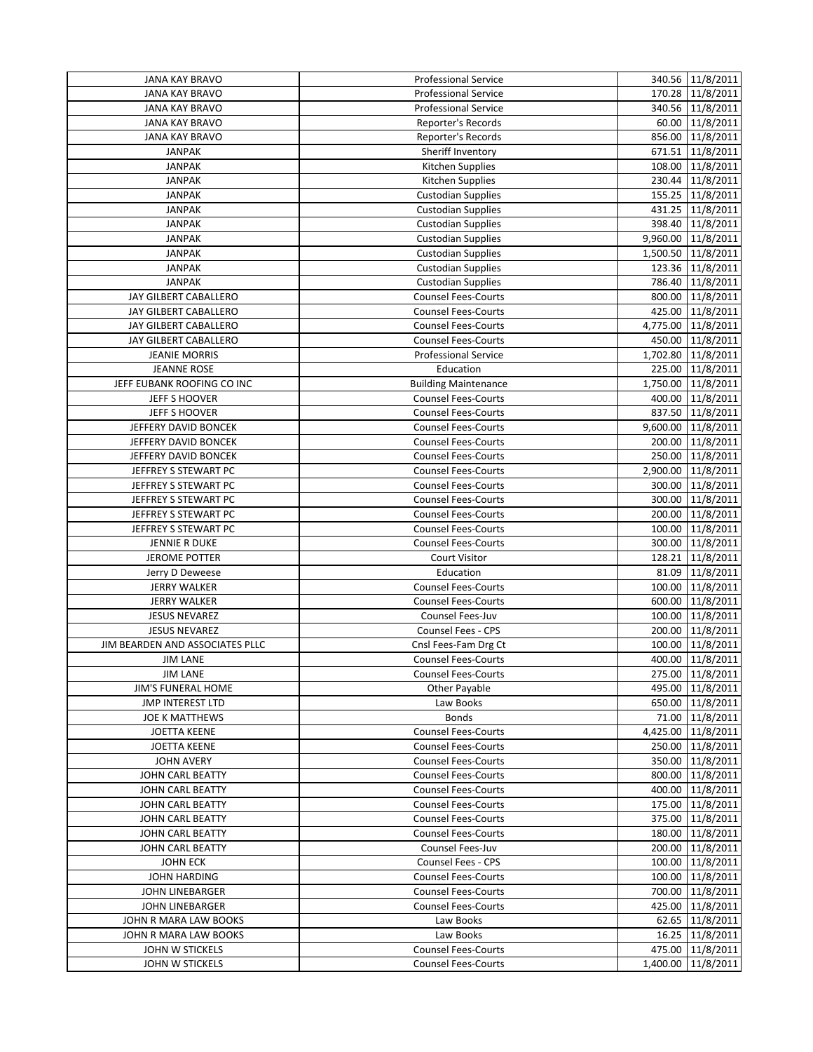| JANA KAY BRAVO | Professional Service | 340.56 | 11/8/2011 |
|---|---|---|---|
| JANA KAY BRAVO | Professional Service | 170.28 | 11/8/2011 |
| JANA KAY BRAVO | Professional Service | 340.56 | 11/8/2011 |
| JANA KAY BRAVO | Reporter's Records | 60.00 | 11/8/2011 |
| JANA KAY BRAVO | Reporter's Records | 856.00 | 11/8/2011 |
| JANPAK | Sheriff Inventory | 671.51 | 11/8/2011 |
| JANPAK | Kitchen Supplies | 108.00 | 11/8/2011 |
| JANPAK | Kitchen Supplies | 230.44 | 11/8/2011 |
| JANPAK | Custodian Supplies | 155.25 | 11/8/2011 |
| JANPAK | Custodian Supplies | 431.25 | 11/8/2011 |
| JANPAK | Custodian Supplies | 398.40 | 11/8/2011 |
| JANPAK | Custodian Supplies | 9,960.00 | 11/8/2011 |
| JANPAK | Custodian Supplies | 1,500.50 | 11/8/2011 |
| JANPAK | Custodian Supplies | 123.36 | 11/8/2011 |
| JANPAK | Custodian Supplies | 786.40 | 11/8/2011 |
| JAY GILBERT CABALLERO | Counsel Fees-Courts | 800.00 | 11/8/2011 |
| JAY GILBERT CABALLERO | Counsel Fees-Courts | 425.00 | 11/8/2011 |
| JAY GILBERT CABALLERO | Counsel Fees-Courts | 4,775.00 | 11/8/2011 |
| JAY GILBERT CABALLERO | Counsel Fees-Courts | 450.00 | 11/8/2011 |
| JEANIE MORRIS | Professional Service | 1,702.80 | 11/8/2011 |
| JEANNE ROSE | Education | 225.00 | 11/8/2011 |
| JEFF EUBANK ROOFING CO INC | Building Maintenance | 1,750.00 | 11/8/2011 |
| JEFF S HOOVER | Counsel Fees-Courts | 400.00 | 11/8/2011 |
| JEFF S HOOVER | Counsel Fees-Courts | 837.50 | 11/8/2011 |
| JEFFERY DAVID BONCEK | Counsel Fees-Courts | 9,600.00 | 11/8/2011 |
| JEFFERY DAVID BONCEK | Counsel Fees-Courts | 200.00 | 11/8/2011 |
| JEFFERY DAVID BONCEK | Counsel Fees-Courts | 250.00 | 11/8/2011 |
| JEFFREY S STEWART PC | Counsel Fees-Courts | 2,900.00 | 11/8/2011 |
| JEFFREY S STEWART PC | Counsel Fees-Courts | 300.00 | 11/8/2011 |
| JEFFREY S STEWART PC | Counsel Fees-Courts | 300.00 | 11/8/2011 |
| JEFFREY S STEWART PC | Counsel Fees-Courts | 200.00 | 11/8/2011 |
| JEFFREY S STEWART PC | Counsel Fees-Courts | 100.00 | 11/8/2011 |
| JENNIE R DUKE | Counsel Fees-Courts | 300.00 | 11/8/2011 |
| JEROME POTTER | Court Visitor | 128.21 | 11/8/2011 |
| Jerry D Deweese | Education | 81.09 | 11/8/2011 |
| JERRY WALKER | Counsel Fees-Courts | 100.00 | 11/8/2011 |
| JERRY WALKER | Counsel Fees-Courts | 600.00 | 11/8/2011 |
| JESUS NEVAREZ | Counsel Fees-Juv | 100.00 | 11/8/2011 |
| JESUS NEVAREZ | Counsel Fees - CPS | 200.00 | 11/8/2011 |
| JIM BEARDEN AND ASSOCIATES PLLC | Cnsl Fees-Fam Drg Ct | 100.00 | 11/8/2011 |
| JIM LANE | Counsel Fees-Courts | 400.00 | 11/8/2011 |
| JIM LANE | Counsel Fees-Courts | 275.00 | 11/8/2011 |
| JIM'S FUNERAL HOME | Other Payable | 495.00 | 11/8/2011 |
| JMP INTEREST LTD | Law Books | 650.00 | 11/8/2011 |
| JOE K MATTHEWS | Bonds | 71.00 | 11/8/2011 |
| JOETTA KEENE | Counsel Fees-Courts | 4,425.00 | 11/8/2011 |
| JOETTA KEENE | Counsel Fees-Courts | 250.00 | 11/8/2011 |
| JOHN AVERY | Counsel Fees-Courts | 350.00 | 11/8/2011 |
| JOHN CARL BEATTY | Counsel Fees-Courts | 800.00 | 11/8/2011 |
| JOHN CARL BEATTY | Counsel Fees-Courts | 400.00 | 11/8/2011 |
| JOHN CARL BEATTY | Counsel Fees-Courts | 175.00 | 11/8/2011 |
| JOHN CARL BEATTY | Counsel Fees-Courts | 375.00 | 11/8/2011 |
| JOHN CARL BEATTY | Counsel Fees-Courts | 180.00 | 11/8/2011 |
| JOHN CARL BEATTY | Counsel Fees-Juv | 200.00 | 11/8/2011 |
| JOHN ECK | Counsel Fees - CPS | 100.00 | 11/8/2011 |
| JOHN HARDING | Counsel Fees-Courts | 100.00 | 11/8/2011 |
| JOHN LINEBARGER | Counsel Fees-Courts | 700.00 | 11/8/2011 |
| JOHN LINEBARGER | Counsel Fees-Courts | 425.00 | 11/8/2011 |
| JOHN R MARA LAW BOOKS | Law Books | 62.65 | 11/8/2011 |
| JOHN R MARA LAW BOOKS | Law Books | 16.25 | 11/8/2011 |
| JOHN W STICKELS | Counsel Fees-Courts | 475.00 | 11/8/2011 |
| JOHN W STICKELS | Counsel Fees-Courts | 1,400.00 | 11/8/2011 |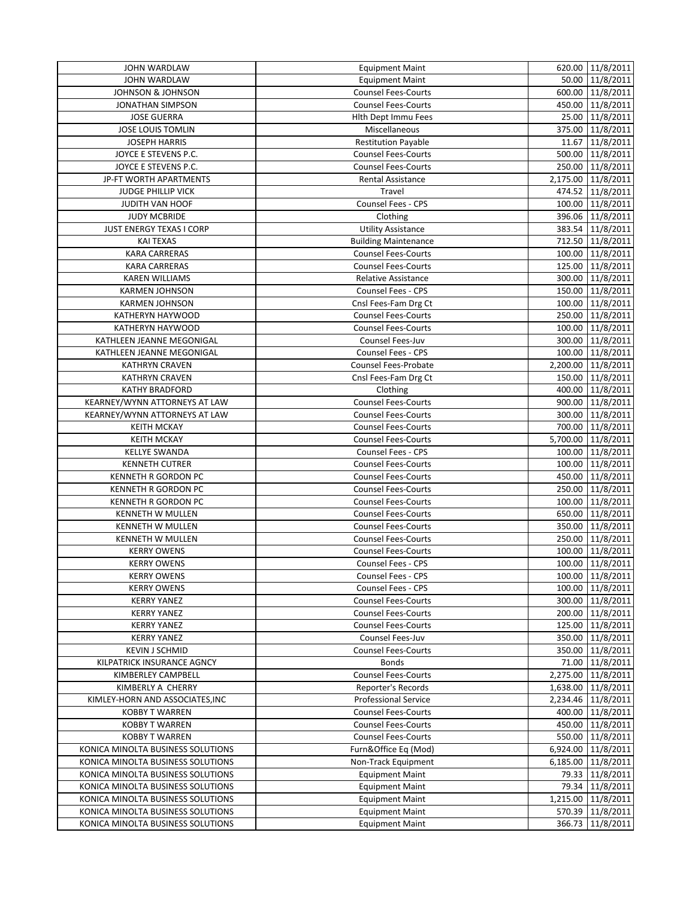| | | | |
|---|---|---|---|
| JOHN WARDLAW | Equipment Maint | 620.00 | 11/8/2011 |
| JOHN WARDLAW | Equipment Maint | 50.00 | 11/8/2011 |
| JOHNSON & JOHNSON | Counsel Fees-Courts | 600.00 | 11/8/2011 |
| JONATHAN SIMPSON | Counsel Fees-Courts | 450.00 | 11/8/2011 |
| JOSE GUERRA | Hlth Dept Immu Fees | 25.00 | 11/8/2011 |
| JOSE LOUIS TOMLIN | Miscellaneous | 375.00 | 11/8/2011 |
| JOSEPH HARRIS | Restitution Payable | 11.67 | 11/8/2011 |
| JOYCE E STEVENS P.C. | Counsel Fees-Courts | 500.00 | 11/8/2011 |
| JOYCE E STEVENS P.C. | Counsel Fees-Courts | 250.00 | 11/8/2011 |
| JP-FT WORTH APARTMENTS | Rental Assistance | 2,175.00 | 11/8/2011 |
| JUDGE PHILLIP VICK | Travel | 474.52 | 11/8/2011 |
| JUDITH VAN HOOF | Counsel Fees - CPS | 100.00 | 11/8/2011 |
| JUDY MCBRIDE | Clothing | 396.06 | 11/8/2011 |
| JUST ENERGY TEXAS I CORP | Utility Assistance | 383.54 | 11/8/2011 |
| KAI TEXAS | Building Maintenance | 712.50 | 11/8/2011 |
| KARA CARRERAS | Counsel Fees-Courts | 100.00 | 11/8/2011 |
| KARA CARRERAS | Counsel Fees-Courts | 125.00 | 11/8/2011 |
| KAREN WILLIAMS | Relative Assistance | 300.00 | 11/8/2011 |
| KARMEN JOHNSON | Counsel Fees - CPS | 150.00 | 11/8/2011 |
| KARMEN JOHNSON | Cnsl Fees-Fam Drg Ct | 100.00 | 11/8/2011 |
| KATHERYN HAYWOOD | Counsel Fees-Courts | 250.00 | 11/8/2011 |
| KATHERYN HAYWOOD | Counsel Fees-Courts | 100.00 | 11/8/2011 |
| KATHLEEN JEANNE MEGONIGAL | Counsel Fees-Juv | 300.00 | 11/8/2011 |
| KATHLEEN JEANNE MEGONIGAL | Counsel Fees - CPS | 100.00 | 11/8/2011 |
| KATHRYN CRAVEN | Counsel Fees-Probate | 2,200.00 | 11/8/2011 |
| KATHRYN CRAVEN | Cnsl Fees-Fam Drg Ct | 150.00 | 11/8/2011 |
| KATHY BRADFORD | Clothing | 400.00 | 11/8/2011 |
| KEARNEY/WYNN ATTORNEYS AT LAW | Counsel Fees-Courts | 900.00 | 11/8/2011 |
| KEARNEY/WYNN ATTORNEYS AT LAW | Counsel Fees-Courts | 300.00 | 11/8/2011 |
| KEITH MCKAY | Counsel Fees-Courts | 700.00 | 11/8/2011 |
| KEITH MCKAY | Counsel Fees-Courts | 5,700.00 | 11/8/2011 |
| KELLYE SWANDA | Counsel Fees - CPS | 100.00 | 11/8/2011 |
| KENNETH CUTRER | Counsel Fees-Courts | 100.00 | 11/8/2011 |
| KENNETH R GORDON PC | Counsel Fees-Courts | 450.00 | 11/8/2011 |
| KENNETH R GORDON PC | Counsel Fees-Courts | 250.00 | 11/8/2011 |
| KENNETH R GORDON PC | Counsel Fees-Courts | 100.00 | 11/8/2011 |
| KENNETH W MULLEN | Counsel Fees-Courts | 650.00 | 11/8/2011 |
| KENNETH W MULLEN | Counsel Fees-Courts | 350.00 | 11/8/2011 |
| KENNETH W MULLEN | Counsel Fees-Courts | 250.00 | 11/8/2011 |
| KERRY OWENS | Counsel Fees-Courts | 100.00 | 11/8/2011 |
| KERRY OWENS | Counsel Fees - CPS | 100.00 | 11/8/2011 |
| KERRY OWENS | Counsel Fees - CPS | 100.00 | 11/8/2011 |
| KERRY OWENS | Counsel Fees - CPS | 100.00 | 11/8/2011 |
| KERRY YANEZ | Counsel Fees-Courts | 300.00 | 11/8/2011 |
| KERRY YANEZ | Counsel Fees-Courts | 200.00 | 11/8/2011 |
| KERRY YANEZ | Counsel Fees-Courts | 125.00 | 11/8/2011 |
| KERRY YANEZ | Counsel Fees-Juv | 350.00 | 11/8/2011 |
| KEVIN J SCHMID | Counsel Fees-Courts | 350.00 | 11/8/2011 |
| KILPATRICK INSURANCE AGNCY | Bonds | 71.00 | 11/8/2011 |
| KIMBERLEY CAMPBELL | Counsel Fees-Courts | 2,275.00 | 11/8/2011 |
| KIMBERLY A CHERRY | Reporter's Records | 1,638.00 | 11/8/2011 |
| KIMLEY-HORN AND ASSOCIATES,INC | Professional Service | 2,234.46 | 11/8/2011 |
| KOBBY T WARREN | Counsel Fees-Courts | 400.00 | 11/8/2011 |
| KOBBY T WARREN | Counsel Fees-Courts | 450.00 | 11/8/2011 |
| KOBBY T WARREN | Counsel Fees-Courts | 550.00 | 11/8/2011 |
| KONICA MINOLTA BUSINESS SOLUTIONS | Furn&Office Eq (Mod) | 6,924.00 | 11/8/2011 |
| KONICA MINOLTA BUSINESS SOLUTIONS | Non-Track Equipment | 6,185.00 | 11/8/2011 |
| KONICA MINOLTA BUSINESS SOLUTIONS | Equipment Maint | 79.33 | 11/8/2011 |
| KONICA MINOLTA BUSINESS SOLUTIONS | Equipment Maint | 79.34 | 11/8/2011 |
| KONICA MINOLTA BUSINESS SOLUTIONS | Equipment Maint | 1,215.00 | 11/8/2011 |
| KONICA MINOLTA BUSINESS SOLUTIONS | Equipment Maint | 570.39 | 11/8/2011 |
| KONICA MINOLTA BUSINESS SOLUTIONS | Equipment Maint | 366.73 | 11/8/2011 |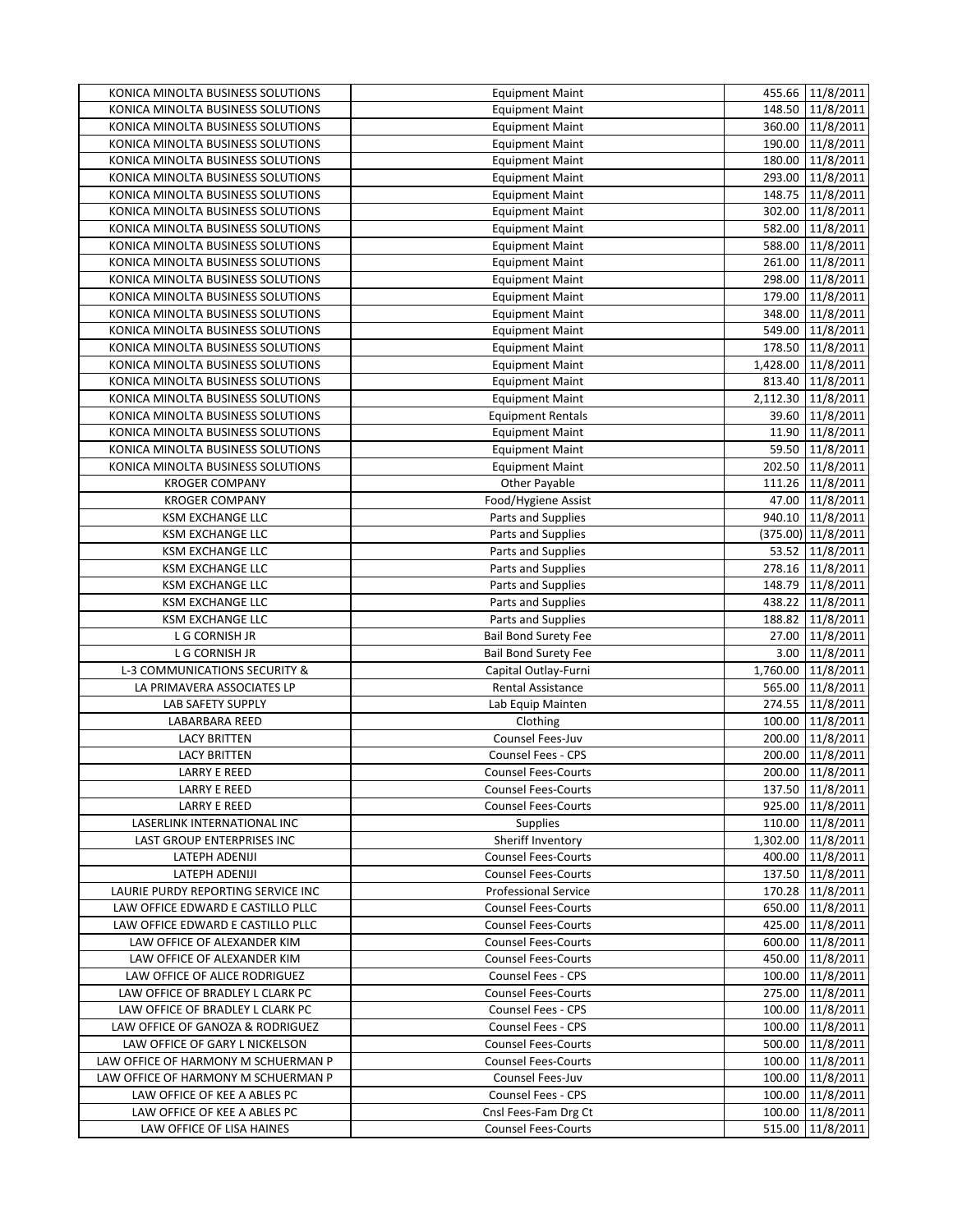| | | | |
|---|---|---|---|
| KONICA MINOLTA BUSINESS SOLUTIONS | Equipment Maint | 455.66 | 11/8/2011 |
| KONICA MINOLTA BUSINESS SOLUTIONS | Equipment Maint | 148.50 | 11/8/2011 |
| KONICA MINOLTA BUSINESS SOLUTIONS | Equipment Maint | 360.00 | 11/8/2011 |
| KONICA MINOLTA BUSINESS SOLUTIONS | Equipment Maint | 190.00 | 11/8/2011 |
| KONICA MINOLTA BUSINESS SOLUTIONS | Equipment Maint | 180.00 | 11/8/2011 |
| KONICA MINOLTA BUSINESS SOLUTIONS | Equipment Maint | 293.00 | 11/8/2011 |
| KONICA MINOLTA BUSINESS SOLUTIONS | Equipment Maint | 148.75 | 11/8/2011 |
| KONICA MINOLTA BUSINESS SOLUTIONS | Equipment Maint | 302.00 | 11/8/2011 |
| KONICA MINOLTA BUSINESS SOLUTIONS | Equipment Maint | 582.00 | 11/8/2011 |
| KONICA MINOLTA BUSINESS SOLUTIONS | Equipment Maint | 588.00 | 11/8/2011 |
| KONICA MINOLTA BUSINESS SOLUTIONS | Equipment Maint | 261.00 | 11/8/2011 |
| KONICA MINOLTA BUSINESS SOLUTIONS | Equipment Maint | 298.00 | 11/8/2011 |
| KONICA MINOLTA BUSINESS SOLUTIONS | Equipment Maint | 179.00 | 11/8/2011 |
| KONICA MINOLTA BUSINESS SOLUTIONS | Equipment Maint | 348.00 | 11/8/2011 |
| KONICA MINOLTA BUSINESS SOLUTIONS | Equipment Maint | 549.00 | 11/8/2011 |
| KONICA MINOLTA BUSINESS SOLUTIONS | Equipment Maint | 178.50 | 11/8/2011 |
| KONICA MINOLTA BUSINESS SOLUTIONS | Equipment Maint | 1,428.00 | 11/8/2011 |
| KONICA MINOLTA BUSINESS SOLUTIONS | Equipment Maint | 813.40 | 11/8/2011 |
| KONICA MINOLTA BUSINESS SOLUTIONS | Equipment Maint | 2,112.30 | 11/8/2011 |
| KONICA MINOLTA BUSINESS SOLUTIONS | Equipment Rentals | 39.60 | 11/8/2011 |
| KONICA MINOLTA BUSINESS SOLUTIONS | Equipment Maint | 11.90 | 11/8/2011 |
| KONICA MINOLTA BUSINESS SOLUTIONS | Equipment Maint | 59.50 | 11/8/2011 |
| KONICA MINOLTA BUSINESS SOLUTIONS | Equipment Maint | 202.50 | 11/8/2011 |
| KROGER COMPANY | Other Payable | 111.26 | 11/8/2011 |
| KROGER COMPANY | Food/Hygiene Assist | 47.00 | 11/8/2011 |
| KSM EXCHANGE LLC | Parts and Supplies | 940.10 | 11/8/2011 |
| KSM EXCHANGE LLC | Parts and Supplies | (375.00) | 11/8/2011 |
| KSM EXCHANGE LLC | Parts and Supplies | 53.52 | 11/8/2011 |
| KSM EXCHANGE LLC | Parts and Supplies | 278.16 | 11/8/2011 |
| KSM EXCHANGE LLC | Parts and Supplies | 148.79 | 11/8/2011 |
| KSM EXCHANGE LLC | Parts and Supplies | 438.22 | 11/8/2011 |
| KSM EXCHANGE LLC | Parts and Supplies | 188.82 | 11/8/2011 |
| L G CORNISH JR | Bail Bond Surety Fee | 27.00 | 11/8/2011 |
| L G CORNISH JR | Bail Bond Surety Fee | 3.00 | 11/8/2011 |
| L-3 COMMUNICATIONS SECURITY & | Capital Outlay-Furni | 1,760.00 | 11/8/2011 |
| LA PRIMAVERA ASSOCIATES LP | Rental Assistance | 565.00 | 11/8/2011 |
| LAB SAFETY SUPPLY | Lab Equip Mainten | 274.55 | 11/8/2011 |
| LABARBARA REED | Clothing | 100.00 | 11/8/2011 |
| LACY BRITTEN | Counsel Fees-Juv | 200.00 | 11/8/2011 |
| LACY BRITTEN | Counsel Fees - CPS | 200.00 | 11/8/2011 |
| LARRY E REED | Counsel Fees-Courts | 200.00 | 11/8/2011 |
| LARRY E REED | Counsel Fees-Courts | 137.50 | 11/8/2011 |
| LARRY E REED | Counsel Fees-Courts | 925.00 | 11/8/2011 |
| LASERLINK INTERNATIONAL INC | Supplies | 110.00 | 11/8/2011 |
| LAST GROUP ENTERPRISES INC | Sheriff Inventory | 1,302.00 | 11/8/2011 |
| LATEPH ADENIJI | Counsel Fees-Courts | 400.00 | 11/8/2011 |
| LATEPH ADENIJI | Counsel Fees-Courts | 137.50 | 11/8/2011 |
| LAURIE PURDY REPORTING SERVICE INC | Professional Service | 170.28 | 11/8/2011 |
| LAW OFFICE EDWARD E CASTILLO PLLC | Counsel Fees-Courts | 650.00 | 11/8/2011 |
| LAW OFFICE EDWARD E CASTILLO PLLC | Counsel Fees-Courts | 425.00 | 11/8/2011 |
| LAW OFFICE OF ALEXANDER KIM | Counsel Fees-Courts | 600.00 | 11/8/2011 |
| LAW OFFICE OF ALEXANDER KIM | Counsel Fees-Courts | 450.00 | 11/8/2011 |
| LAW OFFICE OF ALICE RODRIGUEZ | Counsel Fees - CPS | 100.00 | 11/8/2011 |
| LAW OFFICE OF BRADLEY L CLARK PC | Counsel Fees-Courts | 275.00 | 11/8/2011 |
| LAW OFFICE OF BRADLEY L CLARK PC | Counsel Fees - CPS | 100.00 | 11/8/2011 |
| LAW OFFICE OF GANOZA & RODRIGUEZ | Counsel Fees - CPS | 100.00 | 11/8/2011 |
| LAW OFFICE OF GARY L NICKELSON | Counsel Fees-Courts | 500.00 | 11/8/2011 |
| LAW OFFICE OF HARMONY M SCHUERMAN P | Counsel Fees-Courts | 100.00 | 11/8/2011 |
| LAW OFFICE OF HARMONY M SCHUERMAN P | Counsel Fees-Juv | 100.00 | 11/8/2011 |
| LAW OFFICE OF KEE A ABLES PC | Counsel Fees - CPS | 100.00 | 11/8/2011 |
| LAW OFFICE OF KEE A ABLES PC | Cnsl Fees-Fam Drg Ct | 100.00 | 11/8/2011 |
| LAW OFFICE OF LISA HAINES | Counsel Fees-Courts | 515.00 | 11/8/2011 |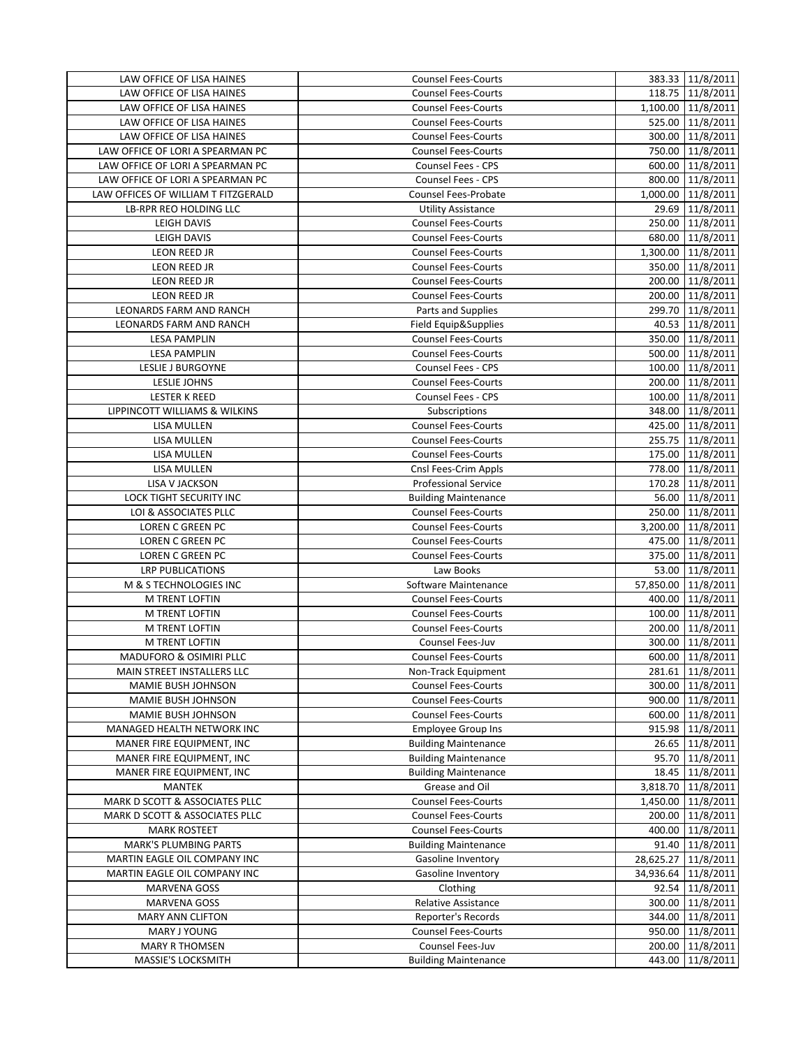| | | | |
|---|---|---|---|
| LAW OFFICE OF LISA HAINES | Counsel Fees-Courts | 383.33 | 11/8/2011 |
| LAW OFFICE OF LISA HAINES | Counsel Fees-Courts | 118.75 | 11/8/2011 |
| LAW OFFICE OF LISA HAINES | Counsel Fees-Courts | 1,100.00 | 11/8/2011 |
| LAW OFFICE OF LISA HAINES | Counsel Fees-Courts | 525.00 | 11/8/2011 |
| LAW OFFICE OF LISA HAINES | Counsel Fees-Courts | 300.00 | 11/8/2011 |
| LAW OFFICE OF LORI A SPEARMAN PC | Counsel Fees-Courts | 750.00 | 11/8/2011 |
| LAW OFFICE OF LORI A SPEARMAN PC | Counsel Fees - CPS | 600.00 | 11/8/2011 |
| LAW OFFICE OF LORI A SPEARMAN PC | Counsel Fees - CPS | 800.00 | 11/8/2011 |
| LAW OFFICES OF WILLIAM T FITZGERALD | Counsel Fees-Probate | 1,000.00 | 11/8/2011 |
| LB-RPR REO HOLDING LLC | Utility Assistance | 29.69 | 11/8/2011 |
| LEIGH DAVIS | Counsel Fees-Courts | 250.00 | 11/8/2011 |
| LEIGH DAVIS | Counsel Fees-Courts | 680.00 | 11/8/2011 |
| LEON REED JR | Counsel Fees-Courts | 1,300.00 | 11/8/2011 |
| LEON REED JR | Counsel Fees-Courts | 350.00 | 11/8/2011 |
| LEON REED JR | Counsel Fees-Courts | 200.00 | 11/8/2011 |
| LEON REED JR | Counsel Fees-Courts | 200.00 | 11/8/2011 |
| LEONARDS FARM AND RANCH | Parts and Supplies | 299.70 | 11/8/2011 |
| LEONARDS FARM AND RANCH | Field Equip&Supplies | 40.53 | 11/8/2011 |
| LESA PAMPLIN | Counsel Fees-Courts | 350.00 | 11/8/2011 |
| LESA PAMPLIN | Counsel Fees-Courts | 500.00 | 11/8/2011 |
| LESLIE J BURGOYNE | Counsel Fees - CPS | 100.00 | 11/8/2011 |
| LESLIE JOHNS | Counsel Fees-Courts | 200.00 | 11/8/2011 |
| LESTER K REED | Counsel Fees - CPS | 100.00 | 11/8/2011 |
| LIPPINCOTT WILLIAMS & WILKINS | Subscriptions | 348.00 | 11/8/2011 |
| LISA MULLEN | Counsel Fees-Courts | 425.00 | 11/8/2011 |
| LISA MULLEN | Counsel Fees-Courts | 255.75 | 11/8/2011 |
| LISA MULLEN | Counsel Fees-Courts | 175.00 | 11/8/2011 |
| LISA MULLEN | Cnsl Fees-Crim Appls | 778.00 | 11/8/2011 |
| LISA V JACKSON | Professional Service | 170.28 | 11/8/2011 |
| LOCK TIGHT SECURITY INC | Building Maintenance | 56.00 | 11/8/2011 |
| LOI & ASSOCIATES PLLC | Counsel Fees-Courts | 250.00 | 11/8/2011 |
| LOREN C GREEN PC | Counsel Fees-Courts | 3,200.00 | 11/8/2011 |
| LOREN C GREEN PC | Counsel Fees-Courts | 475.00 | 11/8/2011 |
| LOREN C GREEN PC | Counsel Fees-Courts | 375.00 | 11/8/2011 |
| LRP PUBLICATIONS | Law Books | 53.00 | 11/8/2011 |
| M & S TECHNOLOGIES INC | Software Maintenance | 57,850.00 | 11/8/2011 |
| M TRENT LOFTIN | Counsel Fees-Courts | 400.00 | 11/8/2011 |
| M TRENT LOFTIN | Counsel Fees-Courts | 100.00 | 11/8/2011 |
| M TRENT LOFTIN | Counsel Fees-Courts | 200.00 | 11/8/2011 |
| M TRENT LOFTIN | Counsel Fees-Juv | 300.00 | 11/8/2011 |
| MADUFORO & OSIMIRI PLLC | Counsel Fees-Courts | 600.00 | 11/8/2011 |
| MAIN STREET INSTALLERS LLC | Non-Track Equipment | 281.61 | 11/8/2011 |
| MAMIE BUSH JOHNSON | Counsel Fees-Courts | 300.00 | 11/8/2011 |
| MAMIE BUSH JOHNSON | Counsel Fees-Courts | 900.00 | 11/8/2011 |
| MAMIE BUSH JOHNSON | Counsel Fees-Courts | 600.00 | 11/8/2011 |
| MANAGED HEALTH NETWORK INC | Employee Group Ins | 915.98 | 11/8/2011 |
| MANER FIRE EQUIPMENT, INC | Building Maintenance | 26.65 | 11/8/2011 |
| MANER FIRE EQUIPMENT, INC | Building Maintenance | 95.70 | 11/8/2011 |
| MANER FIRE EQUIPMENT, INC | Building Maintenance | 18.45 | 11/8/2011 |
| MANTEK | Grease and Oil | 3,818.70 | 11/8/2011 |
| MARK D SCOTT & ASSOCIATES PLLC | Counsel Fees-Courts | 1,450.00 | 11/8/2011 |
| MARK D SCOTT & ASSOCIATES PLLC | Counsel Fees-Courts | 200.00 | 11/8/2011 |
| MARK ROSTEET | Counsel Fees-Courts | 400.00 | 11/8/2011 |
| MARK'S PLUMBING PARTS | Building Maintenance | 91.40 | 11/8/2011 |
| MARTIN EAGLE OIL COMPANY INC | Gasoline Inventory | 28,625.27 | 11/8/2011 |
| MARTIN EAGLE OIL COMPANY INC | Gasoline Inventory | 34,936.64 | 11/8/2011 |
| MARVENA GOSS | Clothing | 92.54 | 11/8/2011 |
| MARVENA GOSS | Relative Assistance | 300.00 | 11/8/2011 |
| MARY ANN CLIFTON | Reporter's Records | 344.00 | 11/8/2011 |
| MARY J YOUNG | Counsel Fees-Courts | 950.00 | 11/8/2011 |
| MARY R THOMSEN | Counsel Fees-Juv | 200.00 | 11/8/2011 |
| MASSIE'S LOCKSMITH | Building Maintenance | 443.00 | 11/8/2011 |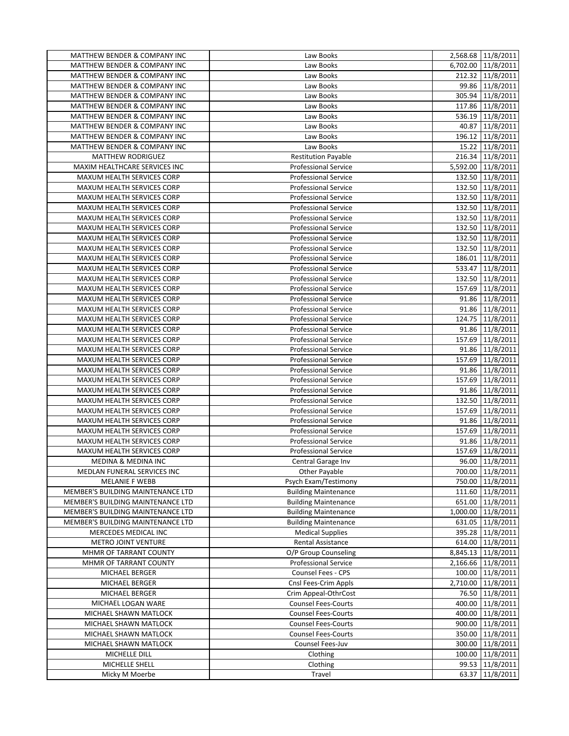| | | | |
|---|---|---|---|
| MATTHEW BENDER & COMPANY INC | Law Books | 2,568.68 | 11/8/2011 |
| MATTHEW BENDER & COMPANY INC | Law Books | 6,702.00 | 11/8/2011 |
| MATTHEW BENDER & COMPANY INC | Law Books | 212.32 | 11/8/2011 |
| MATTHEW BENDER & COMPANY INC | Law Books | 99.86 | 11/8/2011 |
| MATTHEW BENDER & COMPANY INC | Law Books | 305.94 | 11/8/2011 |
| MATTHEW BENDER & COMPANY INC | Law Books | 117.86 | 11/8/2011 |
| MATTHEW BENDER & COMPANY INC | Law Books | 536.19 | 11/8/2011 |
| MATTHEW BENDER & COMPANY INC | Law Books | 40.87 | 11/8/2011 |
| MATTHEW BENDER & COMPANY INC | Law Books | 196.12 | 11/8/2011 |
| MATTHEW BENDER & COMPANY INC | Law Books | 15.22 | 11/8/2011 |
| MATTHEW RODRIGUEZ | Restitution Payable | 216.34 | 11/8/2011 |
| MAXIM HEALTHCARE SERVICES INC | Professional Service | 5,592.00 | 11/8/2011 |
| MAXUM HEALTH SERVICES CORP | Professional Service | 132.50 | 11/8/2011 |
| MAXUM HEALTH SERVICES CORP | Professional Service | 132.50 | 11/8/2011 |
| MAXUM HEALTH SERVICES CORP | Professional Service | 132.50 | 11/8/2011 |
| MAXUM HEALTH SERVICES CORP | Professional Service | 132.50 | 11/8/2011 |
| MAXUM HEALTH SERVICES CORP | Professional Service | 132.50 | 11/8/2011 |
| MAXUM HEALTH SERVICES CORP | Professional Service | 132.50 | 11/8/2011 |
| MAXUM HEALTH SERVICES CORP | Professional Service | 132.50 | 11/8/2011 |
| MAXUM HEALTH SERVICES CORP | Professional Service | 132.50 | 11/8/2011 |
| MAXUM HEALTH SERVICES CORP | Professional Service | 186.01 | 11/8/2011 |
| MAXUM HEALTH SERVICES CORP | Professional Service | 533.47 | 11/8/2011 |
| MAXUM HEALTH SERVICES CORP | Professional Service | 132.50 | 11/8/2011 |
| MAXUM HEALTH SERVICES CORP | Professional Service | 157.69 | 11/8/2011 |
| MAXUM HEALTH SERVICES CORP | Professional Service | 91.86 | 11/8/2011 |
| MAXUM HEALTH SERVICES CORP | Professional Service | 91.86 | 11/8/2011 |
| MAXUM HEALTH SERVICES CORP | Professional Service | 124.75 | 11/8/2011 |
| MAXUM HEALTH SERVICES CORP | Professional Service | 91.86 | 11/8/2011 |
| MAXUM HEALTH SERVICES CORP | Professional Service | 157.69 | 11/8/2011 |
| MAXUM HEALTH SERVICES CORP | Professional Service | 91.86 | 11/8/2011 |
| MAXUM HEALTH SERVICES CORP | Professional Service | 157.69 | 11/8/2011 |
| MAXUM HEALTH SERVICES CORP | Professional Service | 91.86 | 11/8/2011 |
| MAXUM HEALTH SERVICES CORP | Professional Service | 157.69 | 11/8/2011 |
| MAXUM HEALTH SERVICES CORP | Professional Service | 91.86 | 11/8/2011 |
| MAXUM HEALTH SERVICES CORP | Professional Service | 132.50 | 11/8/2011 |
| MAXUM HEALTH SERVICES CORP | Professional Service | 157.69 | 11/8/2011 |
| MAXUM HEALTH SERVICES CORP | Professional Service | 91.86 | 11/8/2011 |
| MAXUM HEALTH SERVICES CORP | Professional Service | 157.69 | 11/8/2011 |
| MAXUM HEALTH SERVICES CORP | Professional Service | 91.86 | 11/8/2011 |
| MAXUM HEALTH SERVICES CORP | Professional Service | 157.69 | 11/8/2011 |
| MEDINA & MEDINA INC | Central Garage Inv | 96.00 | 11/8/2011 |
| MEDLAN FUNERAL SERVICES INC | Other Payable | 700.00 | 11/8/2011 |
| MELANIE F WEBB | Psych Exam/Testimony | 750.00 | 11/8/2011 |
| MEMBER'S BUILDING MAINTENANCE LTD | Building Maintenance | 111.60 | 11/8/2011 |
| MEMBER'S BUILDING MAINTENANCE LTD | Building Maintenance | 651.00 | 11/8/2011 |
| MEMBER'S BUILDING MAINTENANCE LTD | Building Maintenance | 1,000.00 | 11/8/2011 |
| MEMBER'S BUILDING MAINTENANCE LTD | Building Maintenance | 631.05 | 11/8/2011 |
| MERCEDES MEDICAL INC | Medical Supplies | 395.28 | 11/8/2011 |
| METRO JOINT VENTURE | Rental Assistance | 614.00 | 11/8/2011 |
| MHMR OF TARRANT COUNTY | O/P Group Counseling | 8,845.13 | 11/8/2011 |
| MHMR OF TARRANT COUNTY | Professional Service | 2,166.66 | 11/8/2011 |
| MICHAEL BERGER | Counsel Fees - CPS | 100.00 | 11/8/2011 |
| MICHAEL BERGER | Cnsl Fees-Crim Appls | 2,710.00 | 11/8/2011 |
| MICHAEL BERGER | Crim Appeal-OthrCost | 76.50 | 11/8/2011 |
| MICHAEL LOGAN WARE | Counsel Fees-Courts | 400.00 | 11/8/2011 |
| MICHAEL SHAWN MATLOCK | Counsel Fees-Courts | 400.00 | 11/8/2011 |
| MICHAEL SHAWN MATLOCK | Counsel Fees-Courts | 900.00 | 11/8/2011 |
| MICHAEL SHAWN MATLOCK | Counsel Fees-Courts | 350.00 | 11/8/2011 |
| MICHAEL SHAWN MATLOCK | Counsel Fees-Juv | 300.00 | 11/8/2011 |
| MICHELLE DILL | Clothing | 100.00 | 11/8/2011 |
| MICHELLE SHELL | Clothing | 99.53 | 11/8/2011 |
| Micky M Moerbe | Travel | 63.37 | 11/8/2011 |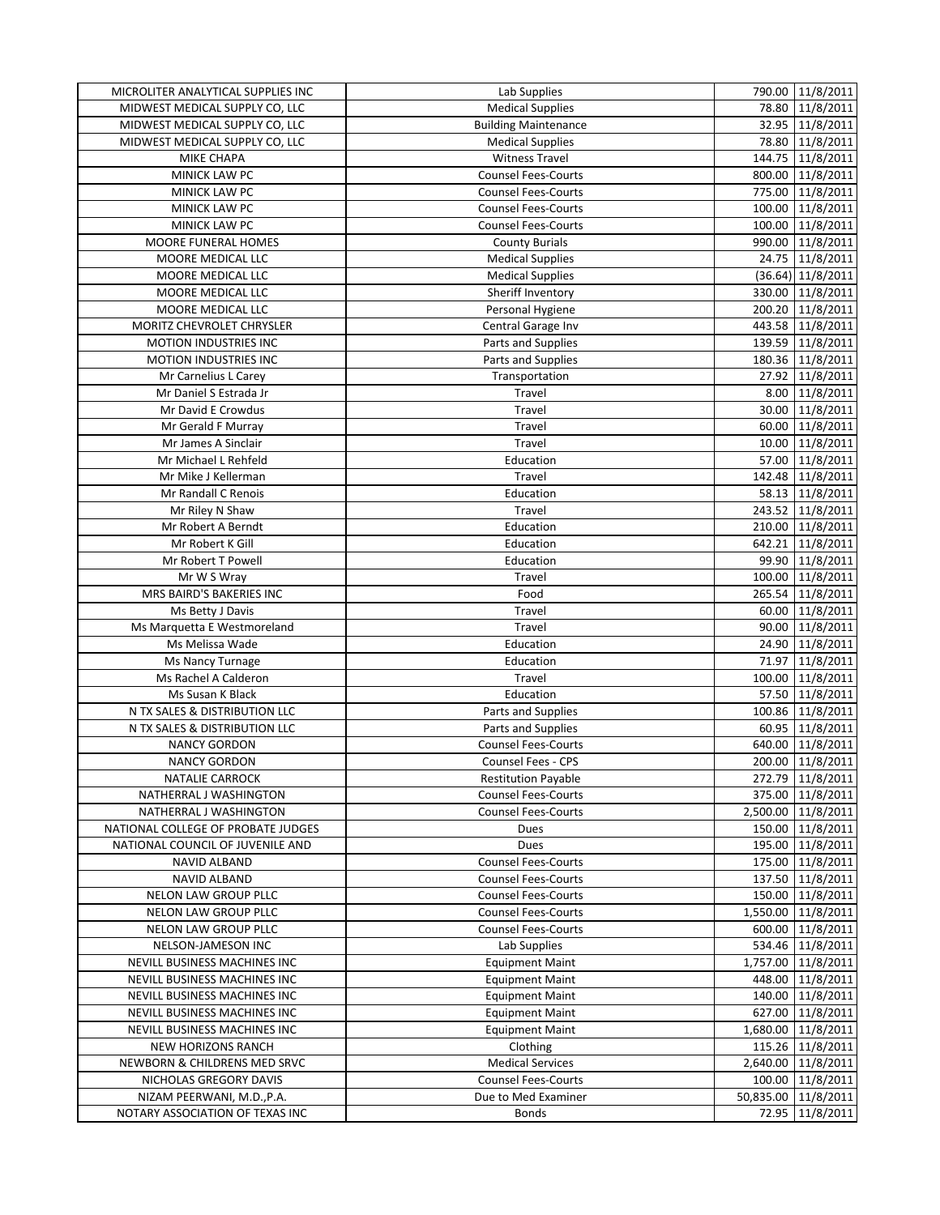| MICROLITER ANALYTICAL SUPPLIES INC | Lab Supplies | 790.00 | 11/8/2011 |
|---|---|---|---|
| MIDWEST MEDICAL SUPPLY CO, LLC | Medical Supplies | 78.80 | 11/8/2011 |
| MIDWEST MEDICAL SUPPLY CO, LLC | Building Maintenance | 32.95 | 11/8/2011 |
| MIDWEST MEDICAL SUPPLY CO, LLC | Medical Supplies | 78.80 | 11/8/2011 |
| MIKE CHAPA | Witness Travel | 144.75 | 11/8/2011 |
| MINICK LAW PC | Counsel Fees-Courts | 800.00 | 11/8/2011 |
| MINICK LAW PC | Counsel Fees-Courts | 775.00 | 11/8/2011 |
| MINICK LAW PC | Counsel Fees-Courts | 100.00 | 11/8/2011 |
| MINICK LAW PC | Counsel Fees-Courts | 100.00 | 11/8/2011 |
| MOORE FUNERAL HOMES | County Burials | 990.00 | 11/8/2011 |
| MOORE MEDICAL LLC | Medical Supplies | 24.75 | 11/8/2011 |
| MOORE MEDICAL LLC | Medical Supplies | (36.64) | 11/8/2011 |
| MOORE MEDICAL LLC | Sheriff Inventory | 330.00 | 11/8/2011 |
| MOORE MEDICAL LLC | Personal Hygiene | 200.20 | 11/8/2011 |
| MORITZ CHEVROLET CHRYSLER | Central Garage Inv | 443.58 | 11/8/2011 |
| MOTION INDUSTRIES INC | Parts and Supplies | 139.59 | 11/8/2011 |
| MOTION INDUSTRIES INC | Parts and Supplies | 180.36 | 11/8/2011 |
| Mr Carnelius L Carey | Transportation | 27.92 | 11/8/2011 |
| Mr Daniel S Estrada Jr | Travel | 8.00 | 11/8/2011 |
| Mr David E Crowdus | Travel | 30.00 | 11/8/2011 |
| Mr Gerald F Murray | Travel | 60.00 | 11/8/2011 |
| Mr James A Sinclair | Travel | 10.00 | 11/8/2011 |
| Mr Michael L Rehfeld | Education | 57.00 | 11/8/2011 |
| Mr Mike J Kellerman | Travel | 142.48 | 11/8/2011 |
| Mr Randall C Renois | Education | 58.13 | 11/8/2011 |
| Mr Riley N Shaw | Travel | 243.52 | 11/8/2011 |
| Mr Robert A Berndt | Education | 210.00 | 11/8/2011 |
| Mr Robert K Gill | Education | 642.21 | 11/8/2011 |
| Mr Robert T Powell | Education | 99.90 | 11/8/2011 |
| Mr W S Wray | Travel | 100.00 | 11/8/2011 |
| MRS BAIRD'S BAKERIES INC | Food | 265.54 | 11/8/2011 |
| Ms Betty J Davis | Travel | 60.00 | 11/8/2011 |
| Ms Marquetta E Westmoreland | Travel | 90.00 | 11/8/2011 |
| Ms Melissa Wade | Education | 24.90 | 11/8/2011 |
| Ms Nancy Turnage | Education | 71.97 | 11/8/2011 |
| Ms Rachel A Calderon | Travel | 100.00 | 11/8/2011 |
| Ms Susan K Black | Education | 57.50 | 11/8/2011 |
| N TX SALES & DISTRIBUTION LLC | Parts and Supplies | 100.86 | 11/8/2011 |
| N TX SALES & DISTRIBUTION LLC | Parts and Supplies | 60.95 | 11/8/2011 |
| NANCY GORDON | Counsel Fees-Courts | 640.00 | 11/8/2011 |
| NANCY GORDON | Counsel Fees - CPS | 200.00 | 11/8/2011 |
| NATALIE CARROCK | Restitution Payable | 272.79 | 11/8/2011 |
| NATHERRAL J WASHINGTON | Counsel Fees-Courts | 375.00 | 11/8/2011 |
| NATHERRAL J WASHINGTON | Counsel Fees-Courts | 2,500.00 | 11/8/2011 |
| NATIONAL COLLEGE OF PROBATE JUDGES | Dues | 150.00 | 11/8/2011 |
| NATIONAL COUNCIL OF JUVENILE AND | Dues | 195.00 | 11/8/2011 |
| NAVID ALBAND | Counsel Fees-Courts | 175.00 | 11/8/2011 |
| NAVID ALBAND | Counsel Fees-Courts | 137.50 | 11/8/2011 |
| NELON LAW GROUP PLLC | Counsel Fees-Courts | 150.00 | 11/8/2011 |
| NELON LAW GROUP PLLC | Counsel Fees-Courts | 1,550.00 | 11/8/2011 |
| NELON LAW GROUP PLLC | Counsel Fees-Courts | 600.00 | 11/8/2011 |
| NELSON-JAMESON INC | Lab Supplies | 534.46 | 11/8/2011 |
| NEVILL BUSINESS MACHINES INC | Equipment Maint | 1,757.00 | 11/8/2011 |
| NEVILL BUSINESS MACHINES INC | Equipment Maint | 448.00 | 11/8/2011 |
| NEVILL BUSINESS MACHINES INC | Equipment Maint | 140.00 | 11/8/2011 |
| NEVILL BUSINESS MACHINES INC | Equipment Maint | 627.00 | 11/8/2011 |
| NEVILL BUSINESS MACHINES INC | Equipment Maint | 1,680.00 | 11/8/2011 |
| NEW HORIZONS RANCH | Clothing | 115.26 | 11/8/2011 |
| NEWBORN & CHILDRENS MED SRVC | Medical Services | 2,640.00 | 11/8/2011 |
| NICHOLAS GREGORY DAVIS | Counsel Fees-Courts | 100.00 | 11/8/2011 |
| NIZAM PEERWANI, M.D.,P.A. | Due to Med Examiner | 50,835.00 | 11/8/2011 |
| NOTARY ASSOCIATION OF TEXAS INC | Bonds | 72.95 | 11/8/2011 |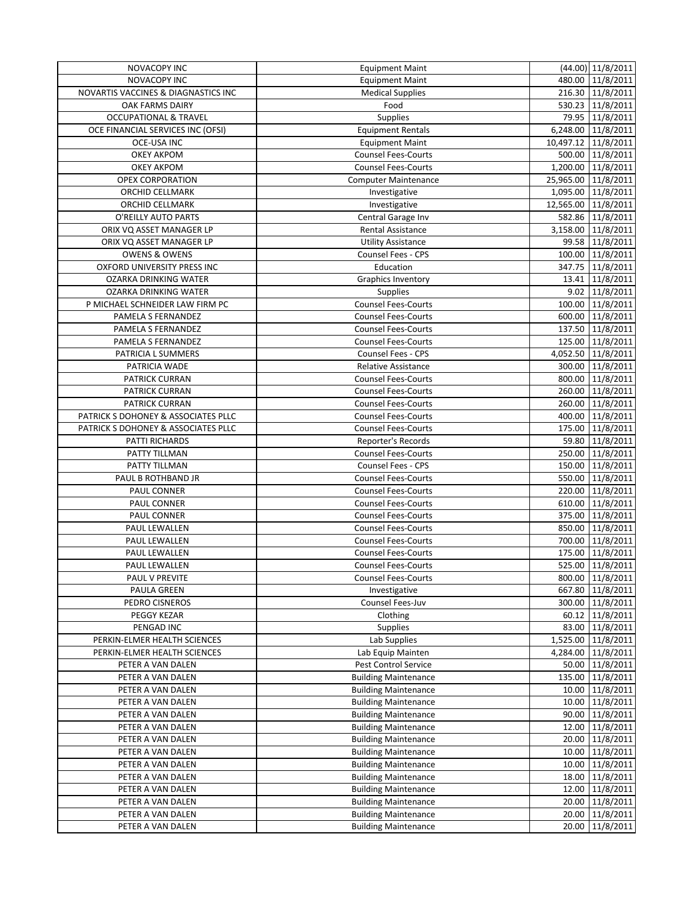| NOVACOPY INC | Equipment Maint | (44.00) | 11/8/2011 |
|---|---|---|---|
| NOVACOPY INC | Equipment Maint | 480.00 | 11/8/2011 |
| NOVARTIS VACCINES & DIAGNASTICS INC | Medical Supplies | 216.30 | 11/8/2011 |
| OAK FARMS DAIRY | Food | 530.23 | 11/8/2011 |
| OCCUPATIONAL & TRAVEL | Supplies | 79.95 | 11/8/2011 |
| OCE FINANCIAL SERVICES INC (OFSI) | Equipment Rentals | 6,248.00 | 11/8/2011 |
| OCE-USA INC | Equipment Maint | 10,497.12 | 11/8/2011 |
| OKEY AKPOM | Counsel Fees-Courts | 500.00 | 11/8/2011 |
| OKEY AKPOM | Counsel Fees-Courts | 1,200.00 | 11/8/2011 |
| OPEX CORPORATION | Computer Maintenance | 25,965.00 | 11/8/2011 |
| ORCHID CELLMARK | Investigative | 1,095.00 | 11/8/2011 |
| ORCHID CELLMARK | Investigative | 12,565.00 | 11/8/2011 |
| O'REILLY AUTO PARTS | Central Garage Inv | 582.86 | 11/8/2011 |
| ORIX VQ ASSET MANAGER LP | Rental Assistance | 3,158.00 | 11/8/2011 |
| ORIX VQ ASSET MANAGER LP | Utility Assistance | 99.58 | 11/8/2011 |
| OWENS & OWENS | Counsel Fees - CPS | 100.00 | 11/8/2011 |
| OXFORD UNIVERSITY PRESS INC | Education | 347.75 | 11/8/2011 |
| OZARKA DRINKING WATER | Graphics Inventory | 13.41 | 11/8/2011 |
| OZARKA DRINKING WATER | Supplies | 9.02 | 11/8/2011 |
| P MICHAEL SCHNEIDER LAW FIRM PC | Counsel Fees-Courts | 100.00 | 11/8/2011 |
| PAMELA S FERNANDEZ | Counsel Fees-Courts | 600.00 | 11/8/2011 |
| PAMELA S FERNANDEZ | Counsel Fees-Courts | 137.50 | 11/8/2011 |
| PAMELA S FERNANDEZ | Counsel Fees-Courts | 125.00 | 11/8/2011 |
| PATRICIA L SUMMERS | Counsel Fees - CPS | 4,052.50 | 11/8/2011 |
| PATRICIA WADE | Relative Assistance | 300.00 | 11/8/2011 |
| PATRICK CURRAN | Counsel Fees-Courts | 800.00 | 11/8/2011 |
| PATRICK CURRAN | Counsel Fees-Courts | 260.00 | 11/8/2011 |
| PATRICK CURRAN | Counsel Fees-Courts | 260.00 | 11/8/2011 |
| PATRICK S DOHONEY & ASSOCIATES PLLC | Counsel Fees-Courts | 400.00 | 11/8/2011 |
| PATRICK S DOHONEY & ASSOCIATES PLLC | Counsel Fees-Courts | 175.00 | 11/8/2011 |
| PATTI RICHARDS | Reporter's Records | 59.80 | 11/8/2011 |
| PATTY TILLMAN | Counsel Fees-Courts | 250.00 | 11/8/2011 |
| PATTY TILLMAN | Counsel Fees - CPS | 150.00 | 11/8/2011 |
| PAUL B ROTHBAND JR | Counsel Fees-Courts | 550.00 | 11/8/2011 |
| PAUL CONNER | Counsel Fees-Courts | 220.00 | 11/8/2011 |
| PAUL CONNER | Counsel Fees-Courts | 610.00 | 11/8/2011 |
| PAUL CONNER | Counsel Fees-Courts | 375.00 | 11/8/2011 |
| PAUL LEWALLEN | Counsel Fees-Courts | 850.00 | 11/8/2011 |
| PAUL LEWALLEN | Counsel Fees-Courts | 700.00 | 11/8/2011 |
| PAUL LEWALLEN | Counsel Fees-Courts | 175.00 | 11/8/2011 |
| PAUL LEWALLEN | Counsel Fees-Courts | 525.00 | 11/8/2011 |
| PAUL V PREVITE | Counsel Fees-Courts | 800.00 | 11/8/2011 |
| PAULA GREEN | Investigative | 667.80 | 11/8/2011 |
| PEDRO CISNEROS | Counsel Fees-Juv | 300.00 | 11/8/2011 |
| PEGGY KEZAR | Clothing | 60.12 | 11/8/2011 |
| PENGAD INC | Supplies | 83.00 | 11/8/2011 |
| PERKIN-ELMER HEALTH SCIENCES | Lab Supplies | 1,525.00 | 11/8/2011 |
| PERKIN-ELMER HEALTH SCIENCES | Lab Equip Mainten | 4,284.00 | 11/8/2011 |
| PETER A VAN DALEN | Pest Control Service | 50.00 | 11/8/2011 |
| PETER A VAN DALEN | Building Maintenance | 135.00 | 11/8/2011 |
| PETER A VAN DALEN | Building Maintenance | 10.00 | 11/8/2011 |
| PETER A VAN DALEN | Building Maintenance | 10.00 | 11/8/2011 |
| PETER A VAN DALEN | Building Maintenance | 90.00 | 11/8/2011 |
| PETER A VAN DALEN | Building Maintenance | 12.00 | 11/8/2011 |
| PETER A VAN DALEN | Building Maintenance | 20.00 | 11/8/2011 |
| PETER A VAN DALEN | Building Maintenance | 10.00 | 11/8/2011 |
| PETER A VAN DALEN | Building Maintenance | 10.00 | 11/8/2011 |
| PETER A VAN DALEN | Building Maintenance | 18.00 | 11/8/2011 |
| PETER A VAN DALEN | Building Maintenance | 12.00 | 11/8/2011 |
| PETER A VAN DALEN | Building Maintenance | 20.00 | 11/8/2011 |
| PETER A VAN DALEN | Building Maintenance | 20.00 | 11/8/2011 |
| PETER A VAN DALEN | Building Maintenance | 20.00 | 11/8/2011 |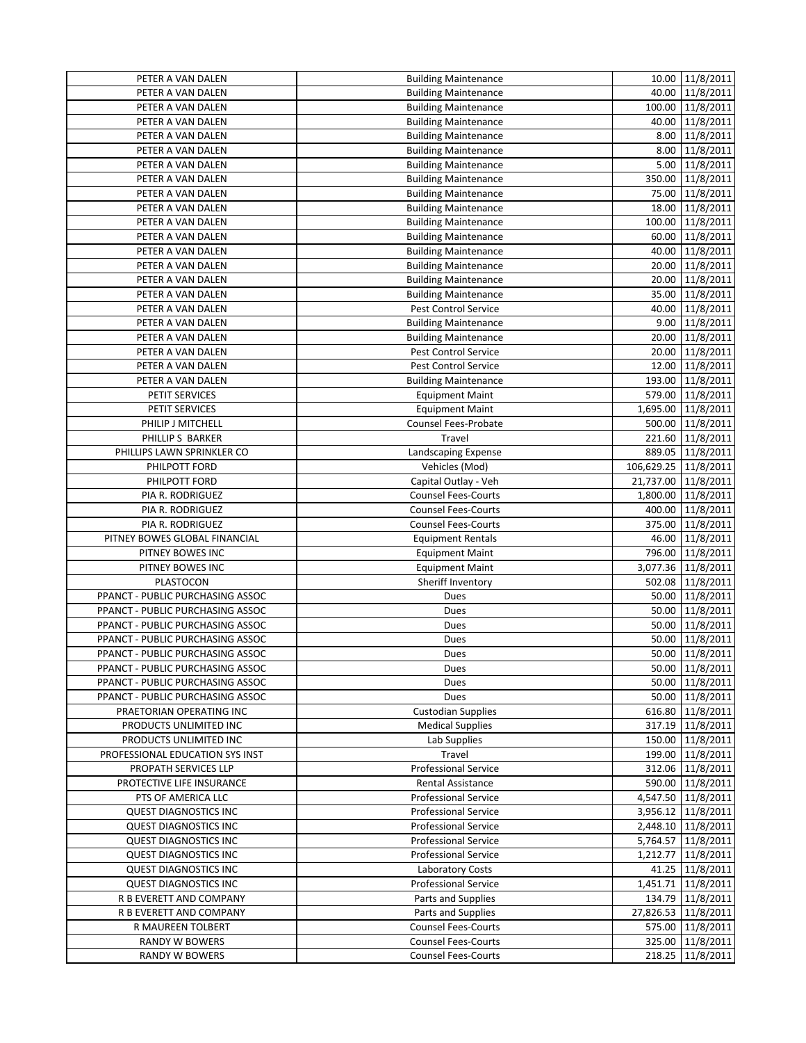| | | | |
|---|---|---|---|
| PETER A VAN DALEN | Building Maintenance | 10.00 | 11/8/2011 |
| PETER A VAN DALEN | Building Maintenance | 40.00 | 11/8/2011 |
| PETER A VAN DALEN | Building Maintenance | 100.00 | 11/8/2011 |
| PETER A VAN DALEN | Building Maintenance | 40.00 | 11/8/2011 |
| PETER A VAN DALEN | Building Maintenance | 8.00 | 11/8/2011 |
| PETER A VAN DALEN | Building Maintenance | 8.00 | 11/8/2011 |
| PETER A VAN DALEN | Building Maintenance | 5.00 | 11/8/2011 |
| PETER A VAN DALEN | Building Maintenance | 350.00 | 11/8/2011 |
| PETER A VAN DALEN | Building Maintenance | 75.00 | 11/8/2011 |
| PETER A VAN DALEN | Building Maintenance | 18.00 | 11/8/2011 |
| PETER A VAN DALEN | Building Maintenance | 100.00 | 11/8/2011 |
| PETER A VAN DALEN | Building Maintenance | 60.00 | 11/8/2011 |
| PETER A VAN DALEN | Building Maintenance | 40.00 | 11/8/2011 |
| PETER A VAN DALEN | Building Maintenance | 20.00 | 11/8/2011 |
| PETER A VAN DALEN | Building Maintenance | 20.00 | 11/8/2011 |
| PETER A VAN DALEN | Building Maintenance | 35.00 | 11/8/2011 |
| PETER A VAN DALEN | Pest Control Service | 40.00 | 11/8/2011 |
| PETER A VAN DALEN | Building Maintenance | 9.00 | 11/8/2011 |
| PETER A VAN DALEN | Building Maintenance | 20.00 | 11/8/2011 |
| PETER A VAN DALEN | Pest Control Service | 20.00 | 11/8/2011 |
| PETER A VAN DALEN | Pest Control Service | 12.00 | 11/8/2011 |
| PETER A VAN DALEN | Building Maintenance | 193.00 | 11/8/2011 |
| PETIT SERVICES | Equipment Maint | 579.00 | 11/8/2011 |
| PETIT SERVICES | Equipment Maint | 1,695.00 | 11/8/2011 |
| PHILIP J MITCHELL | Counsel Fees-Probate | 500.00 | 11/8/2011 |
| PHILLIP S BARKER | Travel | 221.60 | 11/8/2011 |
| PHILLIPS LAWN SPRINKLER CO | Landscaping Expense | 889.05 | 11/8/2011 |
| PHILPOTT FORD | Vehicles (Mod) | 106,629.25 | 11/8/2011 |
| PHILPOTT FORD | Capital Outlay - Veh | 21,737.00 | 11/8/2011 |
| PIA R. RODRIGUEZ | Counsel Fees-Courts | 1,800.00 | 11/8/2011 |
| PIA R. RODRIGUEZ | Counsel Fees-Courts | 400.00 | 11/8/2011 |
| PIA R. RODRIGUEZ | Counsel Fees-Courts | 375.00 | 11/8/2011 |
| PITNEY BOWES GLOBAL FINANCIAL | Equipment Rentals | 46.00 | 11/8/2011 |
| PITNEY BOWES INC | Equipment Maint | 796.00 | 11/8/2011 |
| PITNEY BOWES INC | Equipment Maint | 3,077.36 | 11/8/2011 |
| PLASTOCON | Sheriff Inventory | 502.08 | 11/8/2011 |
| PPANCT - PUBLIC PURCHASING ASSOC | Dues | 50.00 | 11/8/2011 |
| PPANCT - PUBLIC PURCHASING ASSOC | Dues | 50.00 | 11/8/2011 |
| PPANCT - PUBLIC PURCHASING ASSOC | Dues | 50.00 | 11/8/2011 |
| PPANCT - PUBLIC PURCHASING ASSOC | Dues | 50.00 | 11/8/2011 |
| PPANCT - PUBLIC PURCHASING ASSOC | Dues | 50.00 | 11/8/2011 |
| PPANCT - PUBLIC PURCHASING ASSOC | Dues | 50.00 | 11/8/2011 |
| PPANCT - PUBLIC PURCHASING ASSOC | Dues | 50.00 | 11/8/2011 |
| PPANCT - PUBLIC PURCHASING ASSOC | Dues | 50.00 | 11/8/2011 |
| PRAETORIAN OPERATING INC | Custodian Supplies | 616.80 | 11/8/2011 |
| PRODUCTS UNLIMITED INC | Medical Supplies | 317.19 | 11/8/2011 |
| PRODUCTS UNLIMITED INC | Lab Supplies | 150.00 | 11/8/2011 |
| PROFESSIONAL EDUCATION SYS INST | Travel | 199.00 | 11/8/2011 |
| PROPATH SERVICES LLP | Professional Service | 312.06 | 11/8/2011 |
| PROTECTIVE LIFE INSURANCE | Rental Assistance | 590.00 | 11/8/2011 |
| PTS OF AMERICA LLC | Professional Service | 4,547.50 | 11/8/2011 |
| QUEST DIAGNOSTICS INC | Professional Service | 3,956.12 | 11/8/2011 |
| QUEST DIAGNOSTICS INC | Professional Service | 2,448.10 | 11/8/2011 |
| QUEST DIAGNOSTICS INC | Professional Service | 5,764.57 | 11/8/2011 |
| QUEST DIAGNOSTICS INC | Professional Service | 1,212.77 | 11/8/2011 |
| QUEST DIAGNOSTICS INC | Laboratory Costs | 41.25 | 11/8/2011 |
| QUEST DIAGNOSTICS INC | Professional Service | 1,451.71 | 11/8/2011 |
| R B EVERETT AND COMPANY | Parts and Supplies | 134.79 | 11/8/2011 |
| R B EVERETT AND COMPANY | Parts and Supplies | 27,826.53 | 11/8/2011 |
| R MAUREEN TOLBERT | Counsel Fees-Courts | 575.00 | 11/8/2011 |
| RANDY W BOWERS | Counsel Fees-Courts | 325.00 | 11/8/2011 |
| RANDY W BOWERS | Counsel Fees-Courts | 218.25 | 11/8/2011 |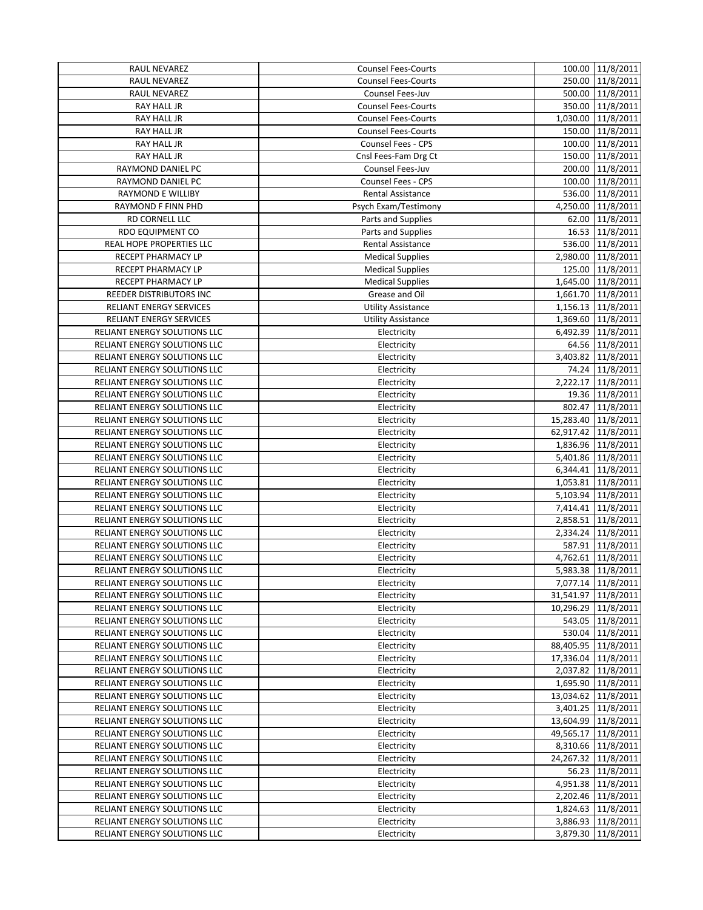| | | | |
|---|---|---|---|
| RAUL NEVAREZ | Counsel Fees-Courts | 100.00 | 11/8/2011 |
| RAUL NEVAREZ | Counsel Fees-Courts | 250.00 | 11/8/2011 |
| RAUL NEVAREZ | Counsel Fees-Juv | 500.00 | 11/8/2011 |
| RAY HALL JR | Counsel Fees-Courts | 350.00 | 11/8/2011 |
| RAY HALL JR | Counsel Fees-Courts | 1,030.00 | 11/8/2011 |
| RAY HALL JR | Counsel Fees-Courts | 150.00 | 11/8/2011 |
| RAY HALL JR | Counsel Fees - CPS | 100.00 | 11/8/2011 |
| RAY HALL JR | Cnsl Fees-Fam Drg Ct | 150.00 | 11/8/2011 |
| RAYMOND DANIEL PC | Counsel Fees-Juv | 200.00 | 11/8/2011 |
| RAYMOND DANIEL PC | Counsel Fees - CPS | 100.00 | 11/8/2011 |
| RAYMOND E WILLIBY | Rental Assistance | 536.00 | 11/8/2011 |
| RAYMOND F FINN PHD | Psych Exam/Testimony | 4,250.00 | 11/8/2011 |
| RD CORNELL LLC | Parts and Supplies | 62.00 | 11/8/2011 |
| RDO EQUIPMENT CO | Parts and Supplies | 16.53 | 11/8/2011 |
| REAL HOPE PROPERTIES LLC | Rental Assistance | 536.00 | 11/8/2011 |
| RECEPT PHARMACY LP | Medical Supplies | 2,980.00 | 11/8/2011 |
| RECEPT PHARMACY LP | Medical Supplies | 125.00 | 11/8/2011 |
| RECEPT PHARMACY LP | Medical Supplies | 1,645.00 | 11/8/2011 |
| REEDER DISTRIBUTORS INC | Grease and Oil | 1,661.70 | 11/8/2011 |
| RELIANT ENERGY SERVICES | Utility Assistance | 1,156.13 | 11/8/2011 |
| RELIANT ENERGY SERVICES | Utility Assistance | 1,369.60 | 11/8/2011 |
| RELIANT ENERGY SOLUTIONS LLC | Electricity | 6,492.39 | 11/8/2011 |
| RELIANT ENERGY SOLUTIONS LLC | Electricity | 64.56 | 11/8/2011 |
| RELIANT ENERGY SOLUTIONS LLC | Electricity | 3,403.82 | 11/8/2011 |
| RELIANT ENERGY SOLUTIONS LLC | Electricity | 74.24 | 11/8/2011 |
| RELIANT ENERGY SOLUTIONS LLC | Electricity | 2,222.17 | 11/8/2011 |
| RELIANT ENERGY SOLUTIONS LLC | Electricity | 19.36 | 11/8/2011 |
| RELIANT ENERGY SOLUTIONS LLC | Electricity | 802.47 | 11/8/2011 |
| RELIANT ENERGY SOLUTIONS LLC | Electricity | 15,283.40 | 11/8/2011 |
| RELIANT ENERGY SOLUTIONS LLC | Electricity | 62,917.42 | 11/8/2011 |
| RELIANT ENERGY SOLUTIONS LLC | Electricity | 1,836.96 | 11/8/2011 |
| RELIANT ENERGY SOLUTIONS LLC | Electricity | 5,401.86 | 11/8/2011 |
| RELIANT ENERGY SOLUTIONS LLC | Electricity | 6,344.41 | 11/8/2011 |
| RELIANT ENERGY SOLUTIONS LLC | Electricity | 1,053.81 | 11/8/2011 |
| RELIANT ENERGY SOLUTIONS LLC | Electricity | 5,103.94 | 11/8/2011 |
| RELIANT ENERGY SOLUTIONS LLC | Electricity | 7,414.41 | 11/8/2011 |
| RELIANT ENERGY SOLUTIONS LLC | Electricity | 2,858.51 | 11/8/2011 |
| RELIANT ENERGY SOLUTIONS LLC | Electricity | 2,334.24 | 11/8/2011 |
| RELIANT ENERGY SOLUTIONS LLC | Electricity | 587.91 | 11/8/2011 |
| RELIANT ENERGY SOLUTIONS LLC | Electricity | 4,762.61 | 11/8/2011 |
| RELIANT ENERGY SOLUTIONS LLC | Electricity | 5,983.38 | 11/8/2011 |
| RELIANT ENERGY SOLUTIONS LLC | Electricity | 7,077.14 | 11/8/2011 |
| RELIANT ENERGY SOLUTIONS LLC | Electricity | 31,541.97 | 11/8/2011 |
| RELIANT ENERGY SOLUTIONS LLC | Electricity | 10,296.29 | 11/8/2011 |
| RELIANT ENERGY SOLUTIONS LLC | Electricity | 543.05 | 11/8/2011 |
| RELIANT ENERGY SOLUTIONS LLC | Electricity | 530.04 | 11/8/2011 |
| RELIANT ENERGY SOLUTIONS LLC | Electricity | 88,405.95 | 11/8/2011 |
| RELIANT ENERGY SOLUTIONS LLC | Electricity | 17,336.04 | 11/8/2011 |
| RELIANT ENERGY SOLUTIONS LLC | Electricity | 2,037.82 | 11/8/2011 |
| RELIANT ENERGY SOLUTIONS LLC | Electricity | 1,695.90 | 11/8/2011 |
| RELIANT ENERGY SOLUTIONS LLC | Electricity | 13,034.62 | 11/8/2011 |
| RELIANT ENERGY SOLUTIONS LLC | Electricity | 3,401.25 | 11/8/2011 |
| RELIANT ENERGY SOLUTIONS LLC | Electricity | 13,604.99 | 11/8/2011 |
| RELIANT ENERGY SOLUTIONS LLC | Electricity | 49,565.17 | 11/8/2011 |
| RELIANT ENERGY SOLUTIONS LLC | Electricity | 8,310.66 | 11/8/2011 |
| RELIANT ENERGY SOLUTIONS LLC | Electricity | 24,267.32 | 11/8/2011 |
| RELIANT ENERGY SOLUTIONS LLC | Electricity | 56.23 | 11/8/2011 |
| RELIANT ENERGY SOLUTIONS LLC | Electricity | 4,951.38 | 11/8/2011 |
| RELIANT ENERGY SOLUTIONS LLC | Electricity | 2,202.46 | 11/8/2011 |
| RELIANT ENERGY SOLUTIONS LLC | Electricity | 1,824.63 | 11/8/2011 |
| RELIANT ENERGY SOLUTIONS LLC | Electricity | 3,886.93 | 11/8/2011 |
| RELIANT ENERGY SOLUTIONS LLC | Electricity | 3,879.30 | 11/8/2011 |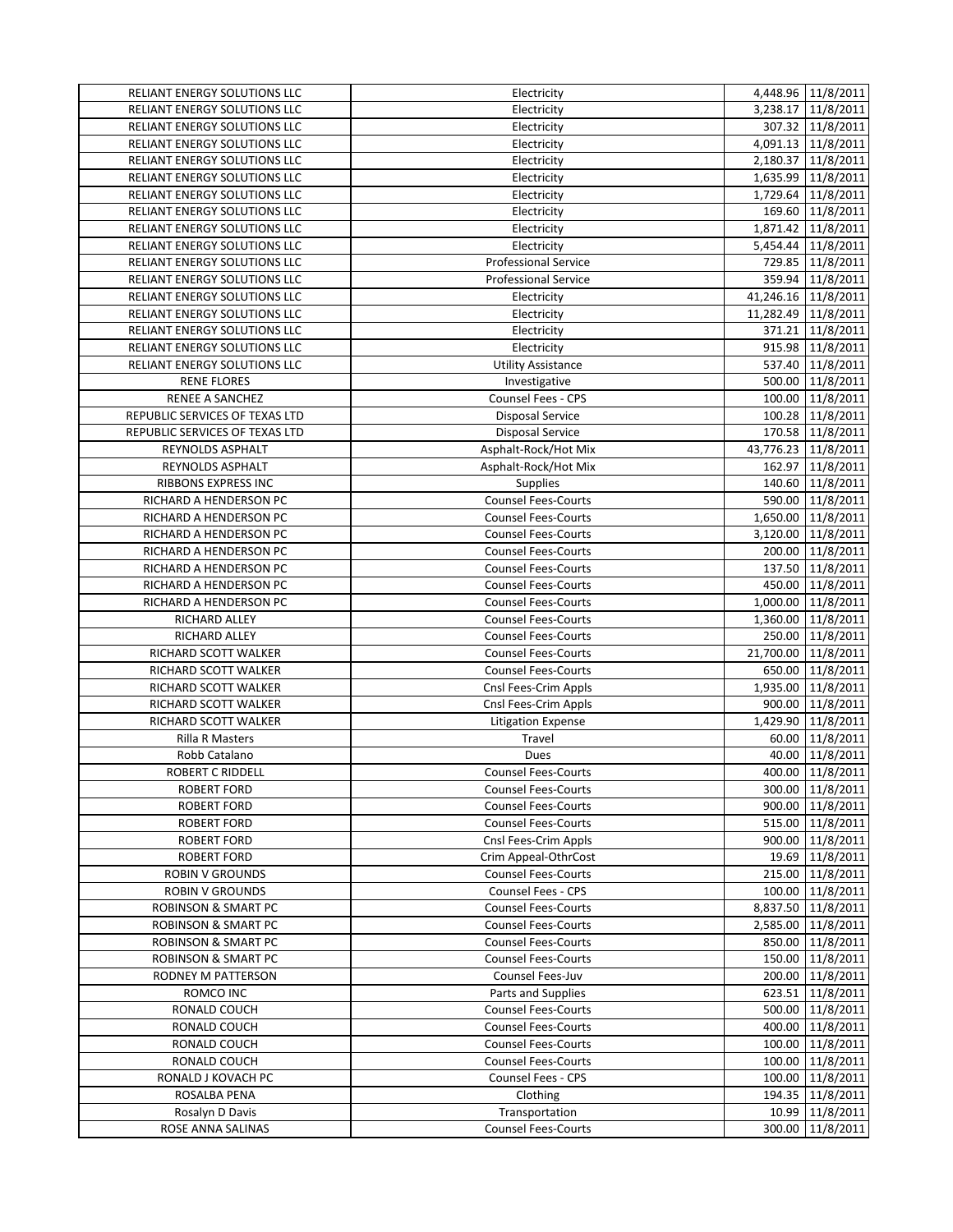| | | | |
|---|---|---|---|
| RELIANT ENERGY SOLUTIONS LLC | Electricity | 4,448.96 | 11/8/2011 |
| RELIANT ENERGY SOLUTIONS LLC | Electricity | 3,238.17 | 11/8/2011 |
| RELIANT ENERGY SOLUTIONS LLC | Electricity | 307.32 | 11/8/2011 |
| RELIANT ENERGY SOLUTIONS LLC | Electricity | 4,091.13 | 11/8/2011 |
| RELIANT ENERGY SOLUTIONS LLC | Electricity | 2,180.37 | 11/8/2011 |
| RELIANT ENERGY SOLUTIONS LLC | Electricity | 1,635.99 | 11/8/2011 |
| RELIANT ENERGY SOLUTIONS LLC | Electricity | 1,729.64 | 11/8/2011 |
| RELIANT ENERGY SOLUTIONS LLC | Electricity | 169.60 | 11/8/2011 |
| RELIANT ENERGY SOLUTIONS LLC | Electricity | 1,871.42 | 11/8/2011 |
| RELIANT ENERGY SOLUTIONS LLC | Electricity | 5,454.44 | 11/8/2011 |
| RELIANT ENERGY SOLUTIONS LLC | Professional Service | 729.85 | 11/8/2011 |
| RELIANT ENERGY SOLUTIONS LLC | Professional Service | 359.94 | 11/8/2011 |
| RELIANT ENERGY SOLUTIONS LLC | Electricity | 41,246.16 | 11/8/2011 |
| RELIANT ENERGY SOLUTIONS LLC | Electricity | 11,282.49 | 11/8/2011 |
| RELIANT ENERGY SOLUTIONS LLC | Electricity | 371.21 | 11/8/2011 |
| RELIANT ENERGY SOLUTIONS LLC | Electricity | 915.98 | 11/8/2011 |
| RELIANT ENERGY SOLUTIONS LLC | Utility Assistance | 537.40 | 11/8/2011 |
| RENE FLORES | Investigative | 500.00 | 11/8/2011 |
| RENEE A SANCHEZ | Counsel Fees - CPS | 100.00 | 11/8/2011 |
| REPUBLIC SERVICES OF TEXAS LTD | Disposal Service | 100.28 | 11/8/2011 |
| REPUBLIC SERVICES OF TEXAS LTD | Disposal Service | 170.58 | 11/8/2011 |
| REYNOLDS ASPHALT | Asphalt-Rock/Hot Mix | 43,776.23 | 11/8/2011 |
| REYNOLDS ASPHALT | Asphalt-Rock/Hot Mix | 162.97 | 11/8/2011 |
| RIBBONS EXPRESS INC | Supplies | 140.60 | 11/8/2011 |
| RICHARD A HENDERSON PC | Counsel Fees-Courts | 590.00 | 11/8/2011 |
| RICHARD A HENDERSON PC | Counsel Fees-Courts | 1,650.00 | 11/8/2011 |
| RICHARD A HENDERSON PC | Counsel Fees-Courts | 3,120.00 | 11/8/2011 |
| RICHARD A HENDERSON PC | Counsel Fees-Courts | 200.00 | 11/8/2011 |
| RICHARD A HENDERSON PC | Counsel Fees-Courts | 137.50 | 11/8/2011 |
| RICHARD A HENDERSON PC | Counsel Fees-Courts | 450.00 | 11/8/2011 |
| RICHARD A HENDERSON PC | Counsel Fees-Courts | 1,000.00 | 11/8/2011 |
| RICHARD ALLEY | Counsel Fees-Courts | 1,360.00 | 11/8/2011 |
| RICHARD ALLEY | Counsel Fees-Courts | 250.00 | 11/8/2011 |
| RICHARD SCOTT WALKER | Counsel Fees-Courts | 21,700.00 | 11/8/2011 |
| RICHARD SCOTT WALKER | Counsel Fees-Courts | 650.00 | 11/8/2011 |
| RICHARD SCOTT WALKER | Cnsl Fees-Crim Appls | 1,935.00 | 11/8/2011 |
| RICHARD SCOTT WALKER | Cnsl Fees-Crim Appls | 900.00 | 11/8/2011 |
| RICHARD SCOTT WALKER | Litigation Expense | 1,429.90 | 11/8/2011 |
| Rilla R Masters | Travel | 60.00 | 11/8/2011 |
| Robb Catalano | Dues | 40.00 | 11/8/2011 |
| ROBERT C RIDDELL | Counsel Fees-Courts | 400.00 | 11/8/2011 |
| ROBERT FORD | Counsel Fees-Courts | 300.00 | 11/8/2011 |
| ROBERT FORD | Counsel Fees-Courts | 900.00 | 11/8/2011 |
| ROBERT FORD | Counsel Fees-Courts | 515.00 | 11/8/2011 |
| ROBERT FORD | Cnsl Fees-Crim Appls | 900.00 | 11/8/2011 |
| ROBERT FORD | Crim Appeal-OthrCost | 19.69 | 11/8/2011 |
| ROBIN V GROUNDS | Counsel Fees-Courts | 215.00 | 11/8/2011 |
| ROBIN V GROUNDS | Counsel Fees - CPS | 100.00 | 11/8/2011 |
| ROBINSON & SMART PC | Counsel Fees-Courts | 8,837.50 | 11/8/2011 |
| ROBINSON & SMART PC | Counsel Fees-Courts | 2,585.00 | 11/8/2011 |
| ROBINSON & SMART PC | Counsel Fees-Courts | 850.00 | 11/8/2011 |
| ROBINSON & SMART PC | Counsel Fees-Courts | 150.00 | 11/8/2011 |
| RODNEY M PATTERSON | Counsel Fees-Juv | 200.00 | 11/8/2011 |
| ROMCO INC | Parts and Supplies | 623.51 | 11/8/2011 |
| RONALD COUCH | Counsel Fees-Courts | 500.00 | 11/8/2011 |
| RONALD COUCH | Counsel Fees-Courts | 400.00 | 11/8/2011 |
| RONALD COUCH | Counsel Fees-Courts | 100.00 | 11/8/2011 |
| RONALD COUCH | Counsel Fees-Courts | 100.00 | 11/8/2011 |
| RONALD J KOVACH PC | Counsel Fees - CPS | 100.00 | 11/8/2011 |
| ROSALBA PENA | Clothing | 194.35 | 11/8/2011 |
| Rosalyn D Davis | Transportation | 10.99 | 11/8/2011 |
| ROSE ANNA SALINAS | Counsel Fees-Courts | 300.00 | 11/8/2011 |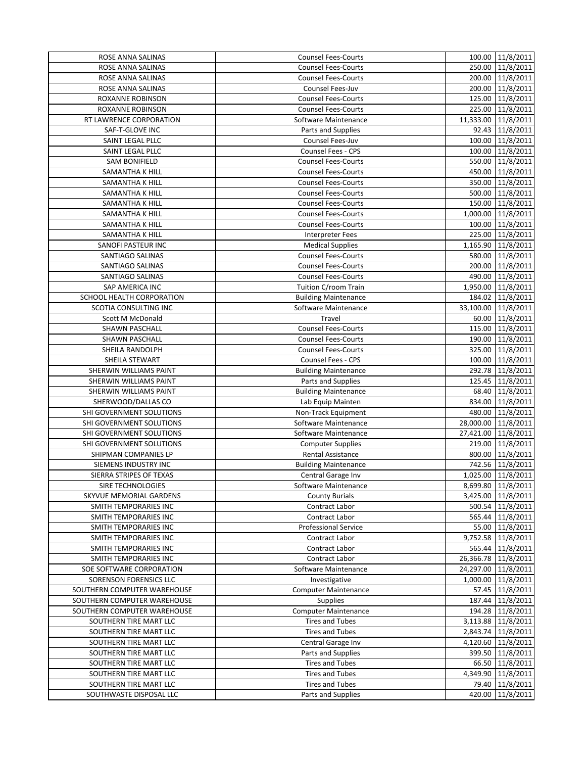| | | | |
|---|---|---|---|
| ROSE ANNA SALINAS | Counsel Fees-Courts | 100.00 | 11/8/2011 |
| ROSE ANNA SALINAS | Counsel Fees-Courts | 250.00 | 11/8/2011 |
| ROSE ANNA SALINAS | Counsel Fees-Courts | 200.00 | 11/8/2011 |
| ROSE ANNA SALINAS | Counsel Fees-Juv | 200.00 | 11/8/2011 |
| ROXANNE ROBINSON | Counsel Fees-Courts | 125.00 | 11/8/2011 |
| ROXANNE ROBINSON | Counsel Fees-Courts | 225.00 | 11/8/2011 |
| RT LAWRENCE CORPORATION | Software Maintenance | 11,333.00 | 11/8/2011 |
| SAF-T-GLOVE INC | Parts and Supplies | 92.43 | 11/8/2011 |
| SAINT LEGAL PLLC | Counsel Fees-Juv | 100.00 | 11/8/2011 |
| SAINT LEGAL PLLC | Counsel Fees - CPS | 100.00 | 11/8/2011 |
| SAM BONIFIELD | Counsel Fees-Courts | 550.00 | 11/8/2011 |
| SAMANTHA K HILL | Counsel Fees-Courts | 450.00 | 11/8/2011 |
| SAMANTHA K HILL | Counsel Fees-Courts | 350.00 | 11/8/2011 |
| SAMANTHA K HILL | Counsel Fees-Courts | 500.00 | 11/8/2011 |
| SAMANTHA K HILL | Counsel Fees-Courts | 150.00 | 11/8/2011 |
| SAMANTHA K HILL | Counsel Fees-Courts | 1,000.00 | 11/8/2011 |
| SAMANTHA K HILL | Counsel Fees-Courts | 100.00 | 11/8/2011 |
| SAMANTHA K HILL | Interpreter Fees | 225.00 | 11/8/2011 |
| SANOFI PASTEUR INC | Medical Supplies | 1,165.90 | 11/8/2011 |
| SANTIAGO SALINAS | Counsel Fees-Courts | 580.00 | 11/8/2011 |
| SANTIAGO SALINAS | Counsel Fees-Courts | 200.00 | 11/8/2011 |
| SANTIAGO SALINAS | Counsel Fees-Courts | 490.00 | 11/8/2011 |
| SAP AMERICA INC | Tuition C/room Train | 1,950.00 | 11/8/2011 |
| SCHOOL HEALTH CORPORATION | Building Maintenance | 184.02 | 11/8/2011 |
| SCOTIA CONSULTING INC | Software Maintenance | 33,100.00 | 11/8/2011 |
| Scott M McDonald | Travel | 60.00 | 11/8/2011 |
| SHAWN PASCHALL | Counsel Fees-Courts | 115.00 | 11/8/2011 |
| SHAWN PASCHALL | Counsel Fees-Courts | 190.00 | 11/8/2011 |
| SHEILA RANDOLPH | Counsel Fees-Courts | 325.00 | 11/8/2011 |
| SHEILA STEWART | Counsel Fees - CPS | 100.00 | 11/8/2011 |
| SHERWIN WILLIAMS PAINT | Building Maintenance | 292.78 | 11/8/2011 |
| SHERWIN WILLIAMS PAINT | Parts and Supplies | 125.45 | 11/8/2011 |
| SHERWIN WILLIAMS PAINT | Building Maintenance | 68.40 | 11/8/2011 |
| SHERWOOD/DALLAS CO | Lab Equip Mainten | 834.00 | 11/8/2011 |
| SHI GOVERNMENT SOLUTIONS | Non-Track Equipment | 480.00 | 11/8/2011 |
| SHI GOVERNMENT SOLUTIONS | Software Maintenance | 28,000.00 | 11/8/2011 |
| SHI GOVERNMENT SOLUTIONS | Software Maintenance | 27,421.00 | 11/8/2011 |
| SHI GOVERNMENT SOLUTIONS | Computer Supplies | 219.00 | 11/8/2011 |
| SHIPMAN COMPANIES LP | Rental Assistance | 800.00 | 11/8/2011 |
| SIEMENS INDUSTRY INC | Building Maintenance | 742.56 | 11/8/2011 |
| SIERRA STRIPES OF TEXAS | Central Garage Inv | 1,025.00 | 11/8/2011 |
| SIRE TECHNOLOGIES | Software Maintenance | 8,699.80 | 11/8/2011 |
| SKYVUE MEMORIAL GARDENS | County Burials | 3,425.00 | 11/8/2011 |
| SMITH TEMPORARIES INC | Contract Labor | 500.54 | 11/8/2011 |
| SMITH TEMPORARIES INC | Contract Labor | 565.44 | 11/8/2011 |
| SMITH TEMPORARIES INC | Professional Service | 55.00 | 11/8/2011 |
| SMITH TEMPORARIES INC | Contract Labor | 9,752.58 | 11/8/2011 |
| SMITH TEMPORARIES INC | Contract Labor | 565.44 | 11/8/2011 |
| SMITH TEMPORARIES INC | Contract Labor | 26,366.78 | 11/8/2011 |
| SOE SOFTWARE CORPORATION | Software Maintenance | 24,297.00 | 11/8/2011 |
| SORENSON FORENSICS LLC | Investigative | 1,000.00 | 11/8/2011 |
| SOUTHERN COMPUTER WAREHOUSE | Computer Maintenance | 57.45 | 11/8/2011 |
| SOUTHERN COMPUTER WAREHOUSE | Supplies | 187.44 | 11/8/2011 |
| SOUTHERN COMPUTER WAREHOUSE | Computer Maintenance | 194.28 | 11/8/2011 |
| SOUTHERN TIRE MART LLC | Tires and Tubes | 3,113.88 | 11/8/2011 |
| SOUTHERN TIRE MART LLC | Tires and Tubes | 2,843.74 | 11/8/2011 |
| SOUTHERN TIRE MART LLC | Central Garage Inv | 4,120.60 | 11/8/2011 |
| SOUTHERN TIRE MART LLC | Parts and Supplies | 399.50 | 11/8/2011 |
| SOUTHERN TIRE MART LLC | Tires and Tubes | 66.50 | 11/8/2011 |
| SOUTHERN TIRE MART LLC | Tires and Tubes | 4,349.90 | 11/8/2011 |
| SOUTHERN TIRE MART LLC | Tires and Tubes | 79.40 | 11/8/2011 |
| SOUTHWASTE DISPOSAL LLC | Parts and Supplies | 420.00 | 11/8/2011 |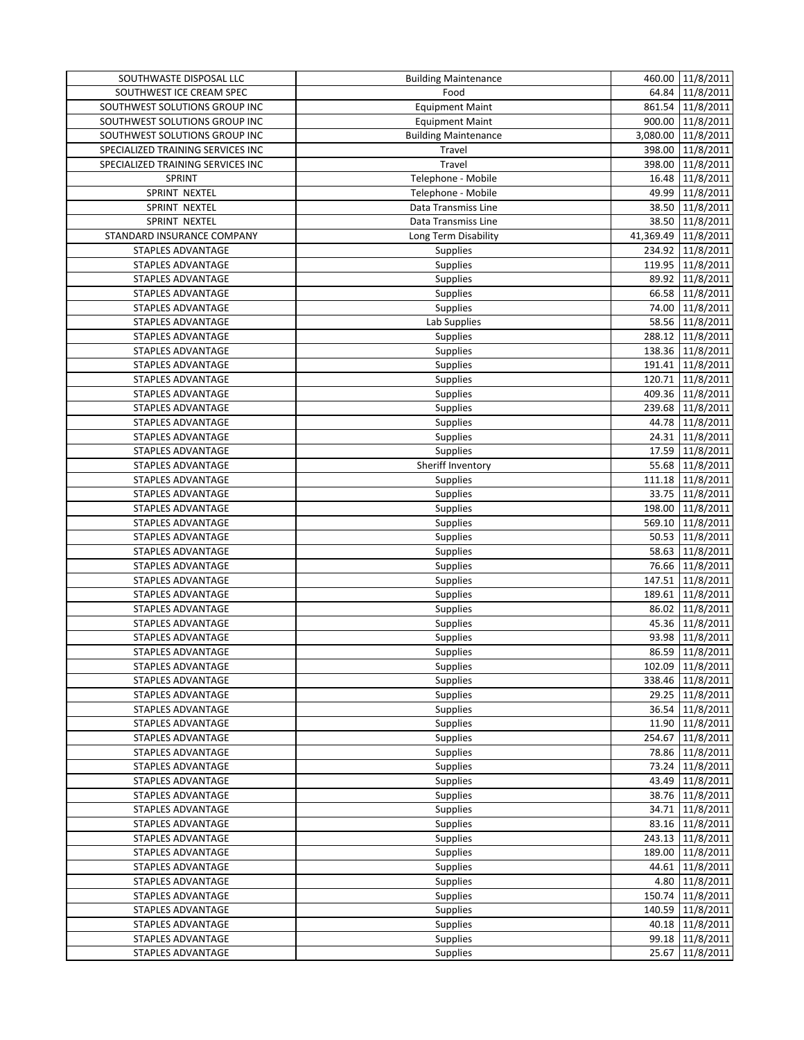| | | | |
|---|---|---|---|
| SOUTHWASTE DISPOSAL LLC | Building Maintenance | 460.00 | 11/8/2011 |
| SOUTHWEST ICE CREAM SPEC | Food | 64.84 | 11/8/2011 |
| SOUTHWEST SOLUTIONS GROUP INC | Equipment Maint | 861.54 | 11/8/2011 |
| SOUTHWEST SOLUTIONS GROUP INC | Equipment Maint | 900.00 | 11/8/2011 |
| SOUTHWEST SOLUTIONS GROUP INC | Building Maintenance | 3,080.00 | 11/8/2011 |
| SPECIALIZED TRAINING SERVICES INC | Travel | 398.00 | 11/8/2011 |
| SPECIALIZED TRAINING SERVICES INC | Travel | 398.00 | 11/8/2011 |
| SPRINT | Telephone - Mobile | 16.48 | 11/8/2011 |
| SPRINT NEXTEL | Telephone - Mobile | 49.99 | 11/8/2011 |
| SPRINT NEXTEL | Data Transmiss Line | 38.50 | 11/8/2011 |
| SPRINT NEXTEL | Data Transmiss Line | 38.50 | 11/8/2011 |
| STANDARD INSURANCE COMPANY | Long Term Disability | 41,369.49 | 11/8/2011 |
| STAPLES ADVANTAGE | Supplies | 234.92 | 11/8/2011 |
| STAPLES ADVANTAGE | Supplies | 119.95 | 11/8/2011 |
| STAPLES ADVANTAGE | Supplies | 89.92 | 11/8/2011 |
| STAPLES ADVANTAGE | Supplies | 66.58 | 11/8/2011 |
| STAPLES ADVANTAGE | Supplies | 74.00 | 11/8/2011 |
| STAPLES ADVANTAGE | Lab Supplies | 58.56 | 11/8/2011 |
| STAPLES ADVANTAGE | Supplies | 288.12 | 11/8/2011 |
| STAPLES ADVANTAGE | Supplies | 138.36 | 11/8/2011 |
| STAPLES ADVANTAGE | Supplies | 191.41 | 11/8/2011 |
| STAPLES ADVANTAGE | Supplies | 120.71 | 11/8/2011 |
| STAPLES ADVANTAGE | Supplies | 409.36 | 11/8/2011 |
| STAPLES ADVANTAGE | Supplies | 239.68 | 11/8/2011 |
| STAPLES ADVANTAGE | Supplies | 44.78 | 11/8/2011 |
| STAPLES ADVANTAGE | Supplies | 24.31 | 11/8/2011 |
| STAPLES ADVANTAGE | Supplies | 17.59 | 11/8/2011 |
| STAPLES ADVANTAGE | Sheriff Inventory | 55.68 | 11/8/2011 |
| STAPLES ADVANTAGE | Supplies | 111.18 | 11/8/2011 |
| STAPLES ADVANTAGE | Supplies | 33.75 | 11/8/2011 |
| STAPLES ADVANTAGE | Supplies | 198.00 | 11/8/2011 |
| STAPLES ADVANTAGE | Supplies | 569.10 | 11/8/2011 |
| STAPLES ADVANTAGE | Supplies | 50.53 | 11/8/2011 |
| STAPLES ADVANTAGE | Supplies | 58.63 | 11/8/2011 |
| STAPLES ADVANTAGE | Supplies | 76.66 | 11/8/2011 |
| STAPLES ADVANTAGE | Supplies | 147.51 | 11/8/2011 |
| STAPLES ADVANTAGE | Supplies | 189.61 | 11/8/2011 |
| STAPLES ADVANTAGE | Supplies | 86.02 | 11/8/2011 |
| STAPLES ADVANTAGE | Supplies | 45.36 | 11/8/2011 |
| STAPLES ADVANTAGE | Supplies | 93.98 | 11/8/2011 |
| STAPLES ADVANTAGE | Supplies | 86.59 | 11/8/2011 |
| STAPLES ADVANTAGE | Supplies | 102.09 | 11/8/2011 |
| STAPLES ADVANTAGE | Supplies | 338.46 | 11/8/2011 |
| STAPLES ADVANTAGE | Supplies | 29.25 | 11/8/2011 |
| STAPLES ADVANTAGE | Supplies | 36.54 | 11/8/2011 |
| STAPLES ADVANTAGE | Supplies | 11.90 | 11/8/2011 |
| STAPLES ADVANTAGE | Supplies | 254.67 | 11/8/2011 |
| STAPLES ADVANTAGE | Supplies | 78.86 | 11/8/2011 |
| STAPLES ADVANTAGE | Supplies | 73.24 | 11/8/2011 |
| STAPLES ADVANTAGE | Supplies | 43.49 | 11/8/2011 |
| STAPLES ADVANTAGE | Supplies | 38.76 | 11/8/2011 |
| STAPLES ADVANTAGE | Supplies | 34.71 | 11/8/2011 |
| STAPLES ADVANTAGE | Supplies | 83.16 | 11/8/2011 |
| STAPLES ADVANTAGE | Supplies | 243.13 | 11/8/2011 |
| STAPLES ADVANTAGE | Supplies | 189.00 | 11/8/2011 |
| STAPLES ADVANTAGE | Supplies | 44.61 | 11/8/2011 |
| STAPLES ADVANTAGE | Supplies | 4.80 | 11/8/2011 |
| STAPLES ADVANTAGE | Supplies | 150.74 | 11/8/2011 |
| STAPLES ADVANTAGE | Supplies | 140.59 | 11/8/2011 |
| STAPLES ADVANTAGE | Supplies | 40.18 | 11/8/2011 |
| STAPLES ADVANTAGE | Supplies | 99.18 | 11/8/2011 |
| STAPLES ADVANTAGE | Supplies | 25.67 | 11/8/2011 |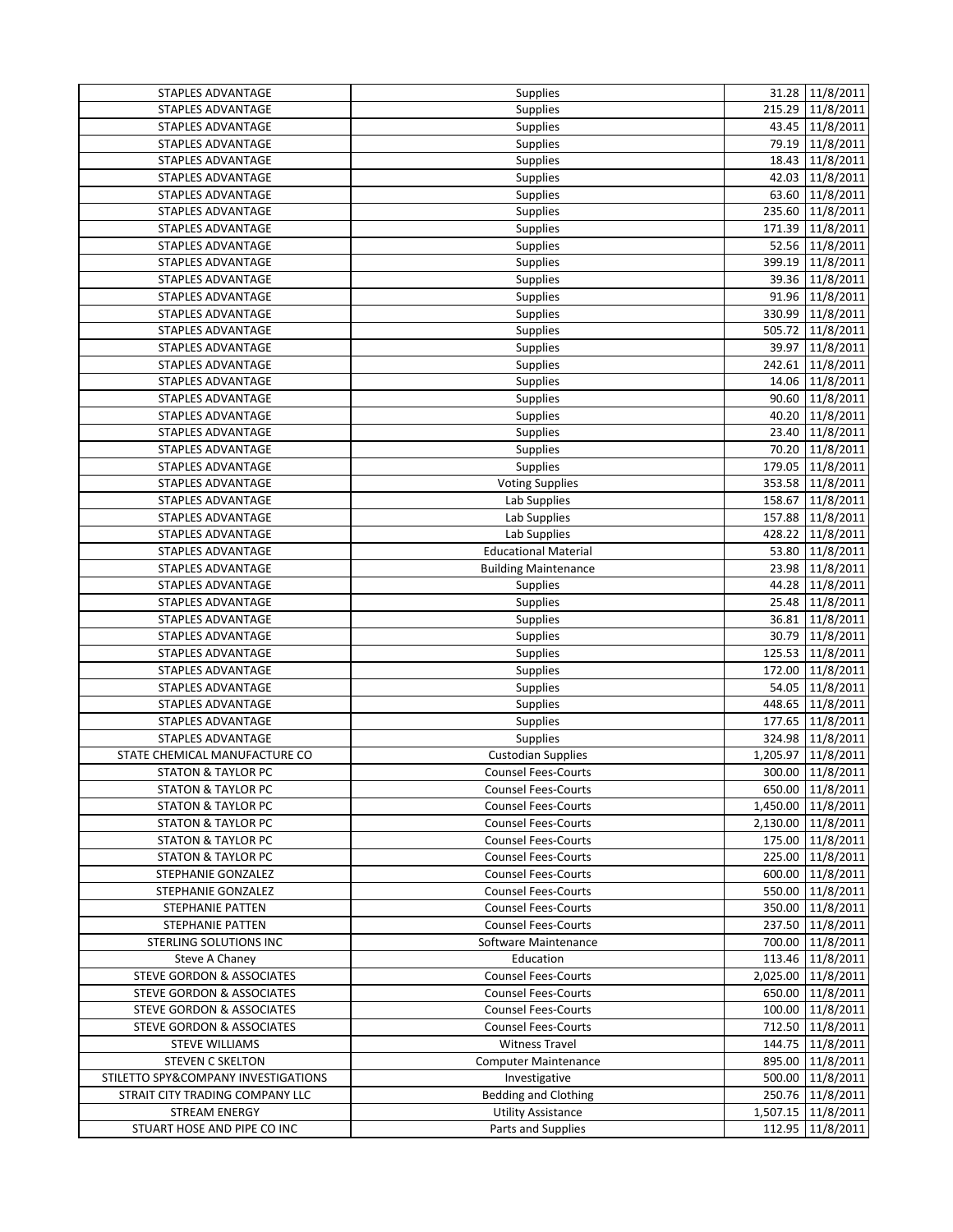| | | | |
|---|---|---|---|
| STAPLES ADVANTAGE | Supplies | 31.28 | 11/8/2011 |
| STAPLES ADVANTAGE | Supplies | 215.29 | 11/8/2011 |
| STAPLES ADVANTAGE | Supplies | 43.45 | 11/8/2011 |
| STAPLES ADVANTAGE | Supplies | 79.19 | 11/8/2011 |
| STAPLES ADVANTAGE | Supplies | 18.43 | 11/8/2011 |
| STAPLES ADVANTAGE | Supplies | 42.03 | 11/8/2011 |
| STAPLES ADVANTAGE | Supplies | 63.60 | 11/8/2011 |
| STAPLES ADVANTAGE | Supplies | 235.60 | 11/8/2011 |
| STAPLES ADVANTAGE | Supplies | 171.39 | 11/8/2011 |
| STAPLES ADVANTAGE | Supplies | 52.56 | 11/8/2011 |
| STAPLES ADVANTAGE | Supplies | 399.19 | 11/8/2011 |
| STAPLES ADVANTAGE | Supplies | 39.36 | 11/8/2011 |
| STAPLES ADVANTAGE | Supplies | 91.96 | 11/8/2011 |
| STAPLES ADVANTAGE | Supplies | 330.99 | 11/8/2011 |
| STAPLES ADVANTAGE | Supplies | 505.72 | 11/8/2011 |
| STAPLES ADVANTAGE | Supplies | 39.97 | 11/8/2011 |
| STAPLES ADVANTAGE | Supplies | 242.61 | 11/8/2011 |
| STAPLES ADVANTAGE | Supplies | 14.06 | 11/8/2011 |
| STAPLES ADVANTAGE | Supplies | 90.60 | 11/8/2011 |
| STAPLES ADVANTAGE | Supplies | 40.20 | 11/8/2011 |
| STAPLES ADVANTAGE | Supplies | 23.40 | 11/8/2011 |
| STAPLES ADVANTAGE | Supplies | 70.20 | 11/8/2011 |
| STAPLES ADVANTAGE | Supplies | 179.05 | 11/8/2011 |
| STAPLES ADVANTAGE | Voting Supplies | 353.58 | 11/8/2011 |
| STAPLES ADVANTAGE | Lab Supplies | 158.67 | 11/8/2011 |
| STAPLES ADVANTAGE | Lab Supplies | 157.88 | 11/8/2011 |
| STAPLES ADVANTAGE | Lab Supplies | 428.22 | 11/8/2011 |
| STAPLES ADVANTAGE | Educational Material | 53.80 | 11/8/2011 |
| STAPLES ADVANTAGE | Building Maintenance | 23.98 | 11/8/2011 |
| STAPLES ADVANTAGE | Supplies | 44.28 | 11/8/2011 |
| STAPLES ADVANTAGE | Supplies | 25.48 | 11/8/2011 |
| STAPLES ADVANTAGE | Supplies | 36.81 | 11/8/2011 |
| STAPLES ADVANTAGE | Supplies | 30.79 | 11/8/2011 |
| STAPLES ADVANTAGE | Supplies | 125.53 | 11/8/2011 |
| STAPLES ADVANTAGE | Supplies | 172.00 | 11/8/2011 |
| STAPLES ADVANTAGE | Supplies | 54.05 | 11/8/2011 |
| STAPLES ADVANTAGE | Supplies | 448.65 | 11/8/2011 |
| STAPLES ADVANTAGE | Supplies | 177.65 | 11/8/2011 |
| STAPLES ADVANTAGE | Supplies | 324.98 | 11/8/2011 |
| STATE CHEMICAL MANUFACTURE CO | Custodian Supplies | 1,205.97 | 11/8/2011 |
| STATON & TAYLOR PC | Counsel Fees-Courts | 300.00 | 11/8/2011 |
| STATON & TAYLOR PC | Counsel Fees-Courts | 650.00 | 11/8/2011 |
| STATON & TAYLOR PC | Counsel Fees-Courts | 1,450.00 | 11/8/2011 |
| STATON & TAYLOR PC | Counsel Fees-Courts | 2,130.00 | 11/8/2011 |
| STATON & TAYLOR PC | Counsel Fees-Courts | 175.00 | 11/8/2011 |
| STATON & TAYLOR PC | Counsel Fees-Courts | 225.00 | 11/8/2011 |
| STEPHANIE GONZALEZ | Counsel Fees-Courts | 600.00 | 11/8/2011 |
| STEPHANIE GONZALEZ | Counsel Fees-Courts | 550.00 | 11/8/2011 |
| STEPHANIE PATTEN | Counsel Fees-Courts | 350.00 | 11/8/2011 |
| STEPHANIE PATTEN | Counsel Fees-Courts | 237.50 | 11/8/2011 |
| STERLING SOLUTIONS INC | Software Maintenance | 700.00 | 11/8/2011 |
| Steve A Chaney | Education | 113.46 | 11/8/2011 |
| STEVE GORDON & ASSOCIATES | Counsel Fees-Courts | 2,025.00 | 11/8/2011 |
| STEVE GORDON & ASSOCIATES | Counsel Fees-Courts | 650.00 | 11/8/2011 |
| STEVE GORDON & ASSOCIATES | Counsel Fees-Courts | 100.00 | 11/8/2011 |
| STEVE GORDON & ASSOCIATES | Counsel Fees-Courts | 712.50 | 11/8/2011 |
| STEVE WILLIAMS | Witness Travel | 144.75 | 11/8/2011 |
| STEVEN C SKELTON | Computer Maintenance | 895.00 | 11/8/2011 |
| STILETTO SPY&COMPANY INVESTIGATIONS | Investigative | 500.00 | 11/8/2011 |
| STRAIT CITY TRADING COMPANY LLC | Bedding and Clothing | 250.76 | 11/8/2011 |
| STREAM ENERGY | Utility Assistance | 1,507.15 | 11/8/2011 |
| STUART HOSE AND PIPE CO INC | Parts and Supplies | 112.95 | 11/8/2011 |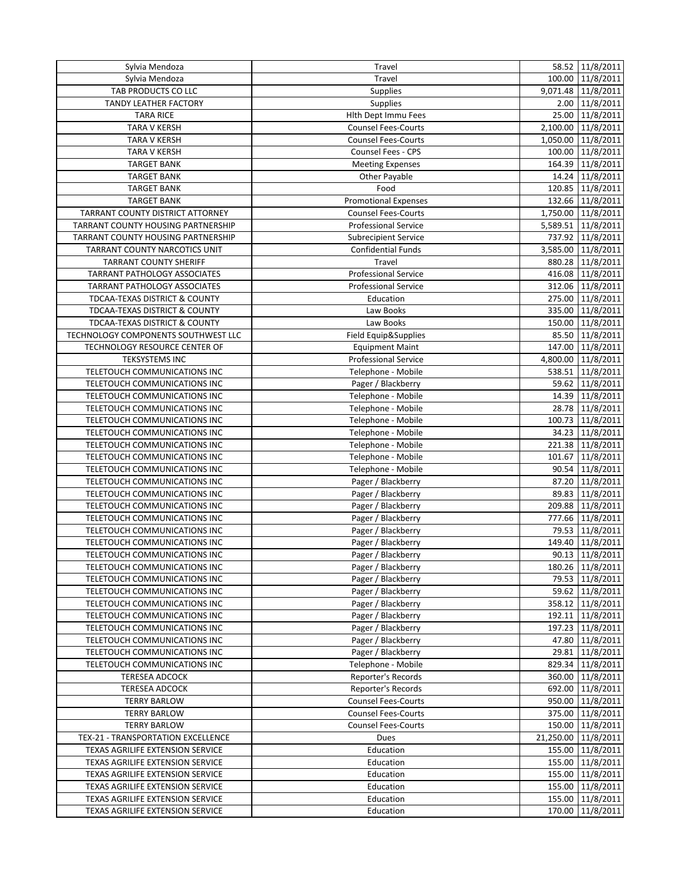| Sylvia Mendoza | Travel | 58.52 | 11/8/2011 |
|---|---|---|---|
| Sylvia Mendoza | Travel | 100.00 | 11/8/2011 |
| TAB PRODUCTS CO LLC | Supplies | 9,071.48 | 11/8/2011 |
| TANDY LEATHER FACTORY | Supplies | 2.00 | 11/8/2011 |
| TARA RICE | Hlth Dept Immu Fees | 25.00 | 11/8/2011 |
| TARA V KERSH | Counsel Fees-Courts | 2,100.00 | 11/8/2011 |
| TARA V KERSH | Counsel Fees-Courts | 1,050.00 | 11/8/2011 |
| TARA V KERSH | Counsel Fees - CPS | 100.00 | 11/8/2011 |
| TARGET BANK | Meeting Expenses | 164.39 | 11/8/2011 |
| TARGET BANK | Other Payable | 14.24 | 11/8/2011 |
| TARGET BANK | Food | 120.85 | 11/8/2011 |
| TARGET BANK | Promotional Expenses | 132.66 | 11/8/2011 |
| TARRANT COUNTY DISTRICT ATTORNEY | Counsel Fees-Courts | 1,750.00 | 11/8/2011 |
| TARRANT COUNTY HOUSING PARTNERSHIP | Professional Service | 5,589.51 | 11/8/2011 |
| TARRANT COUNTY HOUSING PARTNERSHIP | Subrecipient Service | 737.92 | 11/8/2011 |
| TARRANT COUNTY NARCOTICS UNIT | Confidential Funds | 3,585.00 | 11/8/2011 |
| TARRANT COUNTY SHERIFF | Travel | 880.28 | 11/8/2011 |
| TARRANT PATHOLOGY ASSOCIATES | Professional Service | 416.08 | 11/8/2011 |
| TARRANT PATHOLOGY ASSOCIATES | Professional Service | 312.06 | 11/8/2011 |
| TDCAA-TEXAS DISTRICT & COUNTY | Education | 275.00 | 11/8/2011 |
| TDCAA-TEXAS DISTRICT & COUNTY | Law Books | 335.00 | 11/8/2011 |
| TDCAA-TEXAS DISTRICT & COUNTY | Law Books | 150.00 | 11/8/2011 |
| TECHNOLOGY COMPONENTS SOUTHWEST LLC | Field Equip&Supplies | 85.50 | 11/8/2011 |
| TECHNOLOGY RESOURCE CENTER OF | Equipment Maint | 147.00 | 11/8/2011 |
| TEKSYSTEMS INC | Professional Service | 4,800.00 | 11/8/2011 |
| TELETOUCH COMMUNICATIONS INC | Telephone - Mobile | 538.51 | 11/8/2011 |
| TELETOUCH COMMUNICATIONS INC | Pager / Blackberry | 59.62 | 11/8/2011 |
| TELETOUCH COMMUNICATIONS INC | Telephone - Mobile | 14.39 | 11/8/2011 |
| TELETOUCH COMMUNICATIONS INC | Telephone - Mobile | 28.78 | 11/8/2011 |
| TELETOUCH COMMUNICATIONS INC | Telephone - Mobile | 100.73 | 11/8/2011 |
| TELETOUCH COMMUNICATIONS INC | Telephone - Mobile | 34.23 | 11/8/2011 |
| TELETOUCH COMMUNICATIONS INC | Telephone - Mobile | 221.38 | 11/8/2011 |
| TELETOUCH COMMUNICATIONS INC | Telephone - Mobile | 101.67 | 11/8/2011 |
| TELETOUCH COMMUNICATIONS INC | Telephone - Mobile | 90.54 | 11/8/2011 |
| TELETOUCH COMMUNICATIONS INC | Pager / Blackberry | 87.20 | 11/8/2011 |
| TELETOUCH COMMUNICATIONS INC | Pager / Blackberry | 89.83 | 11/8/2011 |
| TELETOUCH COMMUNICATIONS INC | Pager / Blackberry | 209.88 | 11/8/2011 |
| TELETOUCH COMMUNICATIONS INC | Pager / Blackberry | 777.66 | 11/8/2011 |
| TELETOUCH COMMUNICATIONS INC | Pager / Blackberry | 79.53 | 11/8/2011 |
| TELETOUCH COMMUNICATIONS INC | Pager / Blackberry | 149.40 | 11/8/2011 |
| TELETOUCH COMMUNICATIONS INC | Pager / Blackberry | 90.13 | 11/8/2011 |
| TELETOUCH COMMUNICATIONS INC | Pager / Blackberry | 180.26 | 11/8/2011 |
| TELETOUCH COMMUNICATIONS INC | Pager / Blackberry | 79.53 | 11/8/2011 |
| TELETOUCH COMMUNICATIONS INC | Pager / Blackberry | 59.62 | 11/8/2011 |
| TELETOUCH COMMUNICATIONS INC | Pager / Blackberry | 358.12 | 11/8/2011 |
| TELETOUCH COMMUNICATIONS INC | Pager / Blackberry | 192.11 | 11/8/2011 |
| TELETOUCH COMMUNICATIONS INC | Pager / Blackberry | 197.23 | 11/8/2011 |
| TELETOUCH COMMUNICATIONS INC | Pager / Blackberry | 47.80 | 11/8/2011 |
| TELETOUCH COMMUNICATIONS INC | Pager / Blackberry | 29.81 | 11/8/2011 |
| TELETOUCH COMMUNICATIONS INC | Telephone - Mobile | 829.34 | 11/8/2011 |
| TERESEA ADCOCK | Reporter's Records | 360.00 | 11/8/2011 |
| TERESEA ADCOCK | Reporter's Records | 692.00 | 11/8/2011 |
| TERRY BARLOW | Counsel Fees-Courts | 950.00 | 11/8/2011 |
| TERRY BARLOW | Counsel Fees-Courts | 375.00 | 11/8/2011 |
| TERRY BARLOW | Counsel Fees-Courts | 150.00 | 11/8/2011 |
| TEX-21 - TRANSPORTATION EXCELLENCE | Dues | 21,250.00 | 11/8/2011 |
| TEXAS AGRILIFE EXTENSION SERVICE | Education | 155.00 | 11/8/2011 |
| TEXAS AGRILIFE EXTENSION SERVICE | Education | 155.00 | 11/8/2011 |
| TEXAS AGRILIFE EXTENSION SERVICE | Education | 155.00 | 11/8/2011 |
| TEXAS AGRILIFE EXTENSION SERVICE | Education | 155.00 | 11/8/2011 |
| TEXAS AGRILIFE EXTENSION SERVICE | Education | 155.00 | 11/8/2011 |
| TEXAS AGRILIFE EXTENSION SERVICE | Education | 170.00 | 11/8/2011 |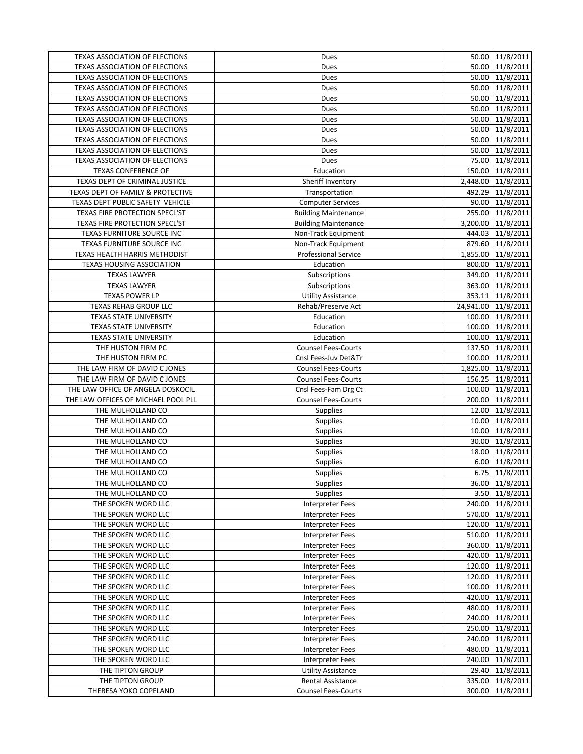| | | | |
|---|---|---|---|
| TEXAS ASSOCIATION OF ELECTIONS | Dues | 50.00 | 11/8/2011 |
| TEXAS ASSOCIATION OF ELECTIONS | Dues | 50.00 | 11/8/2011 |
| TEXAS ASSOCIATION OF ELECTIONS | Dues | 50.00 | 11/8/2011 |
| TEXAS ASSOCIATION OF ELECTIONS | Dues | 50.00 | 11/8/2011 |
| TEXAS ASSOCIATION OF ELECTIONS | Dues | 50.00 | 11/8/2011 |
| TEXAS ASSOCIATION OF ELECTIONS | Dues | 50.00 | 11/8/2011 |
| TEXAS ASSOCIATION OF ELECTIONS | Dues | 50.00 | 11/8/2011 |
| TEXAS ASSOCIATION OF ELECTIONS | Dues | 50.00 | 11/8/2011 |
| TEXAS ASSOCIATION OF ELECTIONS | Dues | 50.00 | 11/8/2011 |
| TEXAS ASSOCIATION OF ELECTIONS | Dues | 50.00 | 11/8/2011 |
| TEXAS ASSOCIATION OF ELECTIONS | Dues | 75.00 | 11/8/2011 |
| TEXAS CONFERENCE OF | Education | 150.00 | 11/8/2011 |
| TEXAS DEPT OF CRIMINAL JUSTICE | Sheriff Inventory | 2,448.00 | 11/8/2011 |
| TEXAS DEPT OF FAMILY & PROTECTIVE | Transportation | 492.29 | 11/8/2011 |
| TEXAS DEPT PUBLIC SAFETY VEHICLE | Computer Services | 90.00 | 11/8/2011 |
| TEXAS FIRE PROTECTION SPECL'ST | Building Maintenance | 255.00 | 11/8/2011 |
| TEXAS FIRE PROTECTION SPECL'ST | Building Maintenance | 3,200.00 | 11/8/2011 |
| TEXAS FURNITURE SOURCE INC | Non-Track Equipment | 444.03 | 11/8/2011 |
| TEXAS FURNITURE SOURCE INC | Non-Track Equipment | 879.60 | 11/8/2011 |
| TEXAS HEALTH HARRIS METHODIST | Professional Service | 1,855.00 | 11/8/2011 |
| TEXAS HOUSING ASSOCIATION | Education | 800.00 | 11/8/2011 |
| TEXAS LAWYER | Subscriptions | 349.00 | 11/8/2011 |
| TEXAS LAWYER | Subscriptions | 363.00 | 11/8/2011 |
| TEXAS POWER LP | Utility Assistance | 353.11 | 11/8/2011 |
| TEXAS REHAB GROUP LLC | Rehab/Preserve Act | 24,941.00 | 11/8/2011 |
| TEXAS STATE UNIVERSITY | Education | 100.00 | 11/8/2011 |
| TEXAS STATE UNIVERSITY | Education | 100.00 | 11/8/2011 |
| TEXAS STATE UNIVERSITY | Education | 100.00 | 11/8/2011 |
| THE HUSTON FIRM PC | Counsel Fees-Courts | 137.50 | 11/8/2011 |
| THE HUSTON FIRM PC | Cnsl Fees-Juv Det&Tr | 100.00 | 11/8/2011 |
| THE LAW FIRM OF DAVID C JONES | Counsel Fees-Courts | 1,825.00 | 11/8/2011 |
| THE LAW FIRM OF DAVID C JONES | Counsel Fees-Courts | 156.25 | 11/8/2011 |
| THE LAW OFFICE OF ANGELA DOSKOCIL | Cnsl Fees-Fam Drg Ct | 100.00 | 11/8/2011 |
| THE LAW OFFICES OF MICHAEL POOL PLL | Counsel Fees-Courts | 200.00 | 11/8/2011 |
| THE MULHOLLAND CO | Supplies | 12.00 | 11/8/2011 |
| THE MULHOLLAND CO | Supplies | 10.00 | 11/8/2011 |
| THE MULHOLLAND CO | Supplies | 10.00 | 11/8/2011 |
| THE MULHOLLAND CO | Supplies | 30.00 | 11/8/2011 |
| THE MULHOLLAND CO | Supplies | 18.00 | 11/8/2011 |
| THE MULHOLLAND CO | Supplies | 6.00 | 11/8/2011 |
| THE MULHOLLAND CO | Supplies | 6.75 | 11/8/2011 |
| THE MULHOLLAND CO | Supplies | 36.00 | 11/8/2011 |
| THE MULHOLLAND CO | Supplies | 3.50 | 11/8/2011 |
| THE SPOKEN WORD LLC | Interpreter Fees | 240.00 | 11/8/2011 |
| THE SPOKEN WORD LLC | Interpreter Fees | 570.00 | 11/8/2011 |
| THE SPOKEN WORD LLC | Interpreter Fees | 120.00 | 11/8/2011 |
| THE SPOKEN WORD LLC | Interpreter Fees | 510.00 | 11/8/2011 |
| THE SPOKEN WORD LLC | Interpreter Fees | 360.00 | 11/8/2011 |
| THE SPOKEN WORD LLC | Interpreter Fees | 420.00 | 11/8/2011 |
| THE SPOKEN WORD LLC | Interpreter Fees | 120.00 | 11/8/2011 |
| THE SPOKEN WORD LLC | Interpreter Fees | 120.00 | 11/8/2011 |
| THE SPOKEN WORD LLC | Interpreter Fees | 100.00 | 11/8/2011 |
| THE SPOKEN WORD LLC | Interpreter Fees | 420.00 | 11/8/2011 |
| THE SPOKEN WORD LLC | Interpreter Fees | 480.00 | 11/8/2011 |
| THE SPOKEN WORD LLC | Interpreter Fees | 240.00 | 11/8/2011 |
| THE SPOKEN WORD LLC | Interpreter Fees | 250.00 | 11/8/2011 |
| THE SPOKEN WORD LLC | Interpreter Fees | 240.00 | 11/8/2011 |
| THE SPOKEN WORD LLC | Interpreter Fees | 480.00 | 11/8/2011 |
| THE SPOKEN WORD LLC | Interpreter Fees | 240.00 | 11/8/2011 |
| THE TIPTON GROUP | Utility Assistance | 29.40 | 11/8/2011 |
| THE TIPTON GROUP | Rental Assistance | 335.00 | 11/8/2011 |
| THERESA YOKO COPELAND | Counsel Fees-Courts | 300.00 | 11/8/2011 |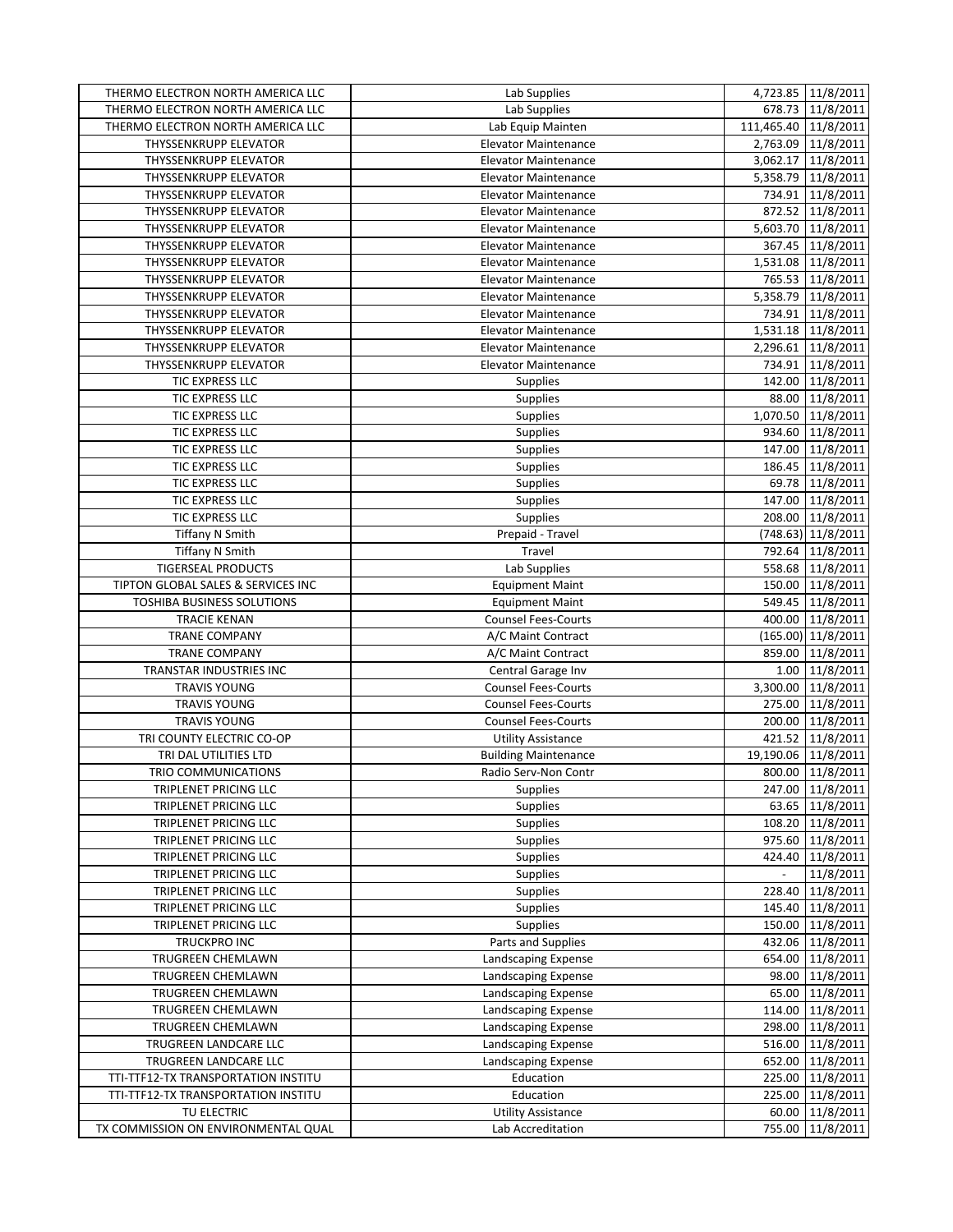| THERMO ELECTRON NORTH AMERICA LLC | Lab Supplies | 4,723.85 | 11/8/2011 |
|---|---|---|---|
| THERMO ELECTRON NORTH AMERICA LLC | Lab Supplies | 678.73 | 11/8/2011 |
| THERMO ELECTRON NORTH AMERICA LLC | Lab Equip Mainten | 111,465.40 | 11/8/2011 |
| THYSSENKRUPP ELEVATOR | Elevator Maintenance | 2,763.09 | 11/8/2011 |
| THYSSENKRUPP ELEVATOR | Elevator Maintenance | 3,062.17 | 11/8/2011 |
| THYSSENKRUPP ELEVATOR | Elevator Maintenance | 5,358.79 | 11/8/2011 |
| THYSSENKRUPP ELEVATOR | Elevator Maintenance | 734.91 | 11/8/2011 |
| THYSSENKRUPP ELEVATOR | Elevator Maintenance | 872.52 | 11/8/2011 |
| THYSSENKRUPP ELEVATOR | Elevator Maintenance | 5,603.70 | 11/8/2011 |
| THYSSENKRUPP ELEVATOR | Elevator Maintenance | 367.45 | 11/8/2011 |
| THYSSENKRUPP ELEVATOR | Elevator Maintenance | 1,531.08 | 11/8/2011 |
| THYSSENKRUPP ELEVATOR | Elevator Maintenance | 765.53 | 11/8/2011 |
| THYSSENKRUPP ELEVATOR | Elevator Maintenance | 5,358.79 | 11/8/2011 |
| THYSSENKRUPP ELEVATOR | Elevator Maintenance | 734.91 | 11/8/2011 |
| THYSSENKRUPP ELEVATOR | Elevator Maintenance | 1,531.18 | 11/8/2011 |
| THYSSENKRUPP ELEVATOR | Elevator Maintenance | 2,296.61 | 11/8/2011 |
| THYSSENKRUPP ELEVATOR | Elevator Maintenance | 734.91 | 11/8/2011 |
| TIC EXPRESS LLC | Supplies | 142.00 | 11/8/2011 |
| TIC EXPRESS LLC | Supplies | 88.00 | 11/8/2011 |
| TIC EXPRESS LLC | Supplies | 1,070.50 | 11/8/2011 |
| TIC EXPRESS LLC | Supplies | 934.60 | 11/8/2011 |
| TIC EXPRESS LLC | Supplies | 147.00 | 11/8/2011 |
| TIC EXPRESS LLC | Supplies | 186.45 | 11/8/2011 |
| TIC EXPRESS LLC | Supplies | 69.78 | 11/8/2011 |
| TIC EXPRESS LLC | Supplies | 147.00 | 11/8/2011 |
| TIC EXPRESS LLC | Supplies | 208.00 | 11/8/2011 |
| Tiffany N Smith | Prepaid - Travel | (748.63) | 11/8/2011 |
| Tiffany N Smith | Travel | 792.64 | 11/8/2011 |
| TIGERSEAL PRODUCTS | Lab Supplies | 558.68 | 11/8/2011 |
| TIPTON GLOBAL SALES & SERVICES INC | Equipment Maint | 150.00 | 11/8/2011 |
| TOSHIBA BUSINESS SOLUTIONS | Equipment Maint | 549.45 | 11/8/2011 |
| TRACIE KENAN | Counsel Fees-Courts | 400.00 | 11/8/2011 |
| TRANE COMPANY | A/C Maint Contract | (165.00) | 11/8/2011 |
| TRANE COMPANY | A/C Maint Contract | 859.00 | 11/8/2011 |
| TRANSTAR INDUSTRIES INC | Central Garage Inv | 1.00 | 11/8/2011 |
| TRAVIS YOUNG | Counsel Fees-Courts | 3,300.00 | 11/8/2011 |
| TRAVIS YOUNG | Counsel Fees-Courts | 275.00 | 11/8/2011 |
| TRAVIS YOUNG | Counsel Fees-Courts | 200.00 | 11/8/2011 |
| TRI COUNTY ELECTRIC CO-OP | Utility Assistance | 421.52 | 11/8/2011 |
| TRI DAL UTILITIES LTD | Building Maintenance | 19,190.06 | 11/8/2011 |
| TRIO COMMUNICATIONS | Radio Serv-Non Contr | 800.00 | 11/8/2011 |
| TRIPLENET PRICING LLC | Supplies | 247.00 | 11/8/2011 |
| TRIPLENET PRICING LLC | Supplies | 63.65 | 11/8/2011 |
| TRIPLENET PRICING LLC | Supplies | 108.20 | 11/8/2011 |
| TRIPLENET PRICING LLC | Supplies | 975.60 | 11/8/2011 |
| TRIPLENET PRICING LLC | Supplies | 424.40 | 11/8/2011 |
| TRIPLENET PRICING LLC | Supplies | - | 11/8/2011 |
| TRIPLENET PRICING LLC | Supplies | 228.40 | 11/8/2011 |
| TRIPLENET PRICING LLC | Supplies | 145.40 | 11/8/2011 |
| TRIPLENET PRICING LLC | Supplies | 150.00 | 11/8/2011 |
| TRUCKPRO INC | Parts and Supplies | 432.06 | 11/8/2011 |
| TRUGREEN CHEMLAWN | Landscaping Expense | 654.00 | 11/8/2011 |
| TRUGREEN CHEMLAWN | Landscaping Expense | 98.00 | 11/8/2011 |
| TRUGREEN CHEMLAWN | Landscaping Expense | 65.00 | 11/8/2011 |
| TRUGREEN CHEMLAWN | Landscaping Expense | 114.00 | 11/8/2011 |
| TRUGREEN CHEMLAWN | Landscaping Expense | 298.00 | 11/8/2011 |
| TRUGREEN LANDCARE LLC | Landscaping Expense | 516.00 | 11/8/2011 |
| TRUGREEN LANDCARE LLC | Landscaping Expense | 652.00 | 11/8/2011 |
| TTI-TTF12-TX TRANSPORTATION INSTITU | Education | 225.00 | 11/8/2011 |
| TTI-TTF12-TX TRANSPORTATION INSTITU | Education | 225.00 | 11/8/2011 |
| TU ELECTRIC | Utility Assistance | 60.00 | 11/8/2011 |
| TX COMMISSION ON ENVIRONMENTAL QUAL | Lab Accreditation | 755.00 | 11/8/2011 |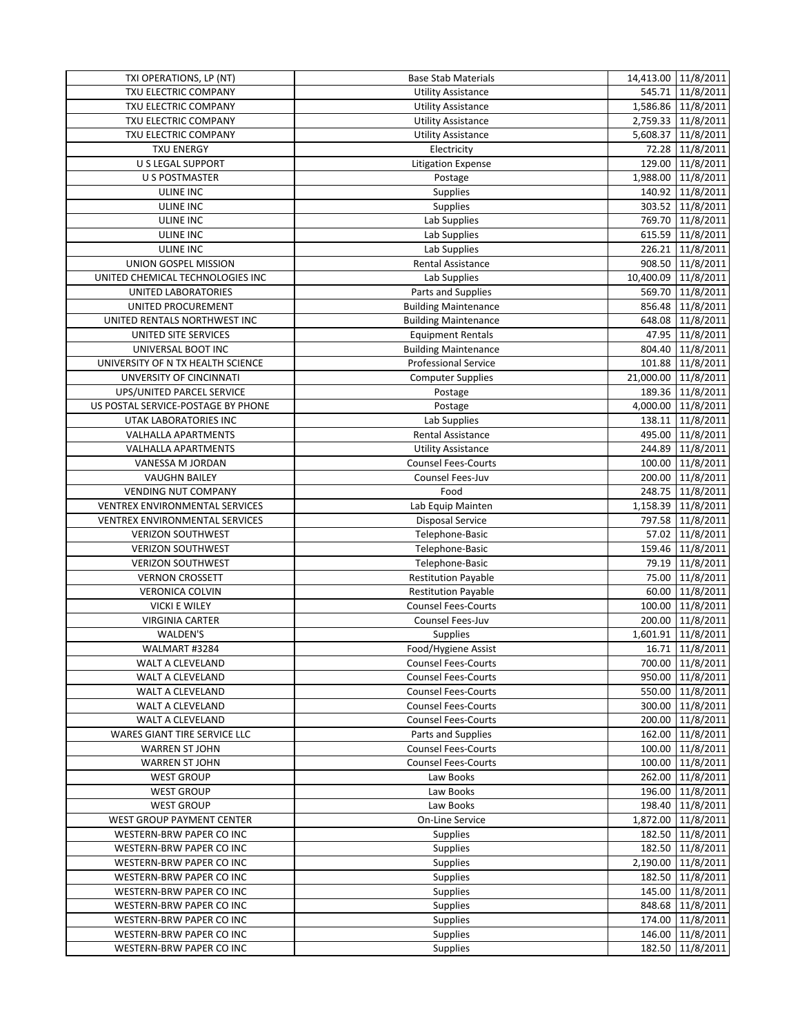| TXI OPERATIONS, LP (NT) | Base Stab Materials | 14,413.00 | 11/8/2011 |
|---|---|---|---|
| TXU ELECTRIC COMPANY | Utility Assistance | 545.71 | 11/8/2011 |
| TXU ELECTRIC COMPANY | Utility Assistance | 1,586.86 | 11/8/2011 |
| TXU ELECTRIC COMPANY | Utility Assistance | 2,759.33 | 11/8/2011 |
| TXU ELECTRIC COMPANY | Utility Assistance | 5,608.37 | 11/8/2011 |
| TXU ENERGY | Electricity | 72.28 | 11/8/2011 |
| U S LEGAL SUPPORT | Litigation Expense | 129.00 | 11/8/2011 |
| U S POSTMASTER | Postage | 1,988.00 | 11/8/2011 |
| ULINE INC | Supplies | 140.92 | 11/8/2011 |
| ULINE INC | Supplies | 303.52 | 11/8/2011 |
| ULINE INC | Lab Supplies | 769.70 | 11/8/2011 |
| ULINE INC | Lab Supplies | 615.59 | 11/8/2011 |
| ULINE INC | Lab Supplies | 226.21 | 11/8/2011 |
| UNION GOSPEL MISSION | Rental Assistance | 908.50 | 11/8/2011 |
| UNITED CHEMICAL TECHNOLOGIES INC | Lab Supplies | 10,400.09 | 11/8/2011 |
| UNITED LABORATORIES | Parts and Supplies | 569.70 | 11/8/2011 |
| UNITED PROCUREMENT | Building Maintenance | 856.48 | 11/8/2011 |
| UNITED RENTALS NORTHWEST INC | Building Maintenance | 648.08 | 11/8/2011 |
| UNITED SITE SERVICES | Equipment Rentals | 47.95 | 11/8/2011 |
| UNIVERSAL BOOT INC | Building Maintenance | 804.40 | 11/8/2011 |
| UNIVERSITY OF N TX HEALTH SCIENCE | Professional Service | 101.88 | 11/8/2011 |
| UNVERSITY OF CINCINNATI | Computer Supplies | 21,000.00 | 11/8/2011 |
| UPS/UNITED PARCEL SERVICE | Postage | 189.36 | 11/8/2011 |
| US POSTAL SERVICE-POSTAGE BY PHONE | Postage | 4,000.00 | 11/8/2011 |
| UTAK LABORATORIES INC | Lab Supplies | 138.11 | 11/8/2011 |
| VALHALLA APARTMENTS | Rental Assistance | 495.00 | 11/8/2011 |
| VALHALLA APARTMENTS | Utility Assistance | 244.89 | 11/8/2011 |
| VANESSA M JORDAN | Counsel Fees-Courts | 100.00 | 11/8/2011 |
| VAUGHN BAILEY | Counsel Fees-Juv | 200.00 | 11/8/2011 |
| VENDING NUT COMPANY | Food | 248.75 | 11/8/2011 |
| VENTREX ENVIRONMENTAL SERVICES | Lab Equip Mainten | 1,158.39 | 11/8/2011 |
| VENTREX ENVIRONMENTAL SERVICES | Disposal Service | 797.58 | 11/8/2011 |
| VERIZON SOUTHWEST | Telephone-Basic | 57.02 | 11/8/2011 |
| VERIZON SOUTHWEST | Telephone-Basic | 159.46 | 11/8/2011 |
| VERIZON SOUTHWEST | Telephone-Basic | 79.19 | 11/8/2011 |
| VERNON CROSSETT | Restitution Payable | 75.00 | 11/8/2011 |
| VERONICA COLVIN | Restitution Payable | 60.00 | 11/8/2011 |
| VICKI E WILEY | Counsel Fees-Courts | 100.00 | 11/8/2011 |
| VIRGINIA CARTER | Counsel Fees-Juv | 200.00 | 11/8/2011 |
| WALDEN'S | Supplies | 1,601.91 | 11/8/2011 |
| WALMART #3284 | Food/Hygiene Assist | 16.71 | 11/8/2011 |
| WALT A CLEVELAND | Counsel Fees-Courts | 700.00 | 11/8/2011 |
| WALT A CLEVELAND | Counsel Fees-Courts | 950.00 | 11/8/2011 |
| WALT A CLEVELAND | Counsel Fees-Courts | 550.00 | 11/8/2011 |
| WALT A CLEVELAND | Counsel Fees-Courts | 300.00 | 11/8/2011 |
| WALT A CLEVELAND | Counsel Fees-Courts | 200.00 | 11/8/2011 |
| WARES GIANT TIRE SERVICE LLC | Parts and Supplies | 162.00 | 11/8/2011 |
| WARREN ST JOHN | Counsel Fees-Courts | 100.00 | 11/8/2011 |
| WARREN ST JOHN | Counsel Fees-Courts | 100.00 | 11/8/2011 |
| WEST GROUP | Law Books | 262.00 | 11/8/2011 |
| WEST GROUP | Law Books | 196.00 | 11/8/2011 |
| WEST GROUP | Law Books | 198.40 | 11/8/2011 |
| WEST GROUP PAYMENT CENTER | On-Line Service | 1,872.00 | 11/8/2011 |
| WESTERN-BRW PAPER CO INC | Supplies | 182.50 | 11/8/2011 |
| WESTERN-BRW PAPER CO INC | Supplies | 182.50 | 11/8/2011 |
| WESTERN-BRW PAPER CO INC | Supplies | 2,190.00 | 11/8/2011 |
| WESTERN-BRW PAPER CO INC | Supplies | 182.50 | 11/8/2011 |
| WESTERN-BRW PAPER CO INC | Supplies | 145.00 | 11/8/2011 |
| WESTERN-BRW PAPER CO INC | Supplies | 848.68 | 11/8/2011 |
| WESTERN-BRW PAPER CO INC | Supplies | 174.00 | 11/8/2011 |
| WESTERN-BRW PAPER CO INC | Supplies | 146.00 | 11/8/2011 |
| WESTERN-BRW PAPER CO INC | Supplies | 182.50 | 11/8/2011 |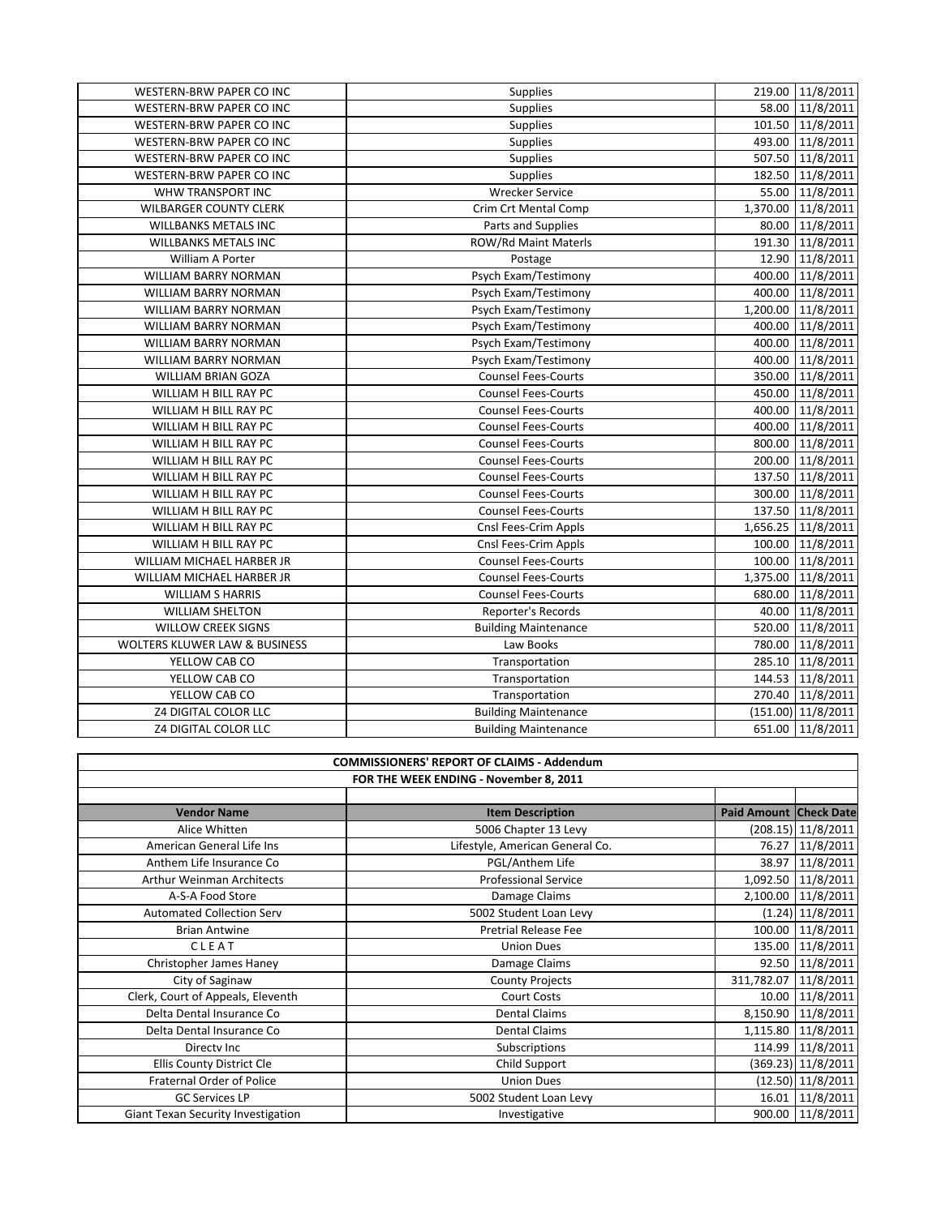| | | | |
|---|---|---|---|
| WESTERN-BRW PAPER CO INC | Supplies | 219.00 | 11/8/2011 |
| WESTERN-BRW PAPER CO INC | Supplies | 58.00 | 11/8/2011 |
| WESTERN-BRW PAPER CO INC | Supplies | 101.50 | 11/8/2011 |
| WESTERN-BRW PAPER CO INC | Supplies | 493.00 | 11/8/2011 |
| WESTERN-BRW PAPER CO INC | Supplies | 507.50 | 11/8/2011 |
| WESTERN-BRW PAPER CO INC | Supplies | 182.50 | 11/8/2011 |
| WHW TRANSPORT INC | Wrecker Service | 55.00 | 11/8/2011 |
| WILBARGER COUNTY CLERK | Crim Crt Mental Comp | 1,370.00 | 11/8/2011 |
| WILLBANKS METALS INC | Parts and Supplies | 80.00 | 11/8/2011 |
| WILLBANKS METALS INC | ROW/Rd Maint Materls | 191.30 | 11/8/2011 |
| William A Porter | Postage | 12.90 | 11/8/2011 |
| WILLIAM BARRY NORMAN | Psych Exam/Testimony | 400.00 | 11/8/2011 |
| WILLIAM BARRY NORMAN | Psych Exam/Testimony | 400.00 | 11/8/2011 |
| WILLIAM BARRY NORMAN | Psych Exam/Testimony | 1,200.00 | 11/8/2011 |
| WILLIAM BARRY NORMAN | Psych Exam/Testimony | 400.00 | 11/8/2011 |
| WILLIAM BARRY NORMAN | Psych Exam/Testimony | 400.00 | 11/8/2011 |
| WILLIAM BARRY NORMAN | Psych Exam/Testimony | 400.00 | 11/8/2011 |
| WILLIAM BRIAN GOZA | Counsel Fees-Courts | 350.00 | 11/8/2011 |
| WILLIAM H BILL RAY PC | Counsel Fees-Courts | 450.00 | 11/8/2011 |
| WILLIAM H BILL RAY PC | Counsel Fees-Courts | 400.00 | 11/8/2011 |
| WILLIAM H BILL RAY PC | Counsel Fees-Courts | 400.00 | 11/8/2011 |
| WILLIAM H BILL RAY PC | Counsel Fees-Courts | 800.00 | 11/8/2011 |
| WILLIAM H BILL RAY PC | Counsel Fees-Courts | 200.00 | 11/8/2011 |
| WILLIAM H BILL RAY PC | Counsel Fees-Courts | 137.50 | 11/8/2011 |
| WILLIAM H BILL RAY PC | Counsel Fees-Courts | 300.00 | 11/8/2011 |
| WILLIAM H BILL RAY PC | Counsel Fees-Courts | 137.50 | 11/8/2011 |
| WILLIAM H BILL RAY PC | Cnsl Fees-Crim Appls | 1,656.25 | 11/8/2011 |
| WILLIAM H BILL RAY PC | Cnsl Fees-Crim Appls | 100.00 | 11/8/2011 |
| WILLIAM MICHAEL HARBER JR | Counsel Fees-Courts | 100.00 | 11/8/2011 |
| WILLIAM MICHAEL HARBER JR | Counsel Fees-Courts | 1,375.00 | 11/8/2011 |
| WILLIAM S HARRIS | Counsel Fees-Courts | 680.00 | 11/8/2011 |
| WILLIAM SHELTON | Reporter's Records | 40.00 | 11/8/2011 |
| WILLOW CREEK SIGNS | Building Maintenance | 520.00 | 11/8/2011 |
| WOLTERS KLUWER LAW & BUSINESS | Law Books | 780.00 | 11/8/2011 |
| YELLOW CAB CO | Transportation | 285.10 | 11/8/2011 |
| YELLOW CAB CO | Transportation | 144.53 | 11/8/2011 |
| YELLOW CAB CO | Transportation | 270.40 | 11/8/2011 |
| Z4 DIGITAL COLOR LLC | Building Maintenance | (151.00) | 11/8/2011 |
| Z4 DIGITAL COLOR LLC | Building Maintenance | 651.00 | 11/8/2011 |

**COMMISSIONERS' REPORT OF CLAIMS - Addendum**

**FOR THE WEEK ENDING - November 8, 2011**

| Vendor Name | Item Description | Paid Amount | Check Date |
|---|---|---|---|
| Alice Whitten | 5006 Chapter 13 Levy | (208.15) | 11/8/2011 |
| American General Life Ins | Lifestyle, American General Co. | 76.27 | 11/8/2011 |
| Anthem Life Insurance Co | PGL/Anthem Life | 38.97 | 11/8/2011 |
| Arthur Weinman Architects | Professional Service | 1,092.50 | 11/8/2011 |
| A-S-A Food Store | Damage Claims | 2,100.00 | 11/8/2011 |
| Automated Collection Serv | 5002 Student Loan Levy | (1.24) | 11/8/2011 |
| Brian Antwine | Pretrial Release Fee | 100.00 | 11/8/2011 |
| C L E A T | Union Dues | 135.00 | 11/8/2011 |
| Christopher James Haney | Damage Claims | 92.50 | 11/8/2011 |
| City of Saginaw | County Projects | 311,782.07 | 11/8/2011 |
| Clerk, Court of Appeals, Eleventh | Court Costs | 10.00 | 11/8/2011 |
| Delta Dental Insurance Co | Dental Claims | 8,150.90 | 11/8/2011 |
| Delta Dental Insurance Co | Dental Claims | 1,115.80 | 11/8/2011 |
| Directv Inc | Subscriptions | 114.99 | 11/8/2011 |
| Ellis County District Cle | Child Support | (369.23) | 11/8/2011 |
| Fraternal Order of Police | Union Dues | (12.50) | 11/8/2011 |
| GC Services LP | 5002 Student Loan Levy | 16.01 | 11/8/2011 |
| Giant Texan Security Investigation | Investigative | 900.00 | 11/8/2011 |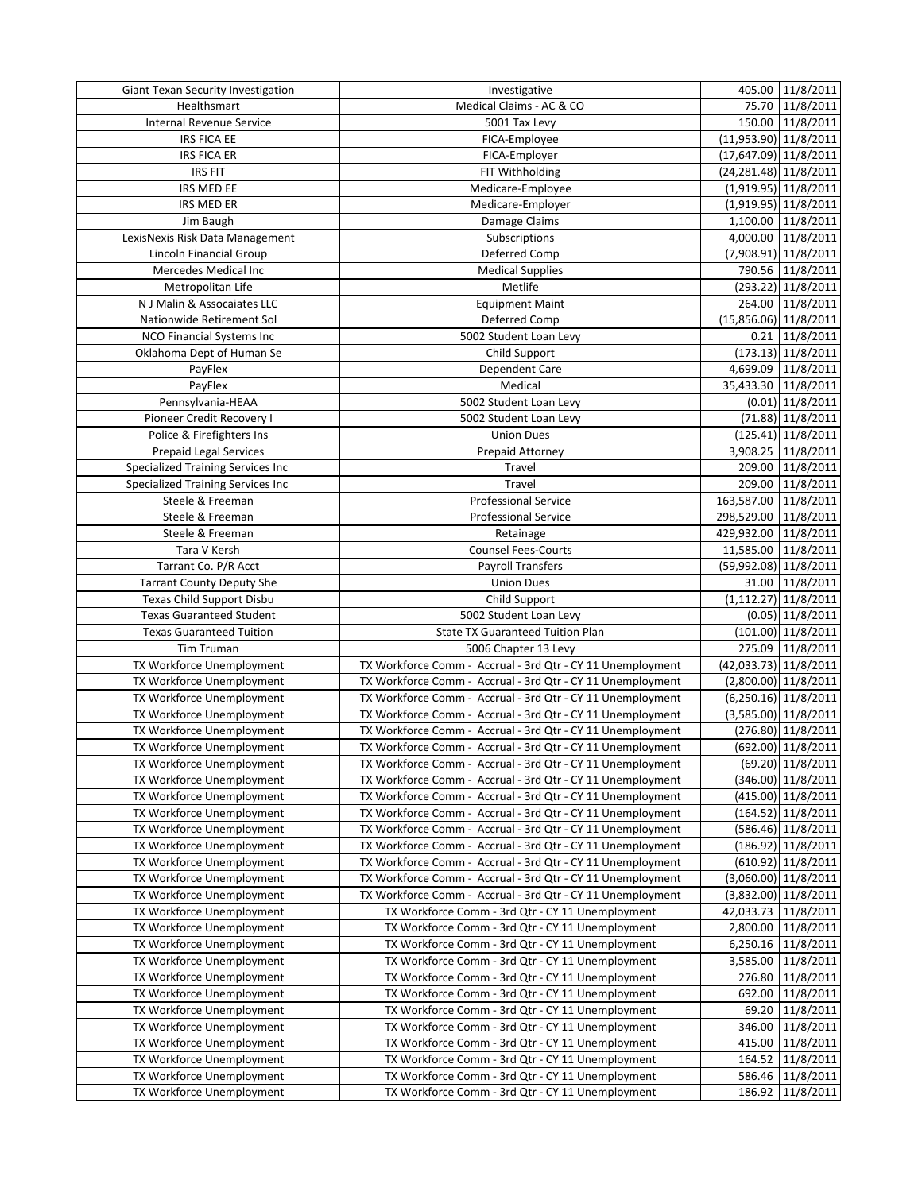| | | | |
|---|---|---|---|
| Giant Texan Security Investigation | Investigative | 405.00 | 11/8/2011 |
| Healthsmart | Medical Claims - AC & CO | 75.70 | 11/8/2011 |
| Internal Revenue Service | 5001 Tax Levy | 150.00 | 11/8/2011 |
| IRS FICA EE | FICA-Employee | (11,953.90) | 11/8/2011 |
| IRS FICA ER | FICA-Employer | (17,647.09) | 11/8/2011 |
| IRS FIT | FIT Withholding | (24,281.48) | 11/8/2011 |
| IRS MED EE | Medicare-Employee | (1,919.95) | 11/8/2011 |
| IRS MED ER | Medicare-Employer | (1,919.95) | 11/8/2011 |
| Jim Baugh | Damage Claims | 1,100.00 | 11/8/2011 |
| LexisNexis Risk Data Management | Subscriptions | 4,000.00 | 11/8/2011 |
| Lincoln Financial Group | Deferred Comp | (7,908.91) | 11/8/2011 |
| Mercedes Medical Inc | Medical Supplies | 790.56 | 11/8/2011 |
| Metropolitan Life | Metlife | (293.22) | 11/8/2011 |
| N J Malin & Assocaiates LLC | Equipment Maint | 264.00 | 11/8/2011 |
| Nationwide Retirement Sol | Deferred Comp | (15,856.06) | 11/8/2011 |
| NCO Financial Systems Inc | 5002 Student Loan Levy | 0.21 | 11/8/2011 |
| Oklahoma Dept of Human Se | Child Support | (173.13) | 11/8/2011 |
| PayFlex | Dependent Care | 4,699.09 | 11/8/2011 |
| PayFlex | Medical | 35,433.30 | 11/8/2011 |
| Pennsylvania-HEAA | 5002 Student Loan Levy | (0.01) | 11/8/2011 |
| Pioneer Credit Recovery I | 5002 Student Loan Levy | (71.88) | 11/8/2011 |
| Police & Firefighters Ins | Union Dues | (125.41) | 11/8/2011 |
| Prepaid Legal Services | Prepaid Attorney | 3,908.25 | 11/8/2011 |
| Specialized Training Services Inc | Travel | 209.00 | 11/8/2011 |
| Specialized Training Services Inc | Travel | 209.00 | 11/8/2011 |
| Steele & Freeman | Professional Service | 163,587.00 | 11/8/2011 |
| Steele & Freeman | Professional Service | 298,529.00 | 11/8/2011 |
| Steele & Freeman | Retainage | 429,932.00 | 11/8/2011 |
| Tara V Kersh | Counsel Fees-Courts | 11,585.00 | 11/8/2011 |
| Tarrant Co. P/R Acct | Payroll Transfers | (59,992.08) | 11/8/2011 |
| Tarrant County Deputy She | Union Dues | 31.00 | 11/8/2011 |
| Texas Child Support Disbu | Child Support | (1,112.27) | 11/8/2011 |
| Texas Guaranteed Student | 5002 Student Loan Levy | (0.05) | 11/8/2011 |
| Texas Guaranteed Tuition | State TX Guaranteed Tuition Plan | (101.00) | 11/8/2011 |
| Tim Truman | 5006 Chapter 13 Levy | 275.09 | 11/8/2011 |
| TX Workforce Unemployment | TX Workforce Comm - Accrual - 3rd Qtr - CY 11 Unemployment | (42,033.73) | 11/8/2011 |
| TX Workforce Unemployment | TX Workforce Comm - Accrual - 3rd Qtr - CY 11 Unemployment | (2,800.00) | 11/8/2011 |
| TX Workforce Unemployment | TX Workforce Comm - Accrual - 3rd Qtr - CY 11 Unemployment | (6,250.16) | 11/8/2011 |
| TX Workforce Unemployment | TX Workforce Comm - Accrual - 3rd Qtr - CY 11 Unemployment | (3,585.00) | 11/8/2011 |
| TX Workforce Unemployment | TX Workforce Comm - Accrual - 3rd Qtr - CY 11 Unemployment | (276.80) | 11/8/2011 |
| TX Workforce Unemployment | TX Workforce Comm - Accrual - 3rd Qtr - CY 11 Unemployment | (692.00) | 11/8/2011 |
| TX Workforce Unemployment | TX Workforce Comm - Accrual - 3rd Qtr - CY 11 Unemployment | (69.20) | 11/8/2011 |
| TX Workforce Unemployment | TX Workforce Comm - Accrual - 3rd Qtr - CY 11 Unemployment | (346.00) | 11/8/2011 |
| TX Workforce Unemployment | TX Workforce Comm - Accrual - 3rd Qtr - CY 11 Unemployment | (415.00) | 11/8/2011 |
| TX Workforce Unemployment | TX Workforce Comm - Accrual - 3rd Qtr - CY 11 Unemployment | (164.52) | 11/8/2011 |
| TX Workforce Unemployment | TX Workforce Comm - Accrual - 3rd Qtr - CY 11 Unemployment | (586.46) | 11/8/2011 |
| TX Workforce Unemployment | TX Workforce Comm - Accrual - 3rd Qtr - CY 11 Unemployment | (186.92) | 11/8/2011 |
| TX Workforce Unemployment | TX Workforce Comm - Accrual - 3rd Qtr - CY 11 Unemployment | (610.92) | 11/8/2011 |
| TX Workforce Unemployment | TX Workforce Comm - Accrual - 3rd Qtr - CY 11 Unemployment | (3,060.00) | 11/8/2011 |
| TX Workforce Unemployment | TX Workforce Comm - Accrual - 3rd Qtr - CY 11 Unemployment | (3,832.00) | 11/8/2011 |
| TX Workforce Unemployment | TX Workforce Comm - 3rd Qtr - CY 11 Unemployment | 42,033.73 | 11/8/2011 |
| TX Workforce Unemployment | TX Workforce Comm - 3rd Qtr - CY 11 Unemployment | 2,800.00 | 11/8/2011 |
| TX Workforce Unemployment | TX Workforce Comm - 3rd Qtr - CY 11 Unemployment | 6,250.16 | 11/8/2011 |
| TX Workforce Unemployment | TX Workforce Comm - 3rd Qtr - CY 11 Unemployment | 3,585.00 | 11/8/2011 |
| TX Workforce Unemployment | TX Workforce Comm - 3rd Qtr - CY 11 Unemployment | 276.80 | 11/8/2011 |
| TX Workforce Unemployment | TX Workforce Comm - 3rd Qtr - CY 11 Unemployment | 692.00 | 11/8/2011 |
| TX Workforce Unemployment | TX Workforce Comm - 3rd Qtr - CY 11 Unemployment | 69.20 | 11/8/2011 |
| TX Workforce Unemployment | TX Workforce Comm - 3rd Qtr - CY 11 Unemployment | 346.00 | 11/8/2011 |
| TX Workforce Unemployment | TX Workforce Comm - 3rd Qtr - CY 11 Unemployment | 415.00 | 11/8/2011 |
| TX Workforce Unemployment | TX Workforce Comm - 3rd Qtr - CY 11 Unemployment | 164.52 | 11/8/2011 |
| TX Workforce Unemployment | TX Workforce Comm - 3rd Qtr - CY 11 Unemployment | 586.46 | 11/8/2011 |
| TX Workforce Unemployment | TX Workforce Comm - 3rd Qtr - CY 11 Unemployment | 186.92 | 11/8/2011 |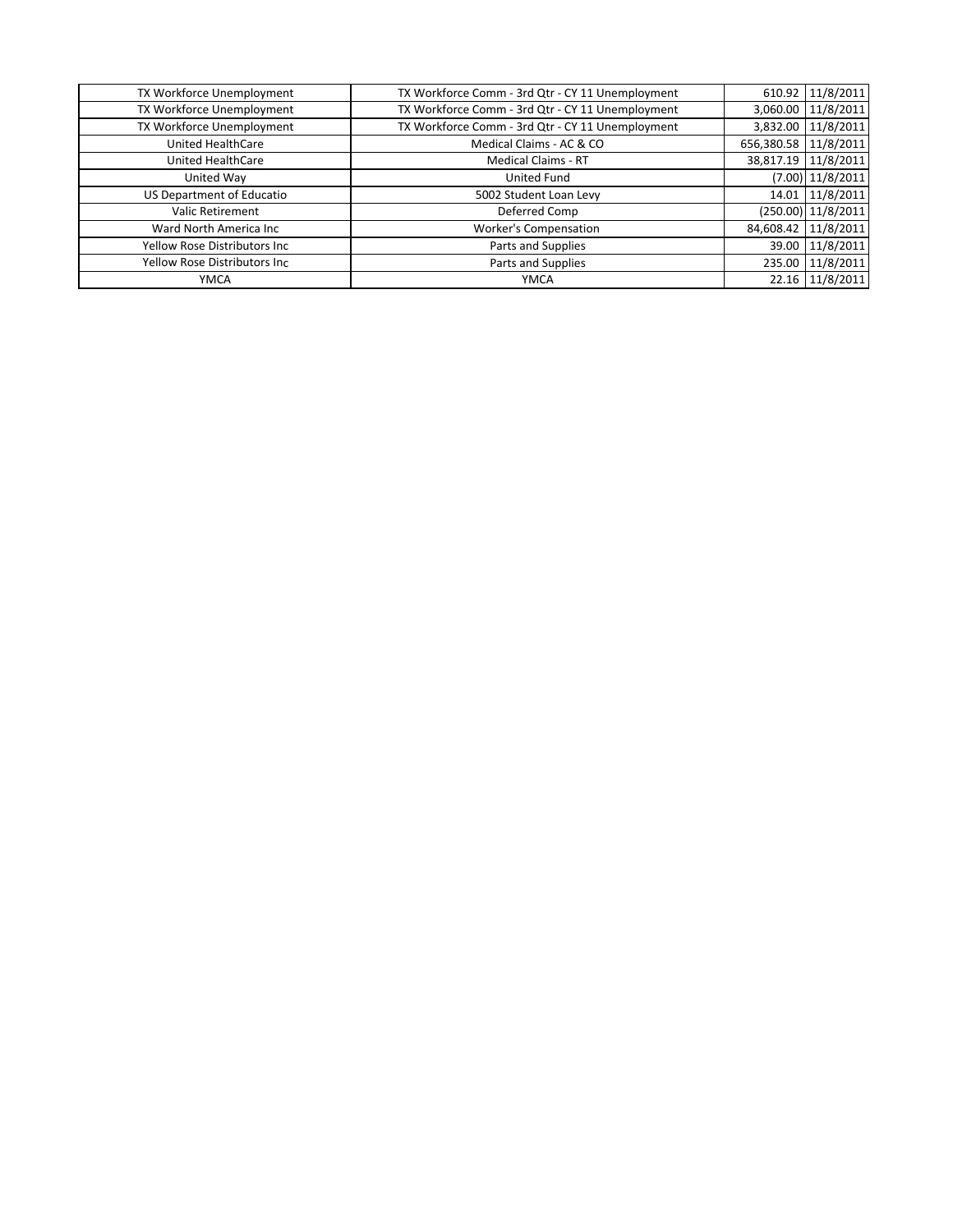| | | | |
|---|---|---|---|
| TX Workforce Unemployment | TX Workforce Comm - 3rd Qtr - CY 11 Unemployment | 610.92 | 11/8/2011 |
| TX Workforce Unemployment | TX Workforce Comm - 3rd Qtr - CY 11 Unemployment | 3,060.00 | 11/8/2011 |
| TX Workforce Unemployment | TX Workforce Comm - 3rd Qtr - CY 11 Unemployment | 3,832.00 | 11/8/2011 |
| United HealthCare | Medical Claims - AC & CO | 656,380.58 | 11/8/2011 |
| United HealthCare | Medical Claims - RT | 38,817.19 | 11/8/2011 |
| United Way | United Fund | (7.00) | 11/8/2011 |
| US Department of Educatio | 5002 Student Loan Levy | 14.01 | 11/8/2011 |
| Valic Retirement | Deferred Comp | (250.00) | 11/8/2011 |
| Ward North America Inc | Worker's Compensation | 84,608.42 | 11/8/2011 |
| Yellow Rose Distributors Inc | Parts and Supplies | 39.00 | 11/8/2011 |
| Yellow Rose Distributors Inc | Parts and Supplies | 235.00 | 11/8/2011 |
| YMCA | YMCA | 22.16 | 11/8/2011 |